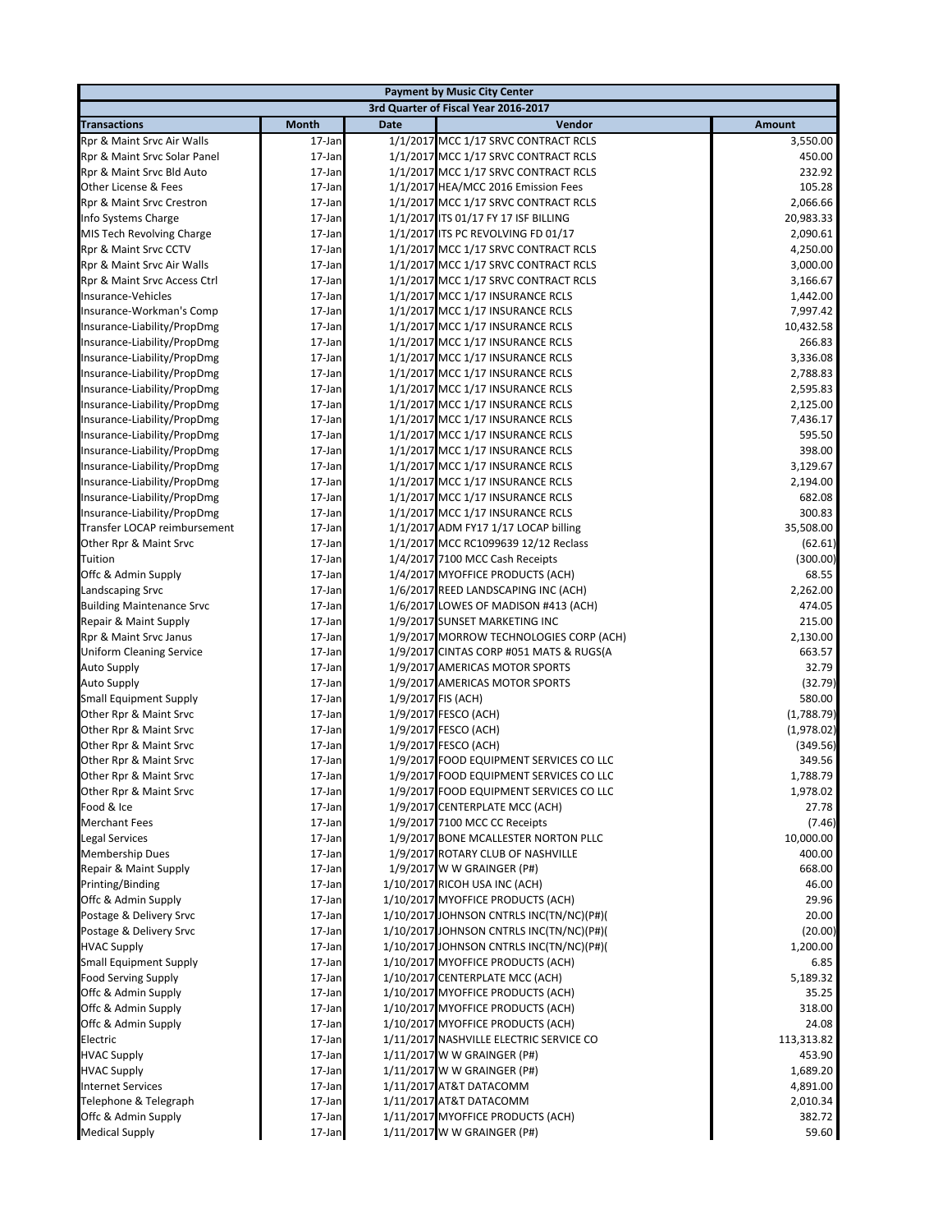| Payment by Music City Center | | | | |
|---|---|---|---|---|
| 3rd Quarter of Fiscal Year 2016-2017 | | | | |
| **Transactions** | **Month** | **Date** | **Vendor** | **Amount** |
| Rpr & Maint Srvc Air Walls | 17-Jan | 1/1/2017 | MCC 1/17 SRVC CONTRACT RCLS | 3,550.00 |
| Rpr & Maint Srvc Solar Panel | 17-Jan | 1/1/2017 | MCC 1/17 SRVC CONTRACT RCLS | 450.00 |
| Rpr & Maint Srvc Bld Auto | 17-Jan | 1/1/2017 | MCC 1/17 SRVC CONTRACT RCLS | 232.92 |
| Other License & Fees | 17-Jan | 1/1/2017 | HEA/MCC 2016 Emission Fees | 105.28 |
| Rpr & Maint Srvc Crestron | 17-Jan | 1/1/2017 | MCC 1/17 SRVC CONTRACT RCLS | 2,066.66 |
| Info Systems Charge | 17-Jan | 1/1/2017 | ITS 01/17 FY 17 ISF BILLING | 20,983.33 |
| MIS Tech Revolving Charge | 17-Jan | 1/1/2017 | ITS PC REVOLVING FD 01/17 | 2,090.61 |
| Rpr & Maint Srvc CCTV | 17-Jan | 1/1/2017 | MCC 1/17 SRVC CONTRACT RCLS | 4,250.00 |
| Rpr & Maint Srvc Air Walls | 17-Jan | 1/1/2017 | MCC 1/17 SRVC CONTRACT RCLS | 3,000.00 |
| Rpr & Maint Srvc Access Ctrl | 17-Jan | 1/1/2017 | MCC 1/17 SRVC CONTRACT RCLS | 3,166.67 |
| Insurance-Vehicles | 17-Jan | 1/1/2017 | MCC 1/17 INSURANCE RCLS | 1,442.00 |
| Insurance-Workman's Comp | 17-Jan | 1/1/2017 | MCC 1/17 INSURANCE RCLS | 7,997.42 |
| Insurance-Liability/PropDmg | 17-Jan | 1/1/2017 | MCC 1/17 INSURANCE RCLS | 10,432.58 |
| Insurance-Liability/PropDmg | 17-Jan | 1/1/2017 | MCC 1/17 INSURANCE RCLS | 266.83 |
| Insurance-Liability/PropDmg | 17-Jan | 1/1/2017 | MCC 1/17 INSURANCE RCLS | 3,336.08 |
| Insurance-Liability/PropDmg | 17-Jan | 1/1/2017 | MCC 1/17 INSURANCE RCLS | 2,788.83 |
| Insurance-Liability/PropDmg | 17-Jan | 1/1/2017 | MCC 1/17 INSURANCE RCLS | 2,595.83 |
| Insurance-Liability/PropDmg | 17-Jan | 1/1/2017 | MCC 1/17 INSURANCE RCLS | 2,125.00 |
| Insurance-Liability/PropDmg | 17-Jan | 1/1/2017 | MCC 1/17 INSURANCE RCLS | 7,436.17 |
| Insurance-Liability/PropDmg | 17-Jan | 1/1/2017 | MCC 1/17 INSURANCE RCLS | 595.50 |
| Insurance-Liability/PropDmg | 17-Jan | 1/1/2017 | MCC 1/17 INSURANCE RCLS | 398.00 |
| Insurance-Liability/PropDmg | 17-Jan | 1/1/2017 | MCC 1/17 INSURANCE RCLS | 3,129.67 |
| Insurance-Liability/PropDmg | 17-Jan | 1/1/2017 | MCC 1/17 INSURANCE RCLS | 2,194.00 |
| Insurance-Liability/PropDmg | 17-Jan | 1/1/2017 | MCC 1/17 INSURANCE RCLS | 682.08 |
| Insurance-Liability/PropDmg | 17-Jan | 1/1/2017 | MCC 1/17 INSURANCE RCLS | 300.83 |
| Transfer LOCAP reimbursement | 17-Jan | 1/1/2017 | ADM FY17 1/17 LOCAP billing | 35,508.00 |
| Other Rpr & Maint Srvc | 17-Jan | 1/1/2017 | MCC RC1099639 12/12 Reclass | (62.61) |
| Tuition | 17-Jan | 1/4/2017 | 7100 MCC Cash Receipts | (300.00) |
| Offc & Admin Supply | 17-Jan | 1/4/2017 | MYOFFICE PRODUCTS (ACH) | 68.55 |
| Landscaping Srvc | 17-Jan | 1/6/2017 | REED LANDSCAPING INC (ACH) | 2,262.00 |
| Building Maintenance Srvc | 17-Jan | 1/6/2017 | LOWES OF MADISON #413 (ACH) | 474.05 |
| Repair & Maint Supply | 17-Jan | 1/9/2017 | SUNSET MARKETING INC | 215.00 |
| Rpr & Maint Srvc Janus | 17-Jan | 1/9/2017 | MORROW TECHNOLOGIES CORP (ACH) | 2,130.00 |
| Uniform Cleaning Service | 17-Jan | 1/9/2017 | CINTAS CORP #051 MATS & RUGS(A | 663.57 |
| Auto Supply | 17-Jan | 1/9/2017 | AMERICAS MOTOR SPORTS | 32.79 |
| Auto Supply | 17-Jan | 1/9/2017 | AMERICAS MOTOR SPORTS | (32.79) |
| Small Equipment Supply | 17-Jan | 1/9/2017 | FIS (ACH) | 580.00 |
| Other Rpr & Maint Srvc | 17-Jan | 1/9/2017 | FESCO (ACH) | (1,788.79) |
| Other Rpr & Maint Srvc | 17-Jan | 1/9/2017 | FESCO (ACH) | (1,978.02) |
| Other Rpr & Maint Srvc | 17-Jan | 1/9/2017 | FESCO (ACH) | (349.56) |
| Other Rpr & Maint Srvc | 17-Jan | 1/9/2017 | FOOD EQUIPMENT SERVICES CO LLC | 349.56 |
| Other Rpr & Maint Srvc | 17-Jan | 1/9/2017 | FOOD EQUIPMENT SERVICES CO LLC | 1,788.79 |
| Other Rpr & Maint Srvc | 17-Jan | 1/9/2017 | FOOD EQUIPMENT SERVICES CO LLC | 1,978.02 |
| Food & Ice | 17-Jan | 1/9/2017 | CENTERPLATE MCC (ACH) | 27.78 |
| Merchant Fees | 17-Jan | 1/9/2017 | 7100 MCC CC Receipts | (7.46) |
| Legal Services | 17-Jan | 1/9/2017 | BONE MCALLESTER NORTON PLLC | 10,000.00 |
| Membership Dues | 17-Jan | 1/9/2017 | ROTARY CLUB OF NASHVILLE | 400.00 |
| Repair & Maint Supply | 17-Jan | 1/9/2017 | W W GRAINGER (P#) | 668.00 |
| Printing/Binding | 17-Jan | 1/10/2017 | RICOH USA INC (ACH) | 46.00 |
| Offc & Admin Supply | 17-Jan | 1/10/2017 | MYOFFICE PRODUCTS (ACH) | 29.96 |
| Postage & Delivery Srvc | 17-Jan | 1/10/2017 | JOHNSON CNTRLS INC(TN/NC)(P#)( | 20.00 |
| Postage & Delivery Srvc | 17-Jan | 1/10/2017 | JOHNSON CNTRLS INC(TN/NC)(P#)( | (20.00) |
| HVAC Supply | 17-Jan | 1/10/2017 | JOHNSON CNTRLS INC(TN/NC)(P#)( | 1,200.00 |
| Small Equipment Supply | 17-Jan | 1/10/2017 | MYOFFICE PRODUCTS (ACH) | 6.85 |
| Food Serving Supply | 17-Jan | 1/10/2017 | CENTERPLATE MCC (ACH) | 5,189.32 |
| Offc & Admin Supply | 17-Jan | 1/10/2017 | MYOFFICE PRODUCTS (ACH) | 35.25 |
| Offc & Admin Supply | 17-Jan | 1/10/2017 | MYOFFICE PRODUCTS (ACH) | 318.00 |
| Offc & Admin Supply | 17-Jan | 1/10/2017 | MYOFFICE PRODUCTS (ACH) | 24.08 |
| Electric | 17-Jan | 1/11/2017 | NASHVILLE ELECTRIC SERVICE CO | 113,313.82 |
| HVAC Supply | 17-Jan | 1/11/2017 | W W GRAINGER (P#) | 453.90 |
| HVAC Supply | 17-Jan | 1/11/2017 | W W GRAINGER (P#) | 1,689.20 |
| Internet Services | 17-Jan | 1/11/2017 | AT&T DATACOMM | 4,891.00 |
| Telephone & Telegraph | 17-Jan | 1/11/2017 | AT&T DATACOMM | 2,010.34 |
| Offc & Admin Supply | 17-Jan | 1/11/2017 | MYOFFICE PRODUCTS (ACH) | 382.72 |
| Medical Supply | 17-Jan | 1/11/2017 | W W GRAINGER (P#) | 59.60 |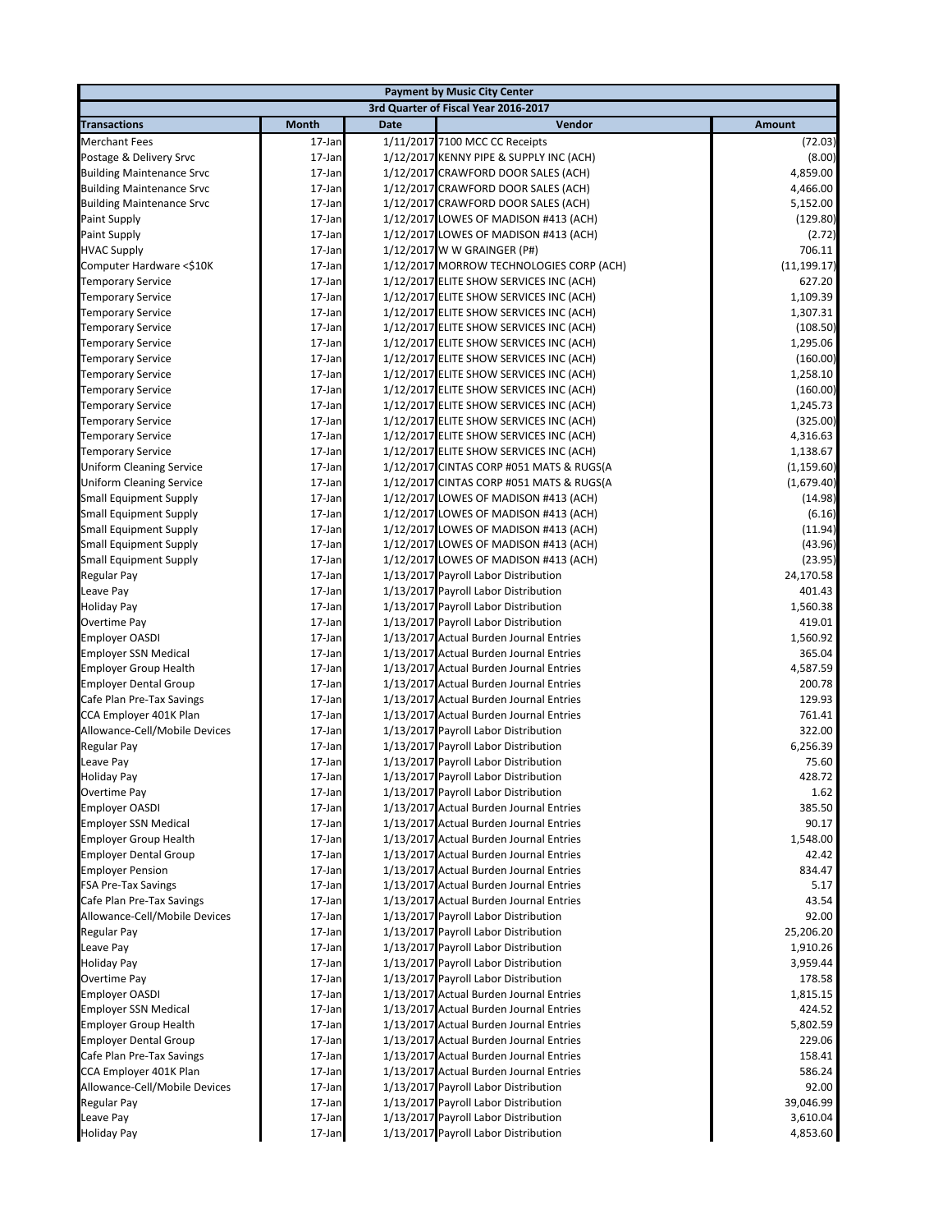| Payment by Music City Center | | | | |
|---|---|---|---|---|
| 3rd Quarter of Fiscal Year 2016-2017 | | | | |
| **Transactions** | **Month** | **Date** | **Vendor** | **Amount** |
| Merchant Fees | 17-Jan | 1/11/2017 | 7100 MCC CC Receipts | (72.03) |
| Postage & Delivery Srvc | 17-Jan | 1/12/2017 | KENNY PIPE & SUPPLY INC (ACH) | (8.00) |
| Building Maintenance Srvc | 17-Jan | 1/12/2017 | CRAWFORD DOOR SALES (ACH) | 4,859.00 |
| Building Maintenance Srvc | 17-Jan | 1/12/2017 | CRAWFORD DOOR SALES (ACH) | 4,466.00 |
| Building Maintenance Srvc | 17-Jan | 1/12/2017 | CRAWFORD DOOR SALES (ACH) | 5,152.00 |
| Paint Supply | 17-Jan | 1/12/2017 | LOWES OF MADISON #413 (ACH) | (129.80) |
| Paint Supply | 17-Jan | 1/12/2017 | LOWES OF MADISON #413 (ACH) | (2.72) |
| HVAC Supply | 17-Jan | 1/12/2017 | W W GRAINGER (P#) | 706.11 |
| Computer Hardware <$10K | 17-Jan | 1/12/2017 | MORROW TECHNOLOGIES CORP (ACH) | (11,199.17) |
| Temporary Service | 17-Jan | 1/12/2017 | ELITE SHOW SERVICES INC (ACH) | 627.20 |
| Temporary Service | 17-Jan | 1/12/2017 | ELITE SHOW SERVICES INC (ACH) | 1,109.39 |
| Temporary Service | 17-Jan | 1/12/2017 | ELITE SHOW SERVICES INC (ACH) | 1,307.31 |
| Temporary Service | 17-Jan | 1/12/2017 | ELITE SHOW SERVICES INC (ACH) | (108.50) |
| Temporary Service | 17-Jan | 1/12/2017 | ELITE SHOW SERVICES INC (ACH) | 1,295.06 |
| Temporary Service | 17-Jan | 1/12/2017 | ELITE SHOW SERVICES INC (ACH) | (160.00) |
| Temporary Service | 17-Jan | 1/12/2017 | ELITE SHOW SERVICES INC (ACH) | 1,258.10 |
| Temporary Service | 17-Jan | 1/12/2017 | ELITE SHOW SERVICES INC (ACH) | (160.00) |
| Temporary Service | 17-Jan | 1/12/2017 | ELITE SHOW SERVICES INC (ACH) | 1,245.73 |
| Temporary Service | 17-Jan | 1/12/2017 | ELITE SHOW SERVICES INC (ACH) | (325.00) |
| Temporary Service | 17-Jan | 1/12/2017 | ELITE SHOW SERVICES INC (ACH) | 4,316.63 |
| Temporary Service | 17-Jan | 1/12/2017 | ELITE SHOW SERVICES INC (ACH) | 1,138.67 |
| Uniform Cleaning Service | 17-Jan | 1/12/2017 | CINTAS CORP #051 MATS & RUGS(A | (1,159.60) |
| Uniform Cleaning Service | 17-Jan | 1/12/2017 | CINTAS CORP #051 MATS & RUGS(A | (1,679.40) |
| Small Equipment Supply | 17-Jan | 1/12/2017 | LOWES OF MADISON #413 (ACH) | (14.98) |
| Small Equipment Supply | 17-Jan | 1/12/2017 | LOWES OF MADISON #413 (ACH) | (6.16) |
| Small Equipment Supply | 17-Jan | 1/12/2017 | LOWES OF MADISON #413 (ACH) | (11.94) |
| Small Equipment Supply | 17-Jan | 1/12/2017 | LOWES OF MADISON #413 (ACH) | (43.96) |
| Small Equipment Supply | 17-Jan | 1/12/2017 | LOWES OF MADISON #413 (ACH) | (23.95) |
| Regular Pay | 17-Jan | 1/13/2017 | Payroll Labor Distribution | 24,170.58 |
| Leave Pay | 17-Jan | 1/13/2017 | Payroll Labor Distribution | 401.43 |
| Holiday Pay | 17-Jan | 1/13/2017 | Payroll Labor Distribution | 1,560.38 |
| Overtime Pay | 17-Jan | 1/13/2017 | Payroll Labor Distribution | 419.01 |
| Employer OASDI | 17-Jan | 1/13/2017 | Actual Burden Journal Entries | 1,560.92 |
| Employer SSN Medical | 17-Jan | 1/13/2017 | Actual Burden Journal Entries | 365.04 |
| Employer Group Health | 17-Jan | 1/13/2017 | Actual Burden Journal Entries | 4,587.59 |
| Employer Dental Group | 17-Jan | 1/13/2017 | Actual Burden Journal Entries | 200.78 |
| Cafe Plan Pre-Tax Savings | 17-Jan | 1/13/2017 | Actual Burden Journal Entries | 129.93 |
| CCA Employer 401K Plan | 17-Jan | 1/13/2017 | Actual Burden Journal Entries | 761.41 |
| Allowance-Cell/Mobile Devices | 17-Jan | 1/13/2017 | Payroll Labor Distribution | 322.00 |
| Regular Pay | 17-Jan | 1/13/2017 | Payroll Labor Distribution | 6,256.39 |
| Leave Pay | 17-Jan | 1/13/2017 | Payroll Labor Distribution | 75.60 |
| Holiday Pay | 17-Jan | 1/13/2017 | Payroll Labor Distribution | 428.72 |
| Overtime Pay | 17-Jan | 1/13/2017 | Payroll Labor Distribution | 1.62 |
| Employer OASDI | 17-Jan | 1/13/2017 | Actual Burden Journal Entries | 385.50 |
| Employer SSN Medical | 17-Jan | 1/13/2017 | Actual Burden Journal Entries | 90.17 |
| Employer Group Health | 17-Jan | 1/13/2017 | Actual Burden Journal Entries | 1,548.00 |
| Employer Dental Group | 17-Jan | 1/13/2017 | Actual Burden Journal Entries | 42.42 |
| Employer Pension | 17-Jan | 1/13/2017 | Actual Burden Journal Entries | 834.47 |
| FSA Pre-Tax Savings | 17-Jan | 1/13/2017 | Actual Burden Journal Entries | 5.17 |
| Cafe Plan Pre-Tax Savings | 17-Jan | 1/13/2017 | Actual Burden Journal Entries | 43.54 |
| Allowance-Cell/Mobile Devices | 17-Jan | 1/13/2017 | Payroll Labor Distribution | 92.00 |
| Regular Pay | 17-Jan | 1/13/2017 | Payroll Labor Distribution | 25,206.20 |
| Leave Pay | 17-Jan | 1/13/2017 | Payroll Labor Distribution | 1,910.26 |
| Holiday Pay | 17-Jan | 1/13/2017 | Payroll Labor Distribution | 3,959.44 |
| Overtime Pay | 17-Jan | 1/13/2017 | Payroll Labor Distribution | 178.58 |
| Employer OASDI | 17-Jan | 1/13/2017 | Actual Burden Journal Entries | 1,815.15 |
| Employer SSN Medical | 17-Jan | 1/13/2017 | Actual Burden Journal Entries | 424.52 |
| Employer Group Health | 17-Jan | 1/13/2017 | Actual Burden Journal Entries | 5,802.59 |
| Employer Dental Group | 17-Jan | 1/13/2017 | Actual Burden Journal Entries | 229.06 |
| Cafe Plan Pre-Tax Savings | 17-Jan | 1/13/2017 | Actual Burden Journal Entries | 158.41 |
| CCA Employer 401K Plan | 17-Jan | 1/13/2017 | Actual Burden Journal Entries | 586.24 |
| Allowance-Cell/Mobile Devices | 17-Jan | 1/13/2017 | Payroll Labor Distribution | 92.00 |
| Regular Pay | 17-Jan | 1/13/2017 | Payroll Labor Distribution | 39,046.99 |
| Leave Pay | 17-Jan | 1/13/2017 | Payroll Labor Distribution | 3,610.04 |
| Holiday Pay | 17-Jan | 1/13/2017 | Payroll Labor Distribution | 4,853.60 |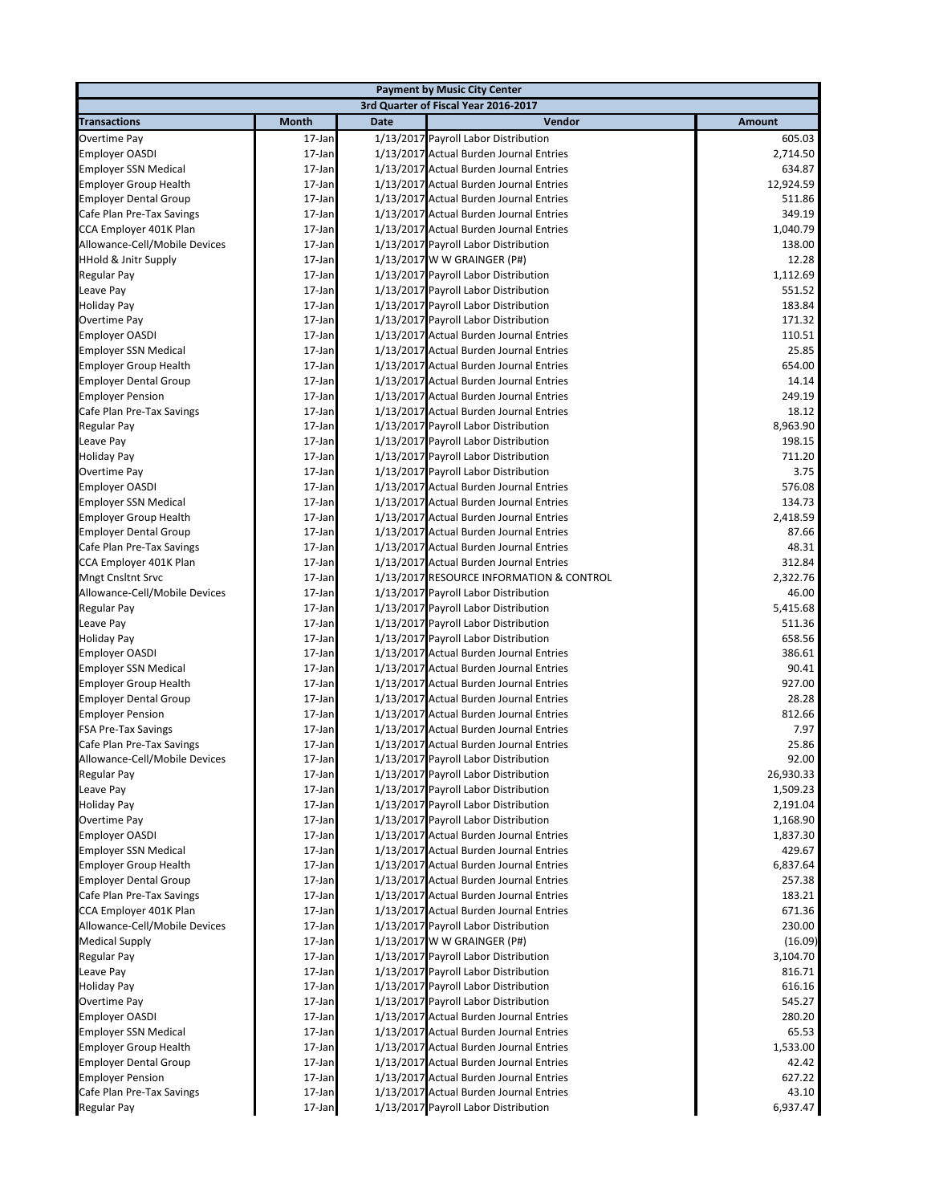| Payment by Music City Center | | | | |
|---|---|---|---|---|
| 3rd Quarter of Fiscal Year 2016-2017 | | | | |
| **Transactions** | **Month** | **Date** | **Vendor** | **Amount** |
| Overtime Pay | 17-Jan | 1/13/2017 | Payroll Labor Distribution | 605.03 |
| Employer OASDI | 17-Jan | 1/13/2017 | Actual Burden Journal Entries | 2,714.50 |
| Employer SSN Medical | 17-Jan | 1/13/2017 | Actual Burden Journal Entries | 634.87 |
| Employer Group Health | 17-Jan | 1/13/2017 | Actual Burden Journal Entries | 12,924.59 |
| Employer Dental Group | 17-Jan | 1/13/2017 | Actual Burden Journal Entries | 511.86 |
| Cafe Plan Pre-Tax Savings | 17-Jan | 1/13/2017 | Actual Burden Journal Entries | 349.19 |
| CCA Employer 401K Plan | 17-Jan | 1/13/2017 | Actual Burden Journal Entries | 1,040.79 |
| Allowance-Cell/Mobile Devices | 17-Jan | 1/13/2017 | Payroll Labor Distribution | 138.00 |
| HHold & Jnitr Supply | 17-Jan | 1/13/2017 | W W GRAINGER (P#) | 12.28 |
| Regular Pay | 17-Jan | 1/13/2017 | Payroll Labor Distribution | 1,112.69 |
| Leave Pay | 17-Jan | 1/13/2017 | Payroll Labor Distribution | 551.52 |
| Holiday Pay | 17-Jan | 1/13/2017 | Payroll Labor Distribution | 183.84 |
| Overtime Pay | 17-Jan | 1/13/2017 | Payroll Labor Distribution | 171.32 |
| Employer OASDI | 17-Jan | 1/13/2017 | Actual Burden Journal Entries | 110.51 |
| Employer SSN Medical | 17-Jan | 1/13/2017 | Actual Burden Journal Entries | 25.85 |
| Employer Group Health | 17-Jan | 1/13/2017 | Actual Burden Journal Entries | 654.00 |
| Employer Dental Group | 17-Jan | 1/13/2017 | Actual Burden Journal Entries | 14.14 |
| Employer Pension | 17-Jan | 1/13/2017 | Actual Burden Journal Entries | 249.19 |
| Cafe Plan Pre-Tax Savings | 17-Jan | 1/13/2017 | Actual Burden Journal Entries | 18.12 |
| Regular Pay | 17-Jan | 1/13/2017 | Payroll Labor Distribution | 8,963.90 |
| Leave Pay | 17-Jan | 1/13/2017 | Payroll Labor Distribution | 198.15 |
| Holiday Pay | 17-Jan | 1/13/2017 | Payroll Labor Distribution | 711.20 |
| Overtime Pay | 17-Jan | 1/13/2017 | Payroll Labor Distribution | 3.75 |
| Employer OASDI | 17-Jan | 1/13/2017 | Actual Burden Journal Entries | 576.08 |
| Employer SSN Medical | 17-Jan | 1/13/2017 | Actual Burden Journal Entries | 134.73 |
| Employer Group Health | 17-Jan | 1/13/2017 | Actual Burden Journal Entries | 2,418.59 |
| Employer Dental Group | 17-Jan | 1/13/2017 | Actual Burden Journal Entries | 87.66 |
| Cafe Plan Pre-Tax Savings | 17-Jan | 1/13/2017 | Actual Burden Journal Entries | 48.31 |
| CCA Employer 401K Plan | 17-Jan | 1/13/2017 | Actual Burden Journal Entries | 312.84 |
| Mngt Cnsltnt Srvc | 17-Jan | 1/13/2017 | RESOURCE INFORMATION & CONTROL | 2,322.76 |
| Allowance-Cell/Mobile Devices | 17-Jan | 1/13/2017 | Payroll Labor Distribution | 46.00 |
| Regular Pay | 17-Jan | 1/13/2017 | Payroll Labor Distribution | 5,415.68 |
| Leave Pay | 17-Jan | 1/13/2017 | Payroll Labor Distribution | 511.36 |
| Holiday Pay | 17-Jan | 1/13/2017 | Payroll Labor Distribution | 658.56 |
| Employer OASDI | 17-Jan | 1/13/2017 | Actual Burden Journal Entries | 386.61 |
| Employer SSN Medical | 17-Jan | 1/13/2017 | Actual Burden Journal Entries | 90.41 |
| Employer Group Health | 17-Jan | 1/13/2017 | Actual Burden Journal Entries | 927.00 |
| Employer Dental Group | 17-Jan | 1/13/2017 | Actual Burden Journal Entries | 28.28 |
| Employer Pension | 17-Jan | 1/13/2017 | Actual Burden Journal Entries | 812.66 |
| FSA Pre-Tax Savings | 17-Jan | 1/13/2017 | Actual Burden Journal Entries | 7.97 |
| Cafe Plan Pre-Tax Savings | 17-Jan | 1/13/2017 | Actual Burden Journal Entries | 25.86 |
| Allowance-Cell/Mobile Devices | 17-Jan | 1/13/2017 | Payroll Labor Distribution | 92.00 |
| Regular Pay | 17-Jan | 1/13/2017 | Payroll Labor Distribution | 26,930.33 |
| Leave Pay | 17-Jan | 1/13/2017 | Payroll Labor Distribution | 1,509.23 |
| Holiday Pay | 17-Jan | 1/13/2017 | Payroll Labor Distribution | 2,191.04 |
| Overtime Pay | 17-Jan | 1/13/2017 | Payroll Labor Distribution | 1,168.90 |
| Employer OASDI | 17-Jan | 1/13/2017 | Actual Burden Journal Entries | 1,837.30 |
| Employer SSN Medical | 17-Jan | 1/13/2017 | Actual Burden Journal Entries | 429.67 |
| Employer Group Health | 17-Jan | 1/13/2017 | Actual Burden Journal Entries | 6,837.64 |
| Employer Dental Group | 17-Jan | 1/13/2017 | Actual Burden Journal Entries | 257.38 |
| Cafe Plan Pre-Tax Savings | 17-Jan | 1/13/2017 | Actual Burden Journal Entries | 183.21 |
| CCA Employer 401K Plan | 17-Jan | 1/13/2017 | Actual Burden Journal Entries | 671.36 |
| Allowance-Cell/Mobile Devices | 17-Jan | 1/13/2017 | Payroll Labor Distribution | 230.00 |
| Medical Supply | 17-Jan | 1/13/2017 | W W GRAINGER (P#) | (16.09) |
| Regular Pay | 17-Jan | 1/13/2017 | Payroll Labor Distribution | 3,104.70 |
| Leave Pay | 17-Jan | 1/13/2017 | Payroll Labor Distribution | 816.71 |
| Holiday Pay | 17-Jan | 1/13/2017 | Payroll Labor Distribution | 616.16 |
| Overtime Pay | 17-Jan | 1/13/2017 | Payroll Labor Distribution | 545.27 |
| Employer OASDI | 17-Jan | 1/13/2017 | Actual Burden Journal Entries | 280.20 |
| Employer SSN Medical | 17-Jan | 1/13/2017 | Actual Burden Journal Entries | 65.53 |
| Employer Group Health | 17-Jan | 1/13/2017 | Actual Burden Journal Entries | 1,533.00 |
| Employer Dental Group | 17-Jan | 1/13/2017 | Actual Burden Journal Entries | 42.42 |
| Employer Pension | 17-Jan | 1/13/2017 | Actual Burden Journal Entries | 627.22 |
| Cafe Plan Pre-Tax Savings | 17-Jan | 1/13/2017 | Actual Burden Journal Entries | 43.10 |
| Regular Pay | 17-Jan | 1/13/2017 | Payroll Labor Distribution | 6,937.47 |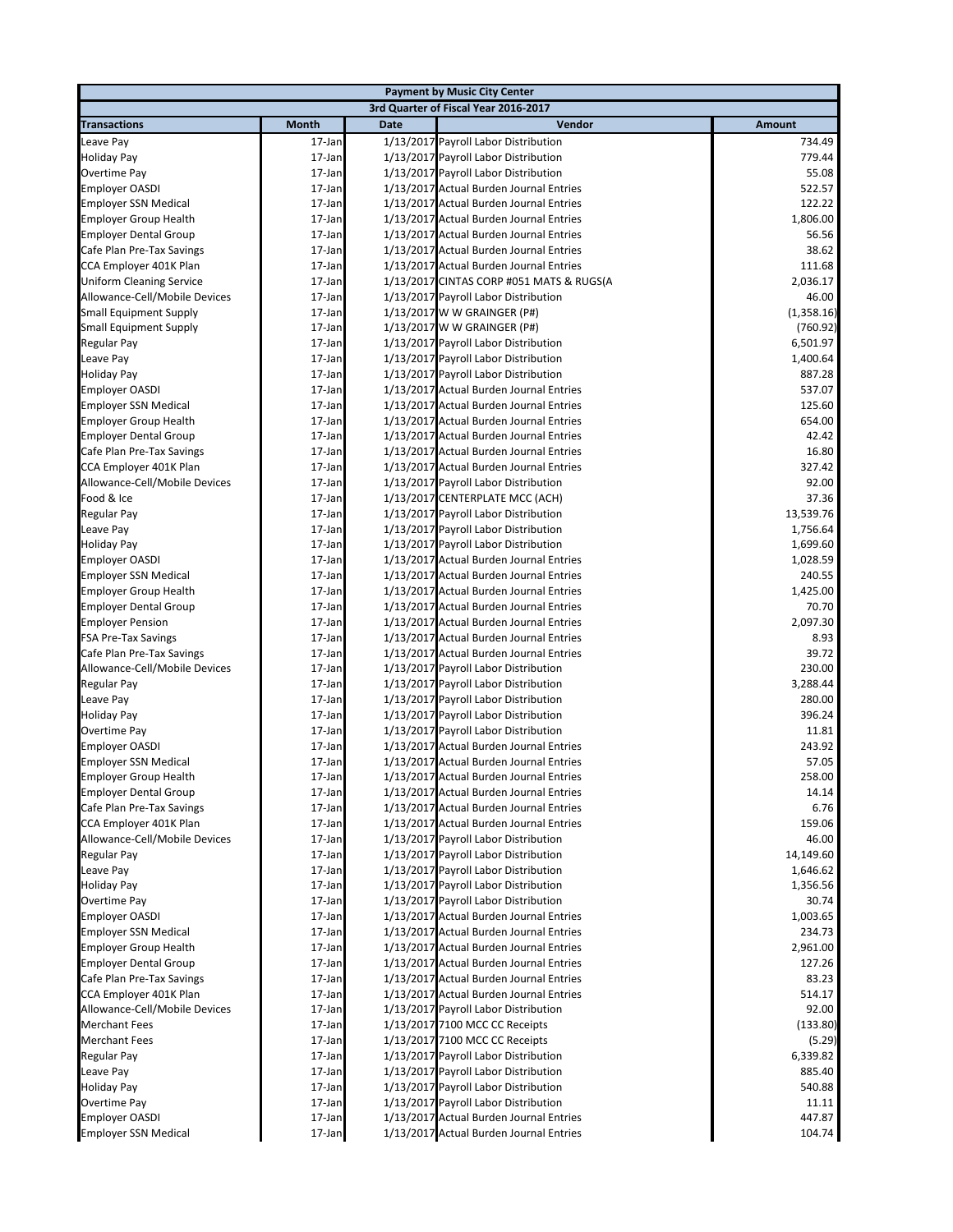| Payment by Music City Center | | | | |
|---|---|---|---|---|
| 3rd Quarter of Fiscal Year 2016-2017 | | | | |
| **Transactions** | **Month** | **Date** | **Vendor** | **Amount** |
| Leave Pay | 17-Jan | 1/13/2017 | Payroll Labor Distribution | 734.49 |
| Holiday Pay | 17-Jan | 1/13/2017 | Payroll Labor Distribution | 779.44 |
| Overtime Pay | 17-Jan | 1/13/2017 | Payroll Labor Distribution | 55.08 |
| Employer OASDI | 17-Jan | 1/13/2017 | Actual Burden Journal Entries | 522.57 |
| Employer SSN Medical | 17-Jan | 1/13/2017 | Actual Burden Journal Entries | 122.22 |
| Employer Group Health | 17-Jan | 1/13/2017 | Actual Burden Journal Entries | 1,806.00 |
| Employer Dental Group | 17-Jan | 1/13/2017 | Actual Burden Journal Entries | 56.56 |
| Cafe Plan Pre-Tax Savings | 17-Jan | 1/13/2017 | Actual Burden Journal Entries | 38.62 |
| CCA Employer 401K Plan | 17-Jan | 1/13/2017 | Actual Burden Journal Entries | 111.68 |
| Uniform Cleaning Service | 17-Jan | 1/13/2017 | CINTAS CORP #051 MATS & RUGS(A | 2,036.17 |
| Allowance-Cell/Mobile Devices | 17-Jan | 1/13/2017 | Payroll Labor Distribution | 46.00 |
| Small Equipment Supply | 17-Jan | 1/13/2017 | W W GRAINGER (P#) | (1,358.16) |
| Small Equipment Supply | 17-Jan | 1/13/2017 | W W GRAINGER (P#) | (760.92) |
| Regular Pay | 17-Jan | 1/13/2017 | Payroll Labor Distribution | 6,501.97 |
| Leave Pay | 17-Jan | 1/13/2017 | Payroll Labor Distribution | 1,400.64 |
| Holiday Pay | 17-Jan | 1/13/2017 | Payroll Labor Distribution | 887.28 |
| Employer OASDI | 17-Jan | 1/13/2017 | Actual Burden Journal Entries | 537.07 |
| Employer SSN Medical | 17-Jan | 1/13/2017 | Actual Burden Journal Entries | 125.60 |
| Employer Group Health | 17-Jan | 1/13/2017 | Actual Burden Journal Entries | 654.00 |
| Employer Dental Group | 17-Jan | 1/13/2017 | Actual Burden Journal Entries | 42.42 |
| Cafe Plan Pre-Tax Savings | 17-Jan | 1/13/2017 | Actual Burden Journal Entries | 16.80 |
| CCA Employer 401K Plan | 17-Jan | 1/13/2017 | Actual Burden Journal Entries | 327.42 |
| Allowance-Cell/Mobile Devices | 17-Jan | 1/13/2017 | Payroll Labor Distribution | 92.00 |
| Food & Ice | 17-Jan | 1/13/2017 | CENTERPLATE MCC (ACH) | 37.36 |
| Regular Pay | 17-Jan | 1/13/2017 | Payroll Labor Distribution | 13,539.76 |
| Leave Pay | 17-Jan | 1/13/2017 | Payroll Labor Distribution | 1,756.64 |
| Holiday Pay | 17-Jan | 1/13/2017 | Payroll Labor Distribution | 1,699.60 |
| Employer OASDI | 17-Jan | 1/13/2017 | Actual Burden Journal Entries | 1,028.59 |
| Employer SSN Medical | 17-Jan | 1/13/2017 | Actual Burden Journal Entries | 240.55 |
| Employer Group Health | 17-Jan | 1/13/2017 | Actual Burden Journal Entries | 1,425.00 |
| Employer Dental Group | 17-Jan | 1/13/2017 | Actual Burden Journal Entries | 70.70 |
| Employer Pension | 17-Jan | 1/13/2017 | Actual Burden Journal Entries | 2,097.30 |
| FSA Pre-Tax Savings | 17-Jan | 1/13/2017 | Actual Burden Journal Entries | 8.93 |
| Cafe Plan Pre-Tax Savings | 17-Jan | 1/13/2017 | Actual Burden Journal Entries | 39.72 |
| Allowance-Cell/Mobile Devices | 17-Jan | 1/13/2017 | Payroll Labor Distribution | 230.00 |
| Regular Pay | 17-Jan | 1/13/2017 | Payroll Labor Distribution | 3,288.44 |
| Leave Pay | 17-Jan | 1/13/2017 | Payroll Labor Distribution | 280.00 |
| Holiday Pay | 17-Jan | 1/13/2017 | Payroll Labor Distribution | 396.24 |
| Overtime Pay | 17-Jan | 1/13/2017 | Payroll Labor Distribution | 11.81 |
| Employer OASDI | 17-Jan | 1/13/2017 | Actual Burden Journal Entries | 243.92 |
| Employer SSN Medical | 17-Jan | 1/13/2017 | Actual Burden Journal Entries | 57.05 |
| Employer Group Health | 17-Jan | 1/13/2017 | Actual Burden Journal Entries | 258.00 |
| Employer Dental Group | 17-Jan | 1/13/2017 | Actual Burden Journal Entries | 14.14 |
| Cafe Plan Pre-Tax Savings | 17-Jan | 1/13/2017 | Actual Burden Journal Entries | 6.76 |
| CCA Employer 401K Plan | 17-Jan | 1/13/2017 | Actual Burden Journal Entries | 159.06 |
| Allowance-Cell/Mobile Devices | 17-Jan | 1/13/2017 | Payroll Labor Distribution | 46.00 |
| Regular Pay | 17-Jan | 1/13/2017 | Payroll Labor Distribution | 14,149.60 |
| Leave Pay | 17-Jan | 1/13/2017 | Payroll Labor Distribution | 1,646.62 |
| Holiday Pay | 17-Jan | 1/13/2017 | Payroll Labor Distribution | 1,356.56 |
| Overtime Pay | 17-Jan | 1/13/2017 | Payroll Labor Distribution | 30.74 |
| Employer OASDI | 17-Jan | 1/13/2017 | Actual Burden Journal Entries | 1,003.65 |
| Employer SSN Medical | 17-Jan | 1/13/2017 | Actual Burden Journal Entries | 234.73 |
| Employer Group Health | 17-Jan | 1/13/2017 | Actual Burden Journal Entries | 2,961.00 |
| Employer Dental Group | 17-Jan | 1/13/2017 | Actual Burden Journal Entries | 127.26 |
| Cafe Plan Pre-Tax Savings | 17-Jan | 1/13/2017 | Actual Burden Journal Entries | 83.23 |
| CCA Employer 401K Plan | 17-Jan | 1/13/2017 | Actual Burden Journal Entries | 514.17 |
| Allowance-Cell/Mobile Devices | 17-Jan | 1/13/2017 | Payroll Labor Distribution | 92.00 |
| Merchant Fees | 17-Jan | 1/13/2017 | 7100 MCC CC Receipts | (133.80) |
| Merchant Fees | 17-Jan | 1/13/2017 | 7100 MCC CC Receipts | (5.29) |
| Regular Pay | 17-Jan | 1/13/2017 | Payroll Labor Distribution | 6,339.82 |
| Leave Pay | 17-Jan | 1/13/2017 | Payroll Labor Distribution | 885.40 |
| Holiday Pay | 17-Jan | 1/13/2017 | Payroll Labor Distribution | 540.88 |
| Overtime Pay | 17-Jan | 1/13/2017 | Payroll Labor Distribution | 11.11 |
| Employer OASDI | 17-Jan | 1/13/2017 | Actual Burden Journal Entries | 447.87 |
| Employer SSN Medical | 17-Jan | 1/13/2017 | Actual Burden Journal Entries | 104.74 |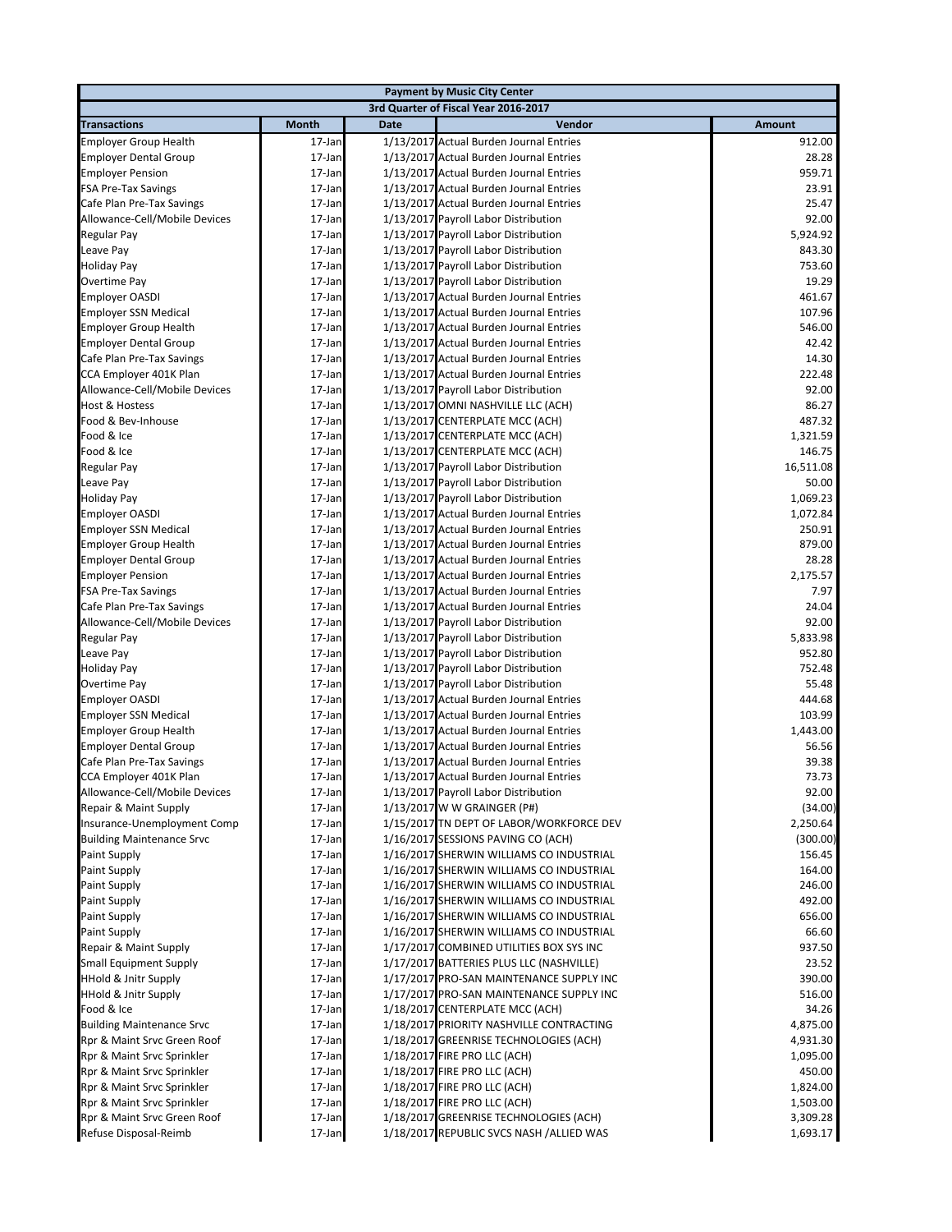| Payment by Music City Center | | | | |
|---|---|---|---|---|
| 3rd Quarter of Fiscal Year 2016-2017 | | | | |
| **Transactions** | **Month** | **Date** | **Vendor** | **Amount** |
| Employer Group Health | 17-Jan | 1/13/2017 | Actual Burden Journal Entries | 912.00 |
| Employer Dental Group | 17-Jan | 1/13/2017 | Actual Burden Journal Entries | 28.28 |
| Employer Pension | 17-Jan | 1/13/2017 | Actual Burden Journal Entries | 959.71 |
| FSA Pre-Tax Savings | 17-Jan | 1/13/2017 | Actual Burden Journal Entries | 23.91 |
| Cafe Plan Pre-Tax Savings | 17-Jan | 1/13/2017 | Actual Burden Journal Entries | 25.47 |
| Allowance-Cell/Mobile Devices | 17-Jan | 1/13/2017 | Payroll Labor Distribution | 92.00 |
| Regular Pay | 17-Jan | 1/13/2017 | Payroll Labor Distribution | 5,924.92 |
| Leave Pay | 17-Jan | 1/13/2017 | Payroll Labor Distribution | 843.30 |
| Holiday Pay | 17-Jan | 1/13/2017 | Payroll Labor Distribution | 753.60 |
| Overtime Pay | 17-Jan | 1/13/2017 | Payroll Labor Distribution | 19.29 |
| Employer OASDI | 17-Jan | 1/13/2017 | Actual Burden Journal Entries | 461.67 |
| Employer SSN Medical | 17-Jan | 1/13/2017 | Actual Burden Journal Entries | 107.96 |
| Employer Group Health | 17-Jan | 1/13/2017 | Actual Burden Journal Entries | 546.00 |
| Employer Dental Group | 17-Jan | 1/13/2017 | Actual Burden Journal Entries | 42.42 |
| Cafe Plan Pre-Tax Savings | 17-Jan | 1/13/2017 | Actual Burden Journal Entries | 14.30 |
| CCA Employer 401K Plan | 17-Jan | 1/13/2017 | Actual Burden Journal Entries | 222.48 |
| Allowance-Cell/Mobile Devices | 17-Jan | 1/13/2017 | Payroll Labor Distribution | 92.00 |
| Host & Hostess | 17-Jan | 1/13/2017 | OMNI NASHVILLE LLC (ACH) | 86.27 |
| Food & Bev-Inhouse | 17-Jan | 1/13/2017 | CENTERPLATE MCC (ACH) | 487.32 |
| Food & Ice | 17-Jan | 1/13/2017 | CENTERPLATE MCC (ACH) | 1,321.59 |
| Food & Ice | 17-Jan | 1/13/2017 | CENTERPLATE MCC (ACH) | 146.75 |
| Regular Pay | 17-Jan | 1/13/2017 | Payroll Labor Distribution | 16,511.08 |
| Leave Pay | 17-Jan | 1/13/2017 | Payroll Labor Distribution | 50.00 |
| Holiday Pay | 17-Jan | 1/13/2017 | Payroll Labor Distribution | 1,069.23 |
| Employer OASDI | 17-Jan | 1/13/2017 | Actual Burden Journal Entries | 1,072.84 |
| Employer SSN Medical | 17-Jan | 1/13/2017 | Actual Burden Journal Entries | 250.91 |
| Employer Group Health | 17-Jan | 1/13/2017 | Actual Burden Journal Entries | 879.00 |
| Employer Dental Group | 17-Jan | 1/13/2017 | Actual Burden Journal Entries | 28.28 |
| Employer Pension | 17-Jan | 1/13/2017 | Actual Burden Journal Entries | 2,175.57 |
| FSA Pre-Tax Savings | 17-Jan | 1/13/2017 | Actual Burden Journal Entries | 7.97 |
| Cafe Plan Pre-Tax Savings | 17-Jan | 1/13/2017 | Actual Burden Journal Entries | 24.04 |
| Allowance-Cell/Mobile Devices | 17-Jan | 1/13/2017 | Payroll Labor Distribution | 92.00 |
| Regular Pay | 17-Jan | 1/13/2017 | Payroll Labor Distribution | 5,833.98 |
| Leave Pay | 17-Jan | 1/13/2017 | Payroll Labor Distribution | 952.80 |
| Holiday Pay | 17-Jan | 1/13/2017 | Payroll Labor Distribution | 752.48 |
| Overtime Pay | 17-Jan | 1/13/2017 | Payroll Labor Distribution | 55.48 |
| Employer OASDI | 17-Jan | 1/13/2017 | Actual Burden Journal Entries | 444.68 |
| Employer SSN Medical | 17-Jan | 1/13/2017 | Actual Burden Journal Entries | 103.99 |
| Employer Group Health | 17-Jan | 1/13/2017 | Actual Burden Journal Entries | 1,443.00 |
| Employer Dental Group | 17-Jan | 1/13/2017 | Actual Burden Journal Entries | 56.56 |
| Cafe Plan Pre-Tax Savings | 17-Jan | 1/13/2017 | Actual Burden Journal Entries | 39.38 |
| CCA Employer 401K Plan | 17-Jan | 1/13/2017 | Actual Burden Journal Entries | 73.73 |
| Allowance-Cell/Mobile Devices | 17-Jan | 1/13/2017 | Payroll Labor Distribution | 92.00 |
| Repair & Maint Supply | 17-Jan | 1/13/2017 | W W GRAINGER (P#) | (34.00) |
| Insurance-Unemployment Comp | 17-Jan | 1/15/2017 | TN DEPT OF LABOR/WORKFORCE DEV | 2,250.64 |
| Building Maintenance Srvc | 17-Jan | 1/16/2017 | SESSIONS PAVING CO (ACH) | (300.00) |
| Paint Supply | 17-Jan | 1/16/2017 | SHERWIN WILLIAMS CO INDUSTRIAL | 156.45 |
| Paint Supply | 17-Jan | 1/16/2017 | SHERWIN WILLIAMS CO INDUSTRIAL | 164.00 |
| Paint Supply | 17-Jan | 1/16/2017 | SHERWIN WILLIAMS CO INDUSTRIAL | 246.00 |
| Paint Supply | 17-Jan | 1/16/2017 | SHERWIN WILLIAMS CO INDUSTRIAL | 492.00 |
| Paint Supply | 17-Jan | 1/16/2017 | SHERWIN WILLIAMS CO INDUSTRIAL | 656.00 |
| Paint Supply | 17-Jan | 1/16/2017 | SHERWIN WILLIAMS CO INDUSTRIAL | 66.60 |
| Repair & Maint Supply | 17-Jan | 1/17/2017 | COMBINED UTILITIES BOX SYS INC | 937.50 |
| Small Equipment Supply | 17-Jan | 1/17/2017 | BATTERIES PLUS LLC (NASHVILLE) | 23.52 |
| HHold & Jnitr Supply | 17-Jan | 1/17/2017 | PRO-SAN MAINTENANCE SUPPLY INC | 390.00 |
| HHold & Jnitr Supply | 17-Jan | 1/17/2017 | PRO-SAN MAINTENANCE SUPPLY INC | 516.00 |
| Food & Ice | 17-Jan | 1/18/2017 | CENTERPLATE MCC (ACH) | 34.26 |
| Building Maintenance Srvc | 17-Jan | 1/18/2017 | PRIORITY NASHVILLE CONTRACTING | 4,875.00 |
| Rpr & Maint Srvc Green Roof | 17-Jan | 1/18/2017 | GREENRISE TECHNOLOGIES (ACH) | 4,931.30 |
| Rpr & Maint Srvc Sprinkler | 17-Jan | 1/18/2017 | FIRE PRO LLC (ACH) | 1,095.00 |
| Rpr & Maint Srvc Sprinkler | 17-Jan | 1/18/2017 | FIRE PRO LLC (ACH) | 450.00 |
| Rpr & Maint Srvc Sprinkler | 17-Jan | 1/18/2017 | FIRE PRO LLC (ACH) | 1,824.00 |
| Rpr & Maint Srvc Sprinkler | 17-Jan | 1/18/2017 | FIRE PRO LLC (ACH) | 1,503.00 |
| Rpr & Maint Srvc Green Roof | 17-Jan | 1/18/2017 | GREENRISE TECHNOLOGIES (ACH) | 3,309.28 |
| Refuse Disposal-Reimb | 17-Jan | 1/18/2017 | REPUBLIC SVCS NASH /ALLIED WAS | 1,693.17 |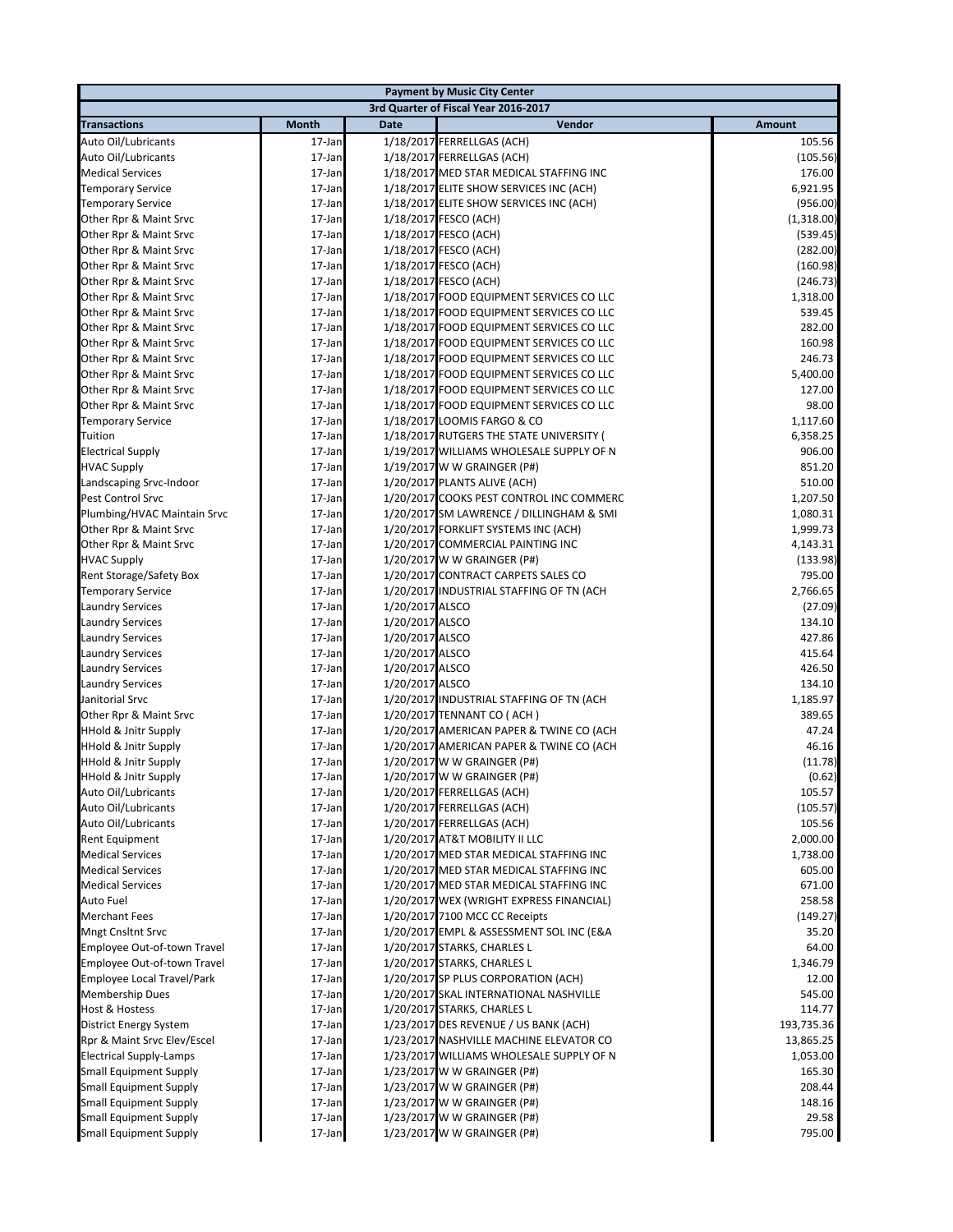| Payment by Music City Center | | | | |
|---|---|---|---|---|
| 3rd Quarter of Fiscal Year 2016-2017 | | | | |
| **Transactions** | **Month** | **Date** | **Vendor** | **Amount** |
| Auto Oil/Lubricants | 17-Jan | 1/18/2017 | FERRELLGAS (ACH) | 105.56 |
| Auto Oil/Lubricants | 17-Jan | 1/18/2017 | FERRELLGAS (ACH) | (105.56) |
| Medical Services | 17-Jan | 1/18/2017 | MED STAR MEDICAL STAFFING INC | 176.00 |
| Temporary Service | 17-Jan | 1/18/2017 | ELITE SHOW SERVICES INC (ACH) | 6,921.95 |
| Temporary Service | 17-Jan | 1/18/2017 | ELITE SHOW SERVICES INC (ACH) | (956.00) |
| Other Rpr & Maint Srvc | 17-Jan | 1/18/2017 | FESCO (ACH) | (1,318.00) |
| Other Rpr & Maint Srvc | 17-Jan | 1/18/2017 | FESCO (ACH) | (539.45) |
| Other Rpr & Maint Srvc | 17-Jan | 1/18/2017 | FESCO (ACH) | (282.00) |
| Other Rpr & Maint Srvc | 17-Jan | 1/18/2017 | FESCO (ACH) | (160.98) |
| Other Rpr & Maint Srvc | 17-Jan | 1/18/2017 | FESCO (ACH) | (246.73) |
| Other Rpr & Maint Srvc | 17-Jan | 1/18/2017 | FOOD EQUIPMENT SERVICES CO LLC | 1,318.00 |
| Other Rpr & Maint Srvc | 17-Jan | 1/18/2017 | FOOD EQUIPMENT SERVICES CO LLC | 539.45 |
| Other Rpr & Maint Srvc | 17-Jan | 1/18/2017 | FOOD EQUIPMENT SERVICES CO LLC | 282.00 |
| Other Rpr & Maint Srvc | 17-Jan | 1/18/2017 | FOOD EQUIPMENT SERVICES CO LLC | 160.98 |
| Other Rpr & Maint Srvc | 17-Jan | 1/18/2017 | FOOD EQUIPMENT SERVICES CO LLC | 246.73 |
| Other Rpr & Maint Srvc | 17-Jan | 1/18/2017 | FOOD EQUIPMENT SERVICES CO LLC | 5,400.00 |
| Other Rpr & Maint Srvc | 17-Jan | 1/18/2017 | FOOD EQUIPMENT SERVICES CO LLC | 127.00 |
| Other Rpr & Maint Srvc | 17-Jan | 1/18/2017 | FOOD EQUIPMENT SERVICES CO LLC | 98.00 |
| Temporary Service | 17-Jan | 1/18/2017 | LOOMIS FARGO & CO | 1,117.60 |
| Tuition | 17-Jan | 1/18/2017 | RUTGERS THE STATE UNIVERSITY ( | 6,358.25 |
| Electrical Supply | 17-Jan | 1/19/2017 | WILLIAMS WHOLESALE SUPPLY OF N | 906.00 |
| HVAC Supply | 17-Jan | 1/19/2017 | W W GRAINGER (P#) | 851.20 |
| Landscaping Srvc-Indoor | 17-Jan | 1/20/2017 | PLANTS ALIVE (ACH) | 510.00 |
| Pest Control Srvc | 17-Jan | 1/20/2017 | COOKS PEST CONTROL INC COMMERC | 1,207.50 |
| Plumbing/HVAC Maintain Srvc | 17-Jan | 1/20/2017 | SM LAWRENCE / DILLINGHAM & SMI | 1,080.31 |
| Other Rpr & Maint Srvc | 17-Jan | 1/20/2017 | FORKLIFT SYSTEMS INC (ACH) | 1,999.73 |
| Other Rpr & Maint Srvc | 17-Jan | 1/20/2017 | COMMERCIAL PAINTING INC | 4,143.31 |
| HVAC Supply | 17-Jan | 1/20/2017 | W W GRAINGER (P#) | (133.98) |
| Rent Storage/Safety Box | 17-Jan | 1/20/2017 | CONTRACT CARPETS SALES CO | 795.00 |
| Temporary Service | 17-Jan | 1/20/2017 | INDUSTRIAL STAFFING OF TN (ACH | 2,766.65 |
| Laundry Services | 17-Jan | 1/20/2017 | ALSCO | (27.09) |
| Laundry Services | 17-Jan | 1/20/2017 | ALSCO | 134.10 |
| Laundry Services | 17-Jan | 1/20/2017 | ALSCO | 427.86 |
| Laundry Services | 17-Jan | 1/20/2017 | ALSCO | 415.64 |
| Laundry Services | 17-Jan | 1/20/2017 | ALSCO | 426.50 |
| Laundry Services | 17-Jan | 1/20/2017 | ALSCO | 134.10 |
| Janitorial Srvc | 17-Jan | 1/20/2017 | INDUSTRIAL STAFFING OF TN (ACH | 1,185.97 |
| Other Rpr & Maint Srvc | 17-Jan | 1/20/2017 | TENNANT CO ( ACH ) | 389.65 |
| HHold & Jnitr Supply | 17-Jan | 1/20/2017 | AMERICAN PAPER & TWINE CO (ACH | 47.24 |
| HHold & Jnitr Supply | 17-Jan | 1/20/2017 | AMERICAN PAPER & TWINE CO (ACH | 46.16 |
| HHold & Jnitr Supply | 17-Jan | 1/20/2017 | W W GRAINGER (P#) | (11.78) |
| HHold & Jnitr Supply | 17-Jan | 1/20/2017 | W W GRAINGER (P#) | (0.62) |
| Auto Oil/Lubricants | 17-Jan | 1/20/2017 | FERRELLGAS (ACH) | 105.57 |
| Auto Oil/Lubricants | 17-Jan | 1/20/2017 | FERRELLGAS (ACH) | (105.57) |
| Auto Oil/Lubricants | 17-Jan | 1/20/2017 | FERRELLGAS (ACH) | 105.56 |
| Rent Equipment | 17-Jan | 1/20/2017 | AT&T MOBILITY II LLC | 2,000.00 |
| Medical Services | 17-Jan | 1/20/2017 | MED STAR MEDICAL STAFFING INC | 1,738.00 |
| Medical Services | 17-Jan | 1/20/2017 | MED STAR MEDICAL STAFFING INC | 605.00 |
| Medical Services | 17-Jan | 1/20/2017 | MED STAR MEDICAL STAFFING INC | 671.00 |
| Auto Fuel | 17-Jan | 1/20/2017 | WEX (WRIGHT EXPRESS FINANCIAL) | 258.58 |
| Merchant Fees | 17-Jan | 1/20/2017 | 7100 MCC CC Receipts | (149.27) |
| Mngt Cnsltnt Srvc | 17-Jan | 1/20/2017 | EMPL & ASSESSMENT SOL INC (E&A | 35.20 |
| Employee Out-of-town Travel | 17-Jan | 1/20/2017 | STARKS, CHARLES L | 64.00 |
| Employee Out-of-town Travel | 17-Jan | 1/20/2017 | STARKS, CHARLES L | 1,346.79 |
| Employee Local Travel/Park | 17-Jan | 1/20/2017 | SP PLUS CORPORATION (ACH) | 12.00 |
| Membership Dues | 17-Jan | 1/20/2017 | SKAL INTERNATIONAL NASHVILLE | 545.00 |
| Host & Hostess | 17-Jan | 1/20/2017 | STARKS, CHARLES L | 114.77 |
| District Energy System | 17-Jan | 1/23/2017 | DES REVENUE / US BANK (ACH) | 193,735.36 |
| Rpr & Maint Srvc Elev/Escel | 17-Jan | 1/23/2017 | NASHVILLE MACHINE ELEVATOR CO | 13,865.25 |
| Electrical Supply-Lamps | 17-Jan | 1/23/2017 | WILLIAMS WHOLESALE SUPPLY OF N | 1,053.00 |
| Small Equipment Supply | 17-Jan | 1/23/2017 | W W GRAINGER (P#) | 165.30 |
| Small Equipment Supply | 17-Jan | 1/23/2017 | W W GRAINGER (P#) | 208.44 |
| Small Equipment Supply | 17-Jan | 1/23/2017 | W W GRAINGER (P#) | 148.16 |
| Small Equipment Supply | 17-Jan | 1/23/2017 | W W GRAINGER (P#) | 29.58 |
| Small Equipment Supply | 17-Jan | 1/23/2017 | W W GRAINGER (P#) | 795.00 |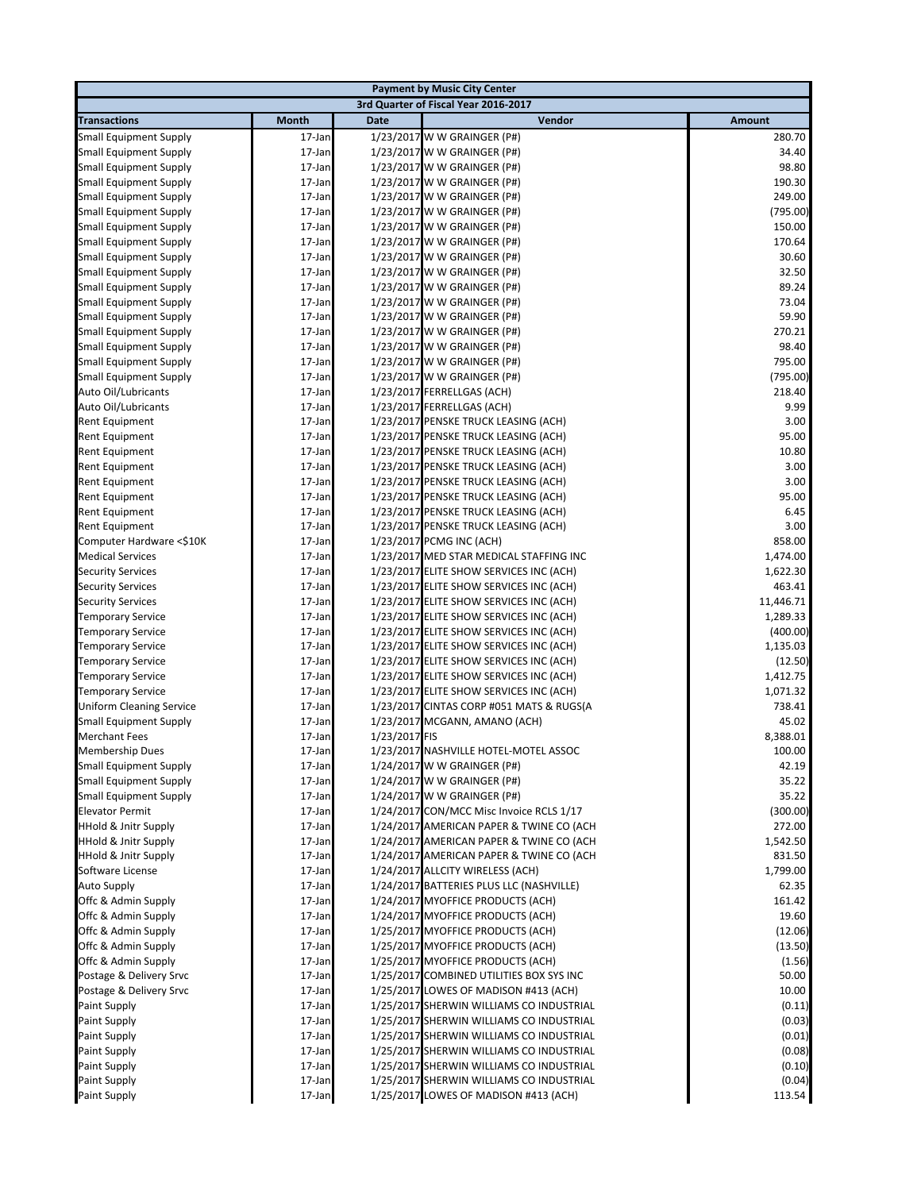| Payment by Music City Center | | | | |
|---|---|---|---|---|
| 3rd Quarter of Fiscal Year 2016-2017 | | | | |
| **Transactions** | **Month** | **Date** | **Vendor** | **Amount** |
| Small Equipment Supply | 17-Jan | 1/23/2017 | W W GRAINGER (P#) | 280.70 |
| Small Equipment Supply | 17-Jan | 1/23/2017 | W W GRAINGER (P#) | 34.40 |
| Small Equipment Supply | 17-Jan | 1/23/2017 | W W GRAINGER (P#) | 98.80 |
| Small Equipment Supply | 17-Jan | 1/23/2017 | W W GRAINGER (P#) | 190.30 |
| Small Equipment Supply | 17-Jan | 1/23/2017 | W W GRAINGER (P#) | 249.00 |
| Small Equipment Supply | 17-Jan | 1/23/2017 | W W GRAINGER (P#) | (795.00) |
| Small Equipment Supply | 17-Jan | 1/23/2017 | W W GRAINGER (P#) | 150.00 |
| Small Equipment Supply | 17-Jan | 1/23/2017 | W W GRAINGER (P#) | 170.64 |
| Small Equipment Supply | 17-Jan | 1/23/2017 | W W GRAINGER (P#) | 30.60 |
| Small Equipment Supply | 17-Jan | 1/23/2017 | W W GRAINGER (P#) | 32.50 |
| Small Equipment Supply | 17-Jan | 1/23/2017 | W W GRAINGER (P#) | 89.24 |
| Small Equipment Supply | 17-Jan | 1/23/2017 | W W GRAINGER (P#) | 73.04 |
| Small Equipment Supply | 17-Jan | 1/23/2017 | W W GRAINGER (P#) | 59.90 |
| Small Equipment Supply | 17-Jan | 1/23/2017 | W W GRAINGER (P#) | 270.21 |
| Small Equipment Supply | 17-Jan | 1/23/2017 | W W GRAINGER (P#) | 98.40 |
| Small Equipment Supply | 17-Jan | 1/23/2017 | W W GRAINGER (P#) | 795.00 |
| Small Equipment Supply | 17-Jan | 1/23/2017 | W W GRAINGER (P#) | (795.00) |
| Auto Oil/Lubricants | 17-Jan | 1/23/2017 | FERRELLGAS (ACH) | 218.40 |
| Auto Oil/Lubricants | 17-Jan | 1/23/2017 | FERRELLGAS (ACH) | 9.99 |
| Rent Equipment | 17-Jan | 1/23/2017 | PENSKE TRUCK LEASING (ACH) | 3.00 |
| Rent Equipment | 17-Jan | 1/23/2017 | PENSKE TRUCK LEASING (ACH) | 95.00 |
| Rent Equipment | 17-Jan | 1/23/2017 | PENSKE TRUCK LEASING (ACH) | 10.80 |
| Rent Equipment | 17-Jan | 1/23/2017 | PENSKE TRUCK LEASING (ACH) | 3.00 |
| Rent Equipment | 17-Jan | 1/23/2017 | PENSKE TRUCK LEASING (ACH) | 3.00 |
| Rent Equipment | 17-Jan | 1/23/2017 | PENSKE TRUCK LEASING (ACH) | 95.00 |
| Rent Equipment | 17-Jan | 1/23/2017 | PENSKE TRUCK LEASING (ACH) | 6.45 |
| Rent Equipment | 17-Jan | 1/23/2017 | PENSKE TRUCK LEASING (ACH) | 3.00 |
| Computer Hardware <$10K | 17-Jan | 1/23/2017 | PCMG INC (ACH) | 858.00 |
| Medical Services | 17-Jan | 1/23/2017 | MED STAR MEDICAL STAFFING INC | 1,474.00 |
| Security Services | 17-Jan | 1/23/2017 | ELITE SHOW SERVICES INC (ACH) | 1,622.30 |
| Security Services | 17-Jan | 1/23/2017 | ELITE SHOW SERVICES INC (ACH) | 463.41 |
| Security Services | 17-Jan | 1/23/2017 | ELITE SHOW SERVICES INC (ACH) | 11,446.71 |
| Temporary Service | 17-Jan | 1/23/2017 | ELITE SHOW SERVICES INC (ACH) | 1,289.33 |
| Temporary Service | 17-Jan | 1/23/2017 | ELITE SHOW SERVICES INC (ACH) | (400.00) |
| Temporary Service | 17-Jan | 1/23/2017 | ELITE SHOW SERVICES INC (ACH) | 1,135.03 |
| Temporary Service | 17-Jan | 1/23/2017 | ELITE SHOW SERVICES INC (ACH) | (12.50) |
| Temporary Service | 17-Jan | 1/23/2017 | ELITE SHOW SERVICES INC (ACH) | 1,412.75 |
| Temporary Service | 17-Jan | 1/23/2017 | ELITE SHOW SERVICES INC (ACH) | 1,071.32 |
| Uniform Cleaning Service | 17-Jan | 1/23/2017 | CINTAS CORP #051 MATS & RUGS(A | 738.41 |
| Small Equipment Supply | 17-Jan | 1/23/2017 | MCGANN, AMANO (ACH) | 45.02 |
| Merchant Fees | 17-Jan | 1/23/2017 | FIS | 8,388.01 |
| Membership Dues | 17-Jan | 1/23/2017 | NASHVILLE HOTEL-MOTEL ASSOC | 100.00 |
| Small Equipment Supply | 17-Jan | 1/24/2017 | W W GRAINGER (P#) | 42.19 |
| Small Equipment Supply | 17-Jan | 1/24/2017 | W W GRAINGER (P#) | 35.22 |
| Small Equipment Supply | 17-Jan | 1/24/2017 | W W GRAINGER (P#) | 35.22 |
| Elevator Permit | 17-Jan | 1/24/2017 | CON/MCC Misc Invoice RCLS 1/17 | (300.00) |
| HHold & Jnitr Supply | 17-Jan | 1/24/2017 | AMERICAN PAPER & TWINE CO (ACH | 272.00 |
| HHold & Jnitr Supply | 17-Jan | 1/24/2017 | AMERICAN PAPER & TWINE CO (ACH | 1,542.50 |
| HHold & Jnitr Supply | 17-Jan | 1/24/2017 | AMERICAN PAPER & TWINE CO (ACH | 831.50 |
| Software License | 17-Jan | 1/24/2017 | ALLCITY WIRELESS (ACH) | 1,799.00 |
| Auto Supply | 17-Jan | 1/24/2017 | BATTERIES PLUS LLC (NASHVILLE) | 62.35 |
| Offc & Admin Supply | 17-Jan | 1/24/2017 | MYOFFICE PRODUCTS (ACH) | 161.42 |
| Offc & Admin Supply | 17-Jan | 1/24/2017 | MYOFFICE PRODUCTS (ACH) | 19.60 |
| Offc & Admin Supply | 17-Jan | 1/25/2017 | MYOFFICE PRODUCTS (ACH) | (12.06) |
| Offc & Admin Supply | 17-Jan | 1/25/2017 | MYOFFICE PRODUCTS (ACH) | (13.50) |
| Offc & Admin Supply | 17-Jan | 1/25/2017 | MYOFFICE PRODUCTS (ACH) | (1.56) |
| Postage & Delivery Srvc | 17-Jan | 1/25/2017 | COMBINED UTILITIES BOX SYS INC | 50.00 |
| Postage & Delivery Srvc | 17-Jan | 1/25/2017 | LOWES OF MADISON #413 (ACH) | 10.00 |
| Paint Supply | 17-Jan | 1/25/2017 | SHERWIN WILLIAMS CO INDUSTRIAL | (0.11) |
| Paint Supply | 17-Jan | 1/25/2017 | SHERWIN WILLIAMS CO INDUSTRIAL | (0.03) |
| Paint Supply | 17-Jan | 1/25/2017 | SHERWIN WILLIAMS CO INDUSTRIAL | (0.01) |
| Paint Supply | 17-Jan | 1/25/2017 | SHERWIN WILLIAMS CO INDUSTRIAL | (0.08) |
| Paint Supply | 17-Jan | 1/25/2017 | SHERWIN WILLIAMS CO INDUSTRIAL | (0.10) |
| Paint Supply | 17-Jan | 1/25/2017 | SHERWIN WILLIAMS CO INDUSTRIAL | (0.04) |
| Paint Supply | 17-Jan | 1/25/2017 | LOWES OF MADISON #413 (ACH) | 113.54 |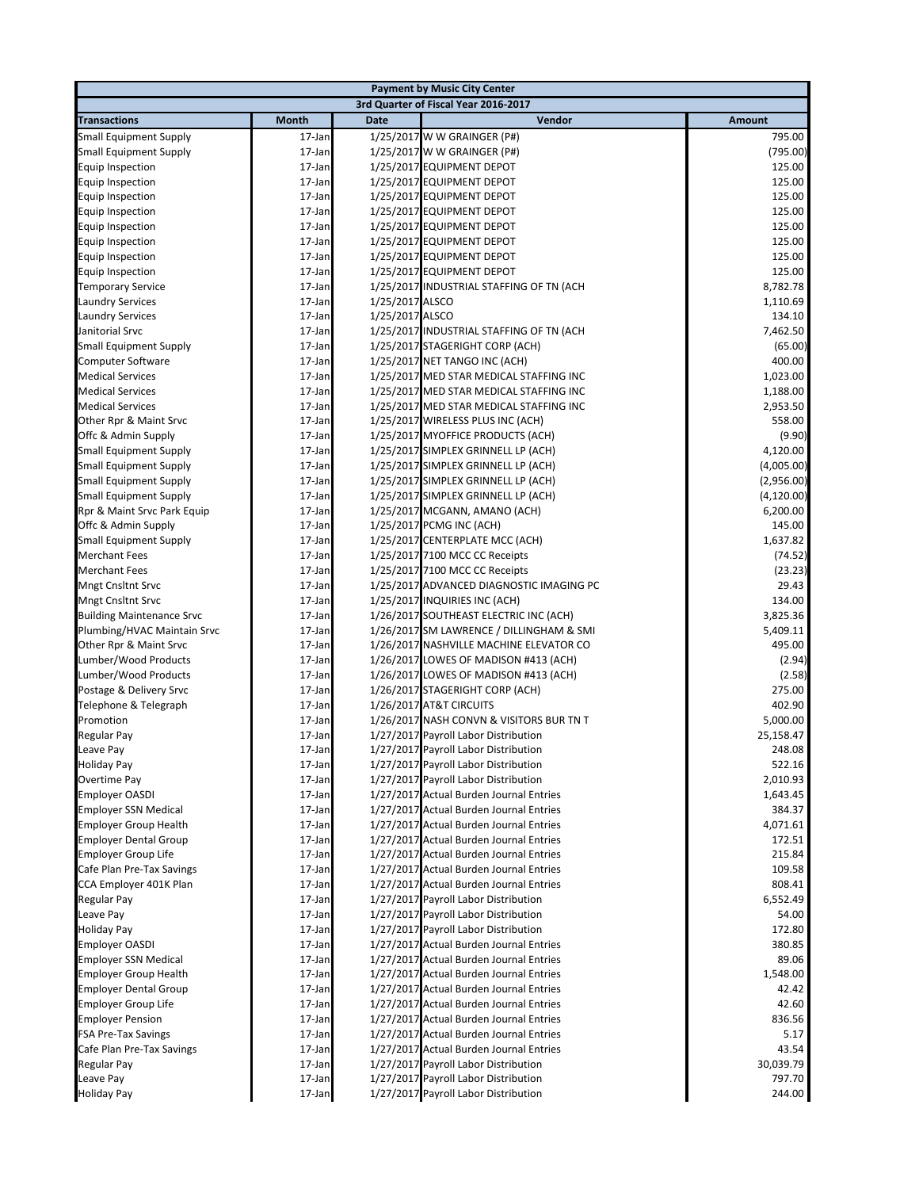| Payment by Music City Center | | | | |
|---|---|---|---|---|
| 3rd Quarter of Fiscal Year 2016-2017 | | | | |
| **Transactions** | **Month** | **Date** | **Vendor** | **Amount** |
| Small Equipment Supply | 17-Jan | 1/25/2017 | W W GRAINGER (P#) | 795.00 |
| Small Equipment Supply | 17-Jan | 1/25/2017 | W W GRAINGER (P#) | (795.00) |
| Equip Inspection | 17-Jan | 1/25/2017 | EQUIPMENT DEPOT | 125.00 |
| Equip Inspection | 17-Jan | 1/25/2017 | EQUIPMENT DEPOT | 125.00 |
| Equip Inspection | 17-Jan | 1/25/2017 | EQUIPMENT DEPOT | 125.00 |
| Equip Inspection | 17-Jan | 1/25/2017 | EQUIPMENT DEPOT | 125.00 |
| Equip Inspection | 17-Jan | 1/25/2017 | EQUIPMENT DEPOT | 125.00 |
| Equip Inspection | 17-Jan | 1/25/2017 | EQUIPMENT DEPOT | 125.00 |
| Equip Inspection | 17-Jan | 1/25/2017 | EQUIPMENT DEPOT | 125.00 |
| Equip Inspection | 17-Jan | 1/25/2017 | EQUIPMENT DEPOT | 125.00 |
| Temporary Service | 17-Jan | 1/25/2017 | INDUSTRIAL STAFFING OF TN (ACH | 8,782.78 |
| Laundry Services | 17-Jan | 1/25/2017 | ALSCO | 1,110.69 |
| Laundry Services | 17-Jan | 1/25/2017 | ALSCO | 134.10 |
| Janitorial Srvc | 17-Jan | 1/25/2017 | INDUSTRIAL STAFFING OF TN (ACH | 7,462.50 |
| Small Equipment Supply | 17-Jan | 1/25/2017 | STAGERIGHT CORP (ACH) | (65.00) |
| Computer Software | 17-Jan | 1/25/2017 | NET TANGO INC (ACH) | 400.00 |
| Medical Services | 17-Jan | 1/25/2017 | MED STAR MEDICAL STAFFING INC | 1,023.00 |
| Medical Services | 17-Jan | 1/25/2017 | MED STAR MEDICAL STAFFING INC | 1,188.00 |
| Medical Services | 17-Jan | 1/25/2017 | MED STAR MEDICAL STAFFING INC | 2,953.50 |
| Other Rpr & Maint Srvc | 17-Jan | 1/25/2017 | WIRELESS PLUS INC (ACH) | 558.00 |
| Offc & Admin Supply | 17-Jan | 1/25/2017 | MYOFFICE PRODUCTS (ACH) | (9.90) |
| Small Equipment Supply | 17-Jan | 1/25/2017 | SIMPLEX GRINNELL LP (ACH) | 4,120.00 |
| Small Equipment Supply | 17-Jan | 1/25/2017 | SIMPLEX GRINNELL LP (ACH) | (4,005.00) |
| Small Equipment Supply | 17-Jan | 1/25/2017 | SIMPLEX GRINNELL LP (ACH) | (2,956.00) |
| Small Equipment Supply | 17-Jan | 1/25/2017 | SIMPLEX GRINNELL LP (ACH) | (4,120.00) |
| Rpr & Maint Srvc Park Equip | 17-Jan | 1/25/2017 | MCGANN, AMANO (ACH) | 6,200.00 |
| Offc & Admin Supply | 17-Jan | 1/25/2017 | PCMG INC (ACH) | 145.00 |
| Small Equipment Supply | 17-Jan | 1/25/2017 | CENTERPLATE MCC (ACH) | 1,637.82 |
| Merchant Fees | 17-Jan | 1/25/2017 | 7100 MCC CC Receipts | (74.52) |
| Merchant Fees | 17-Jan | 1/25/2017 | 7100 MCC CC Receipts | (23.23) |
| Mngt Cnsltnt Srvc | 17-Jan | 1/25/2017 | ADVANCED DIAGNOSTIC IMAGING PC | 29.43 |
| Mngt Cnsltnt Srvc | 17-Jan | 1/25/2017 | INQUIRIES INC (ACH) | 134.00 |
| Building Maintenance Srvc | 17-Jan | 1/26/2017 | SOUTHEAST ELECTRIC INC (ACH) | 3,825.36 |
| Plumbing/HVAC Maintain Srvc | 17-Jan | 1/26/2017 | SM LAWRENCE / DILLINGHAM & SMI | 5,409.11 |
| Other Rpr & Maint Srvc | 17-Jan | 1/26/2017 | NASHVILLE MACHINE ELEVATOR CO | 495.00 |
| Lumber/Wood Products | 17-Jan | 1/26/2017 | LOWES OF MADISON #413 (ACH) | (2.94) |
| Lumber/Wood Products | 17-Jan | 1/26/2017 | LOWES OF MADISON #413 (ACH) | (2.58) |
| Postage & Delivery Srvc | 17-Jan | 1/26/2017 | STAGERIGHT CORP (ACH) | 275.00 |
| Telephone & Telegraph | 17-Jan | 1/26/2017 | AT&T CIRCUITS | 402.90 |
| Promotion | 17-Jan | 1/26/2017 | NASH CONVN & VISITORS BUR TN T | 5,000.00 |
| Regular Pay | 17-Jan | 1/27/2017 | Payroll Labor Distribution | 25,158.47 |
| Leave Pay | 17-Jan | 1/27/2017 | Payroll Labor Distribution | 248.08 |
| Holiday Pay | 17-Jan | 1/27/2017 | Payroll Labor Distribution | 522.16 |
| Overtime Pay | 17-Jan | 1/27/2017 | Payroll Labor Distribution | 2,010.93 |
| Employer OASDI | 17-Jan | 1/27/2017 | Actual Burden Journal Entries | 1,643.45 |
| Employer SSN Medical | 17-Jan | 1/27/2017 | Actual Burden Journal Entries | 384.37 |
| Employer Group Health | 17-Jan | 1/27/2017 | Actual Burden Journal Entries | 4,071.61 |
| Employer Dental Group | 17-Jan | 1/27/2017 | Actual Burden Journal Entries | 172.51 |
| Employer Group Life | 17-Jan | 1/27/2017 | Actual Burden Journal Entries | 215.84 |
| Cafe Plan Pre-Tax Savings | 17-Jan | 1/27/2017 | Actual Burden Journal Entries | 109.58 |
| CCA Employer 401K Plan | 17-Jan | 1/27/2017 | Actual Burden Journal Entries | 808.41 |
| Regular Pay | 17-Jan | 1/27/2017 | Payroll Labor Distribution | 6,552.49 |
| Leave Pay | 17-Jan | 1/27/2017 | Payroll Labor Distribution | 54.00 |
| Holiday Pay | 17-Jan | 1/27/2017 | Payroll Labor Distribution | 172.80 |
| Employer OASDI | 17-Jan | 1/27/2017 | Actual Burden Journal Entries | 380.85 |
| Employer SSN Medical | 17-Jan | 1/27/2017 | Actual Burden Journal Entries | 89.06 |
| Employer Group Health | 17-Jan | 1/27/2017 | Actual Burden Journal Entries | 1,548.00 |
| Employer Dental Group | 17-Jan | 1/27/2017 | Actual Burden Journal Entries | 42.42 |
| Employer Group Life | 17-Jan | 1/27/2017 | Actual Burden Journal Entries | 42.60 |
| Employer Pension | 17-Jan | 1/27/2017 | Actual Burden Journal Entries | 836.56 |
| FSA Pre-Tax Savings | 17-Jan | 1/27/2017 | Actual Burden Journal Entries | 5.17 |
| Cafe Plan Pre-Tax Savings | 17-Jan | 1/27/2017 | Actual Burden Journal Entries | 43.54 |
| Regular Pay | 17-Jan | 1/27/2017 | Payroll Labor Distribution | 30,039.79 |
| Leave Pay | 17-Jan | 1/27/2017 | Payroll Labor Distribution | 797.70 |
| Holiday Pay | 17-Jan | 1/27/2017 | Payroll Labor Distribution | 244.00 |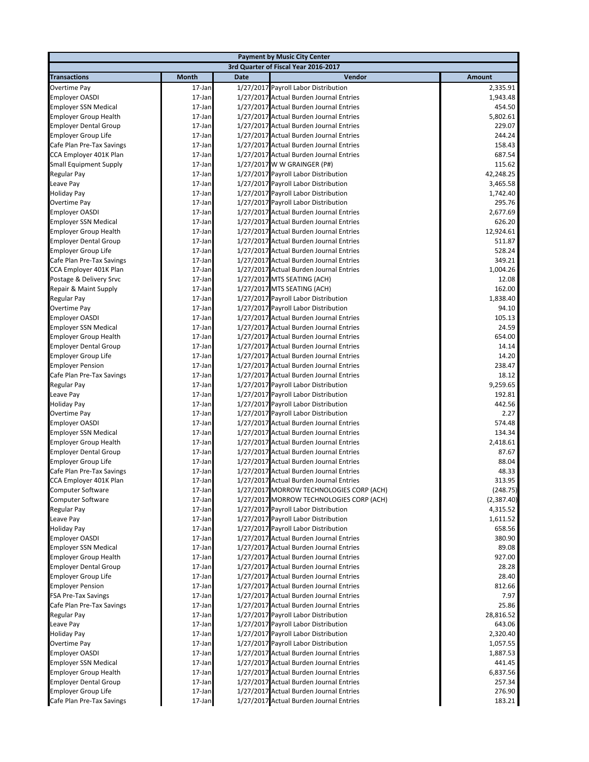| Payment by Music City Center | | | | |
|---|---|---|---|---|
| 3rd Quarter of Fiscal Year 2016-2017 | | | | |
| **Transactions** | **Month** | **Date** | **Vendor** | **Amount** |
| Overtime Pay | 17-Jan | 1/27/2017 | Payroll Labor Distribution | 2,335.91 |
| Employer OASDI | 17-Jan | 1/27/2017 | Actual Burden Journal Entries | 1,943.48 |
| Employer SSN Medical | 17-Jan | 1/27/2017 | Actual Burden Journal Entries | 454.50 |
| Employer Group Health | 17-Jan | 1/27/2017 | Actual Burden Journal Entries | 5,802.61 |
| Employer Dental Group | 17-Jan | 1/27/2017 | Actual Burden Journal Entries | 229.07 |
| Employer Group Life | 17-Jan | 1/27/2017 | Actual Burden Journal Entries | 244.24 |
| Cafe Plan Pre-Tax Savings | 17-Jan | 1/27/2017 | Actual Burden Journal Entries | 158.43 |
| CCA Employer 401K Plan | 17-Jan | 1/27/2017 | Actual Burden Journal Entries | 687.54 |
| Small Equipment Supply | 17-Jan | 1/27/2017 | W W GRAINGER (P#) | 115.62 |
| Regular Pay | 17-Jan | 1/27/2017 | Payroll Labor Distribution | 42,248.25 |
| Leave Pay | 17-Jan | 1/27/2017 | Payroll Labor Distribution | 3,465.58 |
| Holiday Pay | 17-Jan | 1/27/2017 | Payroll Labor Distribution | 1,742.40 |
| Overtime Pay | 17-Jan | 1/27/2017 | Payroll Labor Distribution | 295.76 |
| Employer OASDI | 17-Jan | 1/27/2017 | Actual Burden Journal Entries | 2,677.69 |
| Employer SSN Medical | 17-Jan | 1/27/2017 | Actual Burden Journal Entries | 626.20 |
| Employer Group Health | 17-Jan | 1/27/2017 | Actual Burden Journal Entries | 12,924.61 |
| Employer Dental Group | 17-Jan | 1/27/2017 | Actual Burden Journal Entries | 511.87 |
| Employer Group Life | 17-Jan | 1/27/2017 | Actual Burden Journal Entries | 528.24 |
| Cafe Plan Pre-Tax Savings | 17-Jan | 1/27/2017 | Actual Burden Journal Entries | 349.21 |
| CCA Employer 401K Plan | 17-Jan | 1/27/2017 | Actual Burden Journal Entries | 1,004.26 |
| Postage & Delivery Srvc | 17-Jan | 1/27/2017 | MTS SEATING (ACH) | 12.08 |
| Repair & Maint Supply | 17-Jan | 1/27/2017 | MTS SEATING (ACH) | 162.00 |
| Regular Pay | 17-Jan | 1/27/2017 | Payroll Labor Distribution | 1,838.40 |
| Overtime Pay | 17-Jan | 1/27/2017 | Payroll Labor Distribution | 94.10 |
| Employer OASDI | 17-Jan | 1/27/2017 | Actual Burden Journal Entries | 105.13 |
| Employer SSN Medical | 17-Jan | 1/27/2017 | Actual Burden Journal Entries | 24.59 |
| Employer Group Health | 17-Jan | 1/27/2017 | Actual Burden Journal Entries | 654.00 |
| Employer Dental Group | 17-Jan | 1/27/2017 | Actual Burden Journal Entries | 14.14 |
| Employer Group Life | 17-Jan | 1/27/2017 | Actual Burden Journal Entries | 14.20 |
| Employer Pension | 17-Jan | 1/27/2017 | Actual Burden Journal Entries | 238.47 |
| Cafe Plan Pre-Tax Savings | 17-Jan | 1/27/2017 | Actual Burden Journal Entries | 18.12 |
| Regular Pay | 17-Jan | 1/27/2017 | Payroll Labor Distribution | 9,259.65 |
| Leave Pay | 17-Jan | 1/27/2017 | Payroll Labor Distribution | 192.81 |
| Holiday Pay | 17-Jan | 1/27/2017 | Payroll Labor Distribution | 442.56 |
| Overtime Pay | 17-Jan | 1/27/2017 | Payroll Labor Distribution | 2.27 |
| Employer OASDI | 17-Jan | 1/27/2017 | Actual Burden Journal Entries | 574.48 |
| Employer SSN Medical | 17-Jan | 1/27/2017 | Actual Burden Journal Entries | 134.34 |
| Employer Group Health | 17-Jan | 1/27/2017 | Actual Burden Journal Entries | 2,418.61 |
| Employer Dental Group | 17-Jan | 1/27/2017 | Actual Burden Journal Entries | 87.67 |
| Employer Group Life | 17-Jan | 1/27/2017 | Actual Burden Journal Entries | 88.04 |
| Cafe Plan Pre-Tax Savings | 17-Jan | 1/27/2017 | Actual Burden Journal Entries | 48.33 |
| CCA Employer 401K Plan | 17-Jan | 1/27/2017 | Actual Burden Journal Entries | 313.95 |
| Computer Software | 17-Jan | 1/27/2017 | MORROW TECHNOLOGIES CORP (ACH) | (248.75) |
| Computer Software | 17-Jan | 1/27/2017 | MORROW TECHNOLOGIES CORP (ACH) | (2,387.40) |
| Regular Pay | 17-Jan | 1/27/2017 | Payroll Labor Distribution | 4,315.52 |
| Leave Pay | 17-Jan | 1/27/2017 | Payroll Labor Distribution | 1,611.52 |
| Holiday Pay | 17-Jan | 1/27/2017 | Payroll Labor Distribution | 658.56 |
| Employer OASDI | 17-Jan | 1/27/2017 | Actual Burden Journal Entries | 380.90 |
| Employer SSN Medical | 17-Jan | 1/27/2017 | Actual Burden Journal Entries | 89.08 |
| Employer Group Health | 17-Jan | 1/27/2017 | Actual Burden Journal Entries | 927.00 |
| Employer Dental Group | 17-Jan | 1/27/2017 | Actual Burden Journal Entries | 28.28 |
| Employer Group Life | 17-Jan | 1/27/2017 | Actual Burden Journal Entries | 28.40 |
| Employer Pension | 17-Jan | 1/27/2017 | Actual Burden Journal Entries | 812.66 |
| FSA Pre-Tax Savings | 17-Jan | 1/27/2017 | Actual Burden Journal Entries | 7.97 |
| Cafe Plan Pre-Tax Savings | 17-Jan | 1/27/2017 | Actual Burden Journal Entries | 25.86 |
| Regular Pay | 17-Jan | 1/27/2017 | Payroll Labor Distribution | 28,816.52 |
| Leave Pay | 17-Jan | 1/27/2017 | Payroll Labor Distribution | 643.06 |
| Holiday Pay | 17-Jan | 1/27/2017 | Payroll Labor Distribution | 2,320.40 |
| Overtime Pay | 17-Jan | 1/27/2017 | Payroll Labor Distribution | 1,057.55 |
| Employer OASDI | 17-Jan | 1/27/2017 | Actual Burden Journal Entries | 1,887.53 |
| Employer SSN Medical | 17-Jan | 1/27/2017 | Actual Burden Journal Entries | 441.45 |
| Employer Group Health | 17-Jan | 1/27/2017 | Actual Burden Journal Entries | 6,837.56 |
| Employer Dental Group | 17-Jan | 1/27/2017 | Actual Burden Journal Entries | 257.34 |
| Employer Group Life | 17-Jan | 1/27/2017 | Actual Burden Journal Entries | 276.90 |
| Cafe Plan Pre-Tax Savings | 17-Jan | 1/27/2017 | Actual Burden Journal Entries | 183.21 |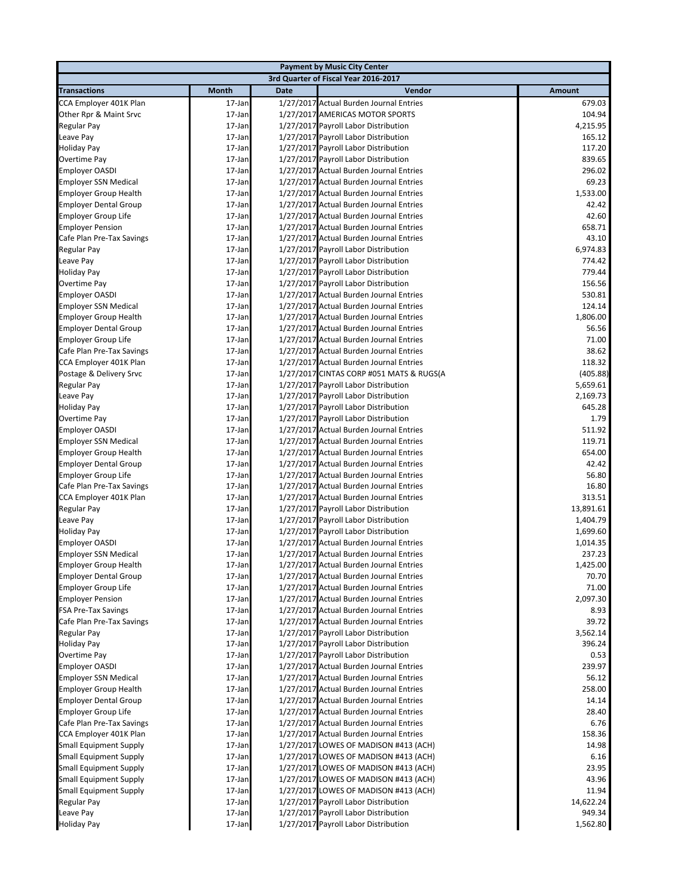| Payment by Music City Center | | | | |
|---|---|---|---|---|
| 3rd Quarter of Fiscal Year 2016-2017 | | | | |
| **Transactions** | **Month** | **Date** | **Vendor** | **Amount** |
| CCA Employer 401K Plan | 17-Jan | 1/27/2017 | Actual Burden Journal Entries | 679.03 |
| Other Rpr & Maint Srvc | 17-Jan | 1/27/2017 | AMERICAS MOTOR SPORTS | 104.94 |
| Regular Pay | 17-Jan | 1/27/2017 | Payroll Labor Distribution | 4,215.95 |
| Leave Pay | 17-Jan | 1/27/2017 | Payroll Labor Distribution | 165.12 |
| Holiday Pay | 17-Jan | 1/27/2017 | Payroll Labor Distribution | 117.20 |
| Overtime Pay | 17-Jan | 1/27/2017 | Payroll Labor Distribution | 839.65 |
| Employer OASDI | 17-Jan | 1/27/2017 | Actual Burden Journal Entries | 296.02 |
| Employer SSN Medical | 17-Jan | 1/27/2017 | Actual Burden Journal Entries | 69.23 |
| Employer Group Health | 17-Jan | 1/27/2017 | Actual Burden Journal Entries | 1,533.00 |
| Employer Dental Group | 17-Jan | 1/27/2017 | Actual Burden Journal Entries | 42.42 |
| Employer Group Life | 17-Jan | 1/27/2017 | Actual Burden Journal Entries | 42.60 |
| Employer Pension | 17-Jan | 1/27/2017 | Actual Burden Journal Entries | 658.71 |
| Cafe Plan Pre-Tax Savings | 17-Jan | 1/27/2017 | Actual Burden Journal Entries | 43.10 |
| Regular Pay | 17-Jan | 1/27/2017 | Payroll Labor Distribution | 6,974.83 |
| Leave Pay | 17-Jan | 1/27/2017 | Payroll Labor Distribution | 774.42 |
| Holiday Pay | 17-Jan | 1/27/2017 | Payroll Labor Distribution | 779.44 |
| Overtime Pay | 17-Jan | 1/27/2017 | Payroll Labor Distribution | 156.56 |
| Employer OASDI | 17-Jan | 1/27/2017 | Actual Burden Journal Entries | 530.81 |
| Employer SSN Medical | 17-Jan | 1/27/2017 | Actual Burden Journal Entries | 124.14 |
| Employer Group Health | 17-Jan | 1/27/2017 | Actual Burden Journal Entries | 1,806.00 |
| Employer Dental Group | 17-Jan | 1/27/2017 | Actual Burden Journal Entries | 56.56 |
| Employer Group Life | 17-Jan | 1/27/2017 | Actual Burden Journal Entries | 71.00 |
| Cafe Plan Pre-Tax Savings | 17-Jan | 1/27/2017 | Actual Burden Journal Entries | 38.62 |
| CCA Employer 401K Plan | 17-Jan | 1/27/2017 | Actual Burden Journal Entries | 118.32 |
| Postage & Delivery Srvc | 17-Jan | 1/27/2017 | CINTAS CORP #051 MATS & RUGS(A | (405.88) |
| Regular Pay | 17-Jan | 1/27/2017 | Payroll Labor Distribution | 5,659.61 |
| Leave Pay | 17-Jan | 1/27/2017 | Payroll Labor Distribution | 2,169.73 |
| Holiday Pay | 17-Jan | 1/27/2017 | Payroll Labor Distribution | 645.28 |
| Overtime Pay | 17-Jan | 1/27/2017 | Payroll Labor Distribution | 1.79 |
| Employer OASDI | 17-Jan | 1/27/2017 | Actual Burden Journal Entries | 511.92 |
| Employer SSN Medical | 17-Jan | 1/27/2017 | Actual Burden Journal Entries | 119.71 |
| Employer Group Health | 17-Jan | 1/27/2017 | Actual Burden Journal Entries | 654.00 |
| Employer Dental Group | 17-Jan | 1/27/2017 | Actual Burden Journal Entries | 42.42 |
| Employer Group Life | 17-Jan | 1/27/2017 | Actual Burden Journal Entries | 56.80 |
| Cafe Plan Pre-Tax Savings | 17-Jan | 1/27/2017 | Actual Burden Journal Entries | 16.80 |
| CCA Employer 401K Plan | 17-Jan | 1/27/2017 | Actual Burden Journal Entries | 313.51 |
| Regular Pay | 17-Jan | 1/27/2017 | Payroll Labor Distribution | 13,891.61 |
| Leave Pay | 17-Jan | 1/27/2017 | Payroll Labor Distribution | 1,404.79 |
| Holiday Pay | 17-Jan | 1/27/2017 | Payroll Labor Distribution | 1,699.60 |
| Employer OASDI | 17-Jan | 1/27/2017 | Actual Burden Journal Entries | 1,014.35 |
| Employer SSN Medical | 17-Jan | 1/27/2017 | Actual Burden Journal Entries | 237.23 |
| Employer Group Health | 17-Jan | 1/27/2017 | Actual Burden Journal Entries | 1,425.00 |
| Employer Dental Group | 17-Jan | 1/27/2017 | Actual Burden Journal Entries | 70.70 |
| Employer Group Life | 17-Jan | 1/27/2017 | Actual Burden Journal Entries | 71.00 |
| Employer Pension | 17-Jan | 1/27/2017 | Actual Burden Journal Entries | 2,097.30 |
| FSA Pre-Tax Savings | 17-Jan | 1/27/2017 | Actual Burden Journal Entries | 8.93 |
| Cafe Plan Pre-Tax Savings | 17-Jan | 1/27/2017 | Actual Burden Journal Entries | 39.72 |
| Regular Pay | 17-Jan | 1/27/2017 | Payroll Labor Distribution | 3,562.14 |
| Holiday Pay | 17-Jan | 1/27/2017 | Payroll Labor Distribution | 396.24 |
| Overtime Pay | 17-Jan | 1/27/2017 | Payroll Labor Distribution | 0.53 |
| Employer OASDI | 17-Jan | 1/27/2017 | Actual Burden Journal Entries | 239.97 |
| Employer SSN Medical | 17-Jan | 1/27/2017 | Actual Burden Journal Entries | 56.12 |
| Employer Group Health | 17-Jan | 1/27/2017 | Actual Burden Journal Entries | 258.00 |
| Employer Dental Group | 17-Jan | 1/27/2017 | Actual Burden Journal Entries | 14.14 |
| Employer Group Life | 17-Jan | 1/27/2017 | Actual Burden Journal Entries | 28.40 |
| Cafe Plan Pre-Tax Savings | 17-Jan | 1/27/2017 | Actual Burden Journal Entries | 6.76 |
| CCA Employer 401K Plan | 17-Jan | 1/27/2017 | Actual Burden Journal Entries | 158.36 |
| Small Equipment Supply | 17-Jan | 1/27/2017 | LOWES OF MADISON #413 (ACH) | 14.98 |
| Small Equipment Supply | 17-Jan | 1/27/2017 | LOWES OF MADISON #413 (ACH) | 6.16 |
| Small Equipment Supply | 17-Jan | 1/27/2017 | LOWES OF MADISON #413 (ACH) | 23.95 |
| Small Equipment Supply | 17-Jan | 1/27/2017 | LOWES OF MADISON #413 (ACH) | 43.96 |
| Small Equipment Supply | 17-Jan | 1/27/2017 | LOWES OF MADISON #413 (ACH) | 11.94 |
| Regular Pay | 17-Jan | 1/27/2017 | Payroll Labor Distribution | 14,622.24 |
| Leave Pay | 17-Jan | 1/27/2017 | Payroll Labor Distribution | 949.34 |
| Holiday Pay | 17-Jan | 1/27/2017 | Payroll Labor Distribution | 1,562.80 |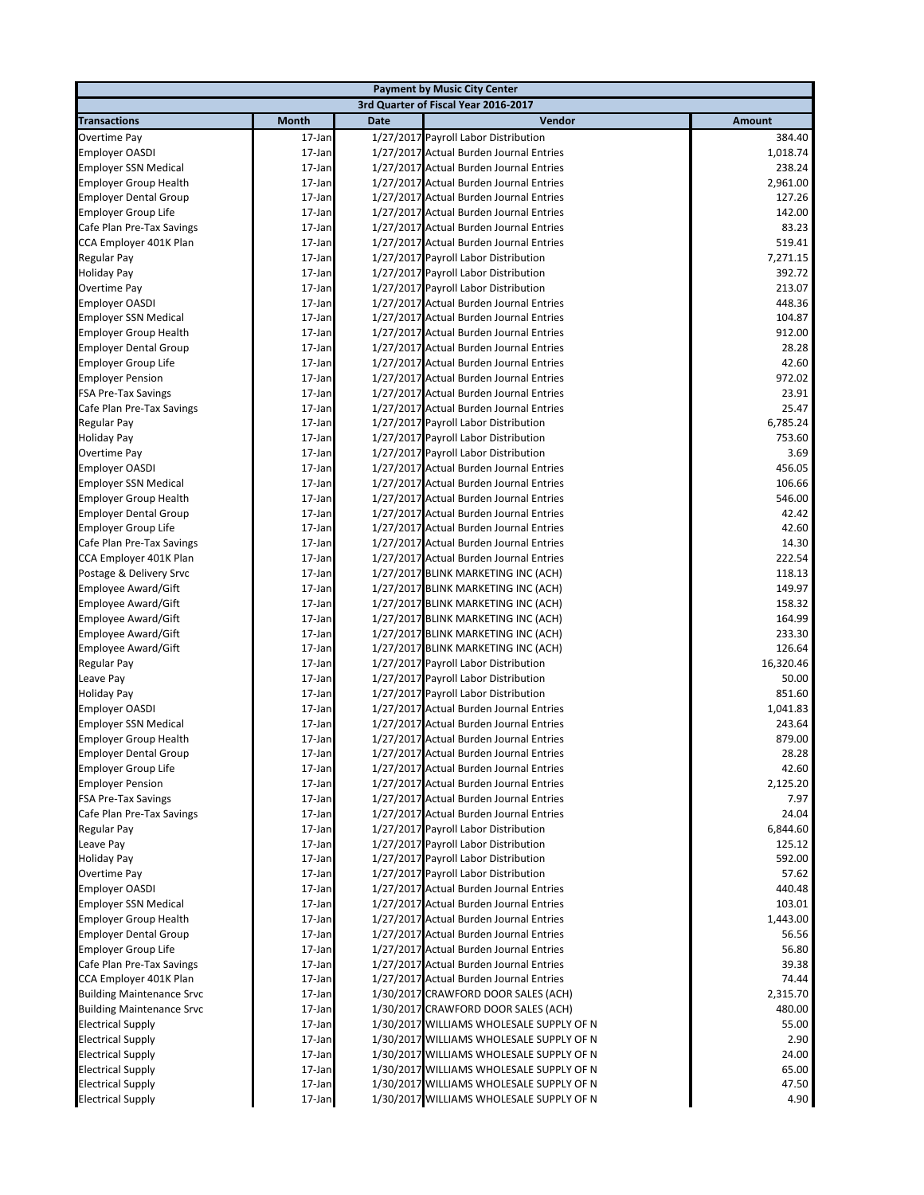| Payment by Music City Center | | | | |
|---|---|---|---|---|
| 3rd Quarter of Fiscal Year 2016-2017 | | | | |
| **Transactions** | **Month** | **Date** | **Vendor** | **Amount** |
| Overtime Pay | 17-Jan | 1/27/2017 | Payroll Labor Distribution | 384.40 |
| Employer OASDI | 17-Jan | 1/27/2017 | Actual Burden Journal Entries | 1,018.74 |
| Employer SSN Medical | 17-Jan | 1/27/2017 | Actual Burden Journal Entries | 238.24 |
| Employer Group Health | 17-Jan | 1/27/2017 | Actual Burden Journal Entries | 2,961.00 |
| Employer Dental Group | 17-Jan | 1/27/2017 | Actual Burden Journal Entries | 127.26 |
| Employer Group Life | 17-Jan | 1/27/2017 | Actual Burden Journal Entries | 142.00 |
| Cafe Plan Pre-Tax Savings | 17-Jan | 1/27/2017 | Actual Burden Journal Entries | 83.23 |
| CCA Employer 401K Plan | 17-Jan | 1/27/2017 | Actual Burden Journal Entries | 519.41 |
| Regular Pay | 17-Jan | 1/27/2017 | Payroll Labor Distribution | 7,271.15 |
| Holiday Pay | 17-Jan | 1/27/2017 | Payroll Labor Distribution | 392.72 |
| Overtime Pay | 17-Jan | 1/27/2017 | Payroll Labor Distribution | 213.07 |
| Employer OASDI | 17-Jan | 1/27/2017 | Actual Burden Journal Entries | 448.36 |
| Employer SSN Medical | 17-Jan | 1/27/2017 | Actual Burden Journal Entries | 104.87 |
| Employer Group Health | 17-Jan | 1/27/2017 | Actual Burden Journal Entries | 912.00 |
| Employer Dental Group | 17-Jan | 1/27/2017 | Actual Burden Journal Entries | 28.28 |
| Employer Group Life | 17-Jan | 1/27/2017 | Actual Burden Journal Entries | 42.60 |
| Employer Pension | 17-Jan | 1/27/2017 | Actual Burden Journal Entries | 972.02 |
| FSA Pre-Tax Savings | 17-Jan | 1/27/2017 | Actual Burden Journal Entries | 23.91 |
| Cafe Plan Pre-Tax Savings | 17-Jan | 1/27/2017 | Actual Burden Journal Entries | 25.47 |
| Regular Pay | 17-Jan | 1/27/2017 | Payroll Labor Distribution | 6,785.24 |
| Holiday Pay | 17-Jan | 1/27/2017 | Payroll Labor Distribution | 753.60 |
| Overtime Pay | 17-Jan | 1/27/2017 | Payroll Labor Distribution | 3.69 |
| Employer OASDI | 17-Jan | 1/27/2017 | Actual Burden Journal Entries | 456.05 |
| Employer SSN Medical | 17-Jan | 1/27/2017 | Actual Burden Journal Entries | 106.66 |
| Employer Group Health | 17-Jan | 1/27/2017 | Actual Burden Journal Entries | 546.00 |
| Employer Dental Group | 17-Jan | 1/27/2017 | Actual Burden Journal Entries | 42.42 |
| Employer Group Life | 17-Jan | 1/27/2017 | Actual Burden Journal Entries | 42.60 |
| Cafe Plan Pre-Tax Savings | 17-Jan | 1/27/2017 | Actual Burden Journal Entries | 14.30 |
| CCA Employer 401K Plan | 17-Jan | 1/27/2017 | Actual Burden Journal Entries | 222.54 |
| Postage & Delivery Srvc | 17-Jan | 1/27/2017 | BLINK MARKETING INC (ACH) | 118.13 |
| Employee Award/Gift | 17-Jan | 1/27/2017 | BLINK MARKETING INC (ACH) | 149.97 |
| Employee Award/Gift | 17-Jan | 1/27/2017 | BLINK MARKETING INC (ACH) | 158.32 |
| Employee Award/Gift | 17-Jan | 1/27/2017 | BLINK MARKETING INC (ACH) | 164.99 |
| Employee Award/Gift | 17-Jan | 1/27/2017 | BLINK MARKETING INC (ACH) | 233.30 |
| Employee Award/Gift | 17-Jan | 1/27/2017 | BLINK MARKETING INC (ACH) | 126.64 |
| Regular Pay | 17-Jan | 1/27/2017 | Payroll Labor Distribution | 16,320.46 |
| Leave Pay | 17-Jan | 1/27/2017 | Payroll Labor Distribution | 50.00 |
| Holiday Pay | 17-Jan | 1/27/2017 | Payroll Labor Distribution | 851.60 |
| Employer OASDI | 17-Jan | 1/27/2017 | Actual Burden Journal Entries | 1,041.83 |
| Employer SSN Medical | 17-Jan | 1/27/2017 | Actual Burden Journal Entries | 243.64 |
| Employer Group Health | 17-Jan | 1/27/2017 | Actual Burden Journal Entries | 879.00 |
| Employer Dental Group | 17-Jan | 1/27/2017 | Actual Burden Journal Entries | 28.28 |
| Employer Group Life | 17-Jan | 1/27/2017 | Actual Burden Journal Entries | 42.60 |
| Employer Pension | 17-Jan | 1/27/2017 | Actual Burden Journal Entries | 2,125.20 |
| FSA Pre-Tax Savings | 17-Jan | 1/27/2017 | Actual Burden Journal Entries | 7.97 |
| Cafe Plan Pre-Tax Savings | 17-Jan | 1/27/2017 | Actual Burden Journal Entries | 24.04 |
| Regular Pay | 17-Jan | 1/27/2017 | Payroll Labor Distribution | 6,844.60 |
| Leave Pay | 17-Jan | 1/27/2017 | Payroll Labor Distribution | 125.12 |
| Holiday Pay | 17-Jan | 1/27/2017 | Payroll Labor Distribution | 592.00 |
| Overtime Pay | 17-Jan | 1/27/2017 | Payroll Labor Distribution | 57.62 |
| Employer OASDI | 17-Jan | 1/27/2017 | Actual Burden Journal Entries | 440.48 |
| Employer SSN Medical | 17-Jan | 1/27/2017 | Actual Burden Journal Entries | 103.01 |
| Employer Group Health | 17-Jan | 1/27/2017 | Actual Burden Journal Entries | 1,443.00 |
| Employer Dental Group | 17-Jan | 1/27/2017 | Actual Burden Journal Entries | 56.56 |
| Employer Group Life | 17-Jan | 1/27/2017 | Actual Burden Journal Entries | 56.80 |
| Cafe Plan Pre-Tax Savings | 17-Jan | 1/27/2017 | Actual Burden Journal Entries | 39.38 |
| CCA Employer 401K Plan | 17-Jan | 1/27/2017 | Actual Burden Journal Entries | 74.44 |
| Building Maintenance Srvc | 17-Jan | 1/30/2017 | CRAWFORD DOOR SALES (ACH) | 2,315.70 |
| Building Maintenance Srvc | 17-Jan | 1/30/2017 | CRAWFORD DOOR SALES (ACH) | 480.00 |
| Electrical Supply | 17-Jan | 1/30/2017 | WILLIAMS WHOLESALE SUPPLY OF N | 55.00 |
| Electrical Supply | 17-Jan | 1/30/2017 | WILLIAMS WHOLESALE SUPPLY OF N | 2.90 |
| Electrical Supply | 17-Jan | 1/30/2017 | WILLIAMS WHOLESALE SUPPLY OF N | 24.00 |
| Electrical Supply | 17-Jan | 1/30/2017 | WILLIAMS WHOLESALE SUPPLY OF N | 65.00 |
| Electrical Supply | 17-Jan | 1/30/2017 | WILLIAMS WHOLESALE SUPPLY OF N | 47.50 |
| Electrical Supply | 17-Jan | 1/30/2017 | WILLIAMS WHOLESALE SUPPLY OF N | 4.90 |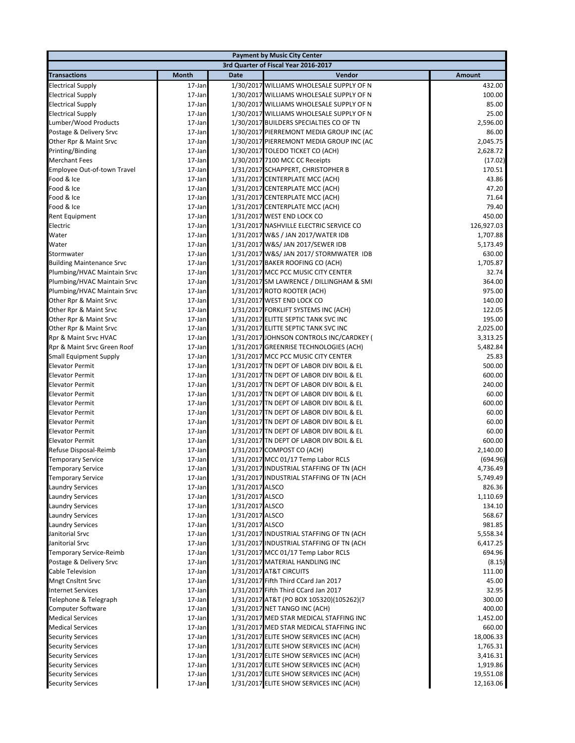| Payment by Music City Center | | | | |
|---|---|---|---|---|
| 3rd Quarter of Fiscal Year 2016-2017 | | | | |
| **Transactions** | **Month** | **Date** | **Vendor** | **Amount** |
| Electrical Supply | 17-Jan | 1/30/2017 | WILLIAMS WHOLESALE SUPPLY OF N | 432.00 |
| Electrical Supply | 17-Jan | 1/30/2017 | WILLIAMS WHOLESALE SUPPLY OF N | 100.00 |
| Electrical Supply | 17-Jan | 1/30/2017 | WILLIAMS WHOLESALE SUPPLY OF N | 85.00 |
| Electrical Supply | 17-Jan | 1/30/2017 | WILLIAMS WHOLESALE SUPPLY OF N | 25.00 |
| Lumber/Wood Products | 17-Jan | 1/30/2017 | BUILDERS SPECIALTIES CO OF TN | 2,596.00 |
| Postage & Delivery Srvc | 17-Jan | 1/30/2017 | PIERREMONT MEDIA GROUP INC (AC | 86.00 |
| Other Rpr & Maint Srvc | 17-Jan | 1/30/2017 | PIERREMONT MEDIA GROUP INC (AC | 2,045.75 |
| Printing/Binding | 17-Jan | 1/30/2017 | TOLEDO TICKET CO (ACH) | 2,628.72 |
| Merchant Fees | 17-Jan | 1/30/2017 | 7100 MCC CC Receipts | (17.02) |
| Employee Out-of-town Travel | 17-Jan | 1/31/2017 | SCHAPPERT, CHRISTOPHER B | 170.51 |
| Food & Ice | 17-Jan | 1/31/2017 | CENTERPLATE MCC (ACH) | 43.86 |
| Food & Ice | 17-Jan | 1/31/2017 | CENTERPLATE MCC (ACH) | 47.20 |
| Food & Ice | 17-Jan | 1/31/2017 | CENTERPLATE MCC (ACH) | 71.64 |
| Food & Ice | 17-Jan | 1/31/2017 | CENTERPLATE MCC (ACH) | 79.40 |
| Rent Equipment | 17-Jan | 1/31/2017 | WEST END LOCK CO | 450.00 |
| Electric | 17-Jan | 1/31/2017 | NASHVILLE ELECTRIC SERVICE CO | 126,927.03 |
| Water | 17-Jan | 1/31/2017 | W&S / JAN 2017/WATER IDB | 1,707.88 |
| Water | 17-Jan | 1/31/2017 | W&S/ JAN 2017/SEWER IDB | 5,173.49 |
| Stormwater | 17-Jan | 1/31/2017 | W&S/ JAN 2017/ STORMWATER IDB | 630.00 |
| Building Maintenance Srvc | 17-Jan | 1/31/2017 | BAKER ROOFING CO (ACH) | 1,705.87 |
| Plumbing/HVAC Maintain Srvc | 17-Jan | 1/31/2017 | MCC PCC MUSIC CITY CENTER | 32.74 |
| Plumbing/HVAC Maintain Srvc | 17-Jan | 1/31/2017 | SM LAWRENCE / DILLINGHAM & SMI | 364.00 |
| Plumbing/HVAC Maintain Srvc | 17-Jan | 1/31/2017 | ROTO ROOTER (ACH) | 975.00 |
| Other Rpr & Maint Srvc | 17-Jan | 1/31/2017 | WEST END LOCK CO | 140.00 |
| Other Rpr & Maint Srvc | 17-Jan | 1/31/2017 | FORKLIFT SYSTEMS INC (ACH) | 122.05 |
| Other Rpr & Maint Srvc | 17-Jan | 1/31/2017 | ELITTE SEPTIC TANK SVC INC | 195.00 |
| Other Rpr & Maint Srvc | 17-Jan | 1/31/2017 | ELITTE SEPTIC TANK SVC INC | 2,025.00 |
| Rpr & Maint Srvc HVAC | 17-Jan | 1/31/2017 | JOHNSON CONTROLS INC/CARDKEY ( | 3,313.25 |
| Rpr & Maint Srvc Green Roof | 17-Jan | 1/31/2017 | GREENRISE TECHNOLOGIES (ACH) | 5,482.84 |
| Small Equipment Supply | 17-Jan | 1/31/2017 | MCC PCC MUSIC CITY CENTER | 25.83 |
| Elevator Permit | 17-Jan | 1/31/2017 | TN DEPT OF LABOR DIV BOIL & EL | 500.00 |
| Elevator Permit | 17-Jan | 1/31/2017 | TN DEPT OF LABOR DIV BOIL & EL | 600.00 |
| Elevator Permit | 17-Jan | 1/31/2017 | TN DEPT OF LABOR DIV BOIL & EL | 240.00 |
| Elevator Permit | 17-Jan | 1/31/2017 | TN DEPT OF LABOR DIV BOIL & EL | 60.00 |
| Elevator Permit | 17-Jan | 1/31/2017 | TN DEPT OF LABOR DIV BOIL & EL | 600.00 |
| Elevator Permit | 17-Jan | 1/31/2017 | TN DEPT OF LABOR DIV BOIL & EL | 60.00 |
| Elevator Permit | 17-Jan | 1/31/2017 | TN DEPT OF LABOR DIV BOIL & EL | 60.00 |
| Elevator Permit | 17-Jan | 1/31/2017 | TN DEPT OF LABOR DIV BOIL & EL | 60.00 |
| Elevator Permit | 17-Jan | 1/31/2017 | TN DEPT OF LABOR DIV BOIL & EL | 600.00 |
| Refuse Disposal-Reimb | 17-Jan | 1/31/2017 | COMPOST CO (ACH) | 2,140.00 |
| Temporary Service | 17-Jan | 1/31/2017 | MCC 01/17 Temp Labor RCLS | (694.96) |
| Temporary Service | 17-Jan | 1/31/2017 | INDUSTRIAL STAFFING OF TN (ACH | 4,736.49 |
| Temporary Service | 17-Jan | 1/31/2017 | INDUSTRIAL STAFFING OF TN (ACH | 5,749.49 |
| Laundry Services | 17-Jan | 1/31/2017 | ALSCO | 826.36 |
| Laundry Services | 17-Jan | 1/31/2017 | ALSCO | 1,110.69 |
| Laundry Services | 17-Jan | 1/31/2017 | ALSCO | 134.10 |
| Laundry Services | 17-Jan | 1/31/2017 | ALSCO | 568.67 |
| Laundry Services | 17-Jan | 1/31/2017 | ALSCO | 981.85 |
| Janitorial Srvc | 17-Jan | 1/31/2017 | INDUSTRIAL STAFFING OF TN (ACH | 5,558.34 |
| Janitorial Srvc | 17-Jan | 1/31/2017 | INDUSTRIAL STAFFING OF TN (ACH | 6,417.25 |
| Temporary Service-Reimb | 17-Jan | 1/31/2017 | MCC 01/17 Temp Labor RCLS | 694.96 |
| Postage & Delivery Srvc | 17-Jan | 1/31/2017 | MATERIAL HANDLING INC | (8.15) |
| Cable Television | 17-Jan | 1/31/2017 | AT&T CIRCUITS | 111.00 |
| Mngt Cnsltnt Srvc | 17-Jan | 1/31/2017 | Fifth Third CCard Jan 2017 | 45.00 |
| Internet Services | 17-Jan | 1/31/2017 | Fifth Third CCard Jan 2017 | 32.95 |
| Telephone & Telegraph | 17-Jan | 1/31/2017 | AT&T (PO BOX 105320)(105262)(7 | 300.00 |
| Computer Software | 17-Jan | 1/31/2017 | NET TANGO INC (ACH) | 400.00 |
| Medical Services | 17-Jan | 1/31/2017 | MED STAR MEDICAL STAFFING INC | 1,452.00 |
| Medical Services | 17-Jan | 1/31/2017 | MED STAR MEDICAL STAFFING INC | 660.00 |
| Security Services | 17-Jan | 1/31/2017 | ELITE SHOW SERVICES INC (ACH) | 18,006.33 |
| Security Services | 17-Jan | 1/31/2017 | ELITE SHOW SERVICES INC (ACH) | 1,765.31 |
| Security Services | 17-Jan | 1/31/2017 | ELITE SHOW SERVICES INC (ACH) | 3,416.31 |
| Security Services | 17-Jan | 1/31/2017 | ELITE SHOW SERVICES INC (ACH) | 1,919.86 |
| Security Services | 17-Jan | 1/31/2017 | ELITE SHOW SERVICES INC (ACH) | 19,551.08 |
| Security Services | 17-Jan | 1/31/2017 | ELITE SHOW SERVICES INC (ACH) | 12,163.06 |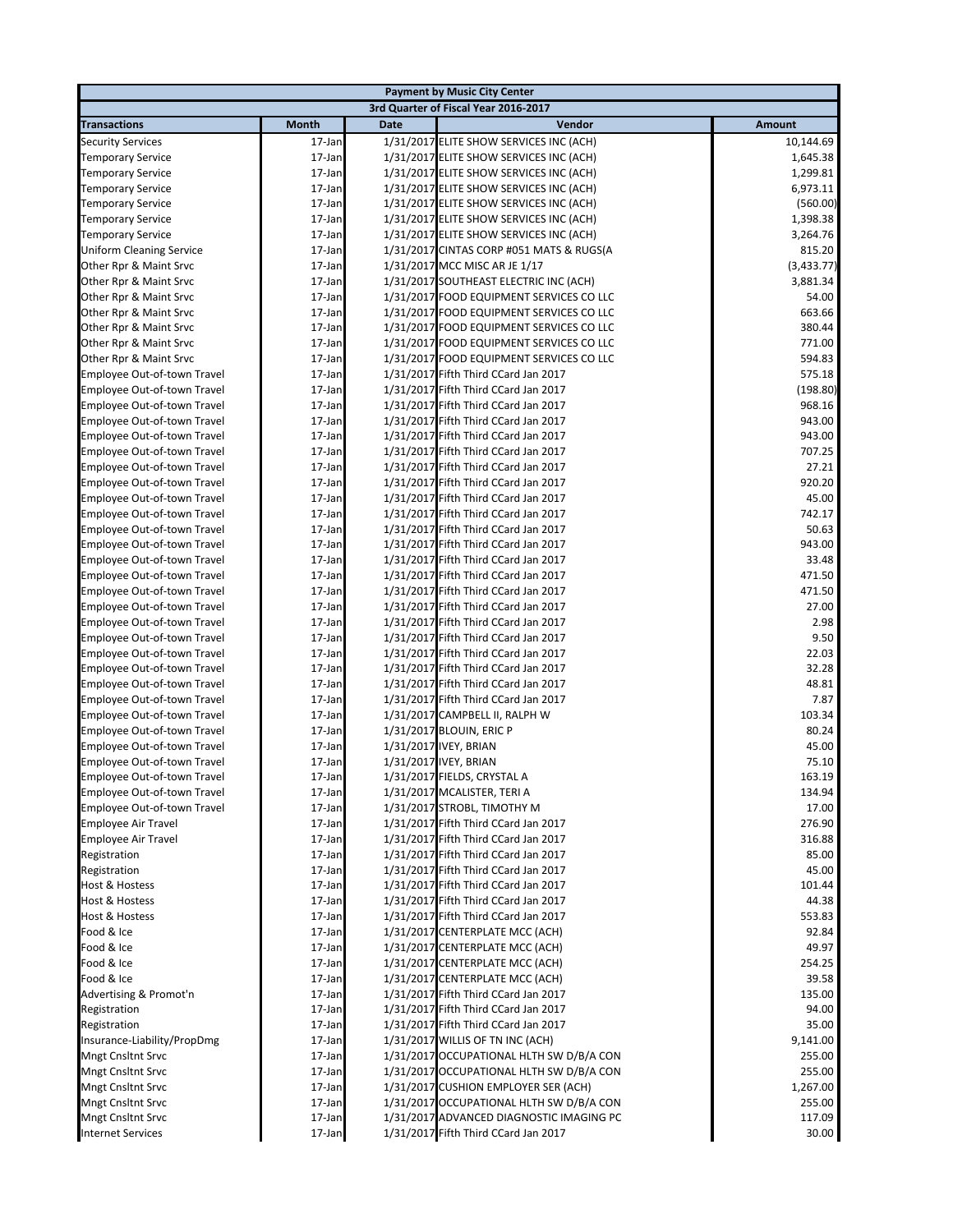| Payment by Music City Center | | | | |
|---|---|---|---|---|
| 3rd Quarter of Fiscal Year 2016-2017 | | | | |
| **Transactions** | **Month** | **Date** | **Vendor** | **Amount** |
| Security Services | 17-Jan | 1/31/2017 | ELITE SHOW SERVICES INC (ACH) | 10,144.69 |
| Temporary Service | 17-Jan | 1/31/2017 | ELITE SHOW SERVICES INC (ACH) | 1,645.38 |
| Temporary Service | 17-Jan | 1/31/2017 | ELITE SHOW SERVICES INC (ACH) | 1,299.81 |
| Temporary Service | 17-Jan | 1/31/2017 | ELITE SHOW SERVICES INC (ACH) | 6,973.11 |
| Temporary Service | 17-Jan | 1/31/2017 | ELITE SHOW SERVICES INC (ACH) | (560.00) |
| Temporary Service | 17-Jan | 1/31/2017 | ELITE SHOW SERVICES INC (ACH) | 1,398.38 |
| Temporary Service | 17-Jan | 1/31/2017 | ELITE SHOW SERVICES INC (ACH) | 3,264.76 |
| Uniform Cleaning Service | 17-Jan | 1/31/2017 | CINTAS CORP #051 MATS & RUGS(A | 815.20 |
| Other Rpr & Maint Srvc | 17-Jan | 1/31/2017 | MCC MISC AR JE 1/17 | (3,433.77) |
| Other Rpr & Maint Srvc | 17-Jan | 1/31/2017 | SOUTHEAST ELECTRIC INC (ACH) | 3,881.34 |
| Other Rpr & Maint Srvc | 17-Jan | 1/31/2017 | FOOD EQUIPMENT SERVICES CO LLC | 54.00 |
| Other Rpr & Maint Srvc | 17-Jan | 1/31/2017 | FOOD EQUIPMENT SERVICES CO LLC | 663.66 |
| Other Rpr & Maint Srvc | 17-Jan | 1/31/2017 | FOOD EQUIPMENT SERVICES CO LLC | 380.44 |
| Other Rpr & Maint Srvc | 17-Jan | 1/31/2017 | FOOD EQUIPMENT SERVICES CO LLC | 771.00 |
| Other Rpr & Maint Srvc | 17-Jan | 1/31/2017 | FOOD EQUIPMENT SERVICES CO LLC | 594.83 |
| Employee Out-of-town Travel | 17-Jan | 1/31/2017 | Fifth Third CCard Jan 2017 | 575.18 |
| Employee Out-of-town Travel | 17-Jan | 1/31/2017 | Fifth Third CCard Jan 2017 | (198.80) |
| Employee Out-of-town Travel | 17-Jan | 1/31/2017 | Fifth Third CCard Jan 2017 | 968.16 |
| Employee Out-of-town Travel | 17-Jan | 1/31/2017 | Fifth Third CCard Jan 2017 | 943.00 |
| Employee Out-of-town Travel | 17-Jan | 1/31/2017 | Fifth Third CCard Jan 2017 | 943.00 |
| Employee Out-of-town Travel | 17-Jan | 1/31/2017 | Fifth Third CCard Jan 2017 | 707.25 |
| Employee Out-of-town Travel | 17-Jan | 1/31/2017 | Fifth Third CCard Jan 2017 | 27.21 |
| Employee Out-of-town Travel | 17-Jan | 1/31/2017 | Fifth Third CCard Jan 2017 | 920.20 |
| Employee Out-of-town Travel | 17-Jan | 1/31/2017 | Fifth Third CCard Jan 2017 | 45.00 |
| Employee Out-of-town Travel | 17-Jan | 1/31/2017 | Fifth Third CCard Jan 2017 | 742.17 |
| Employee Out-of-town Travel | 17-Jan | 1/31/2017 | Fifth Third CCard Jan 2017 | 50.63 |
| Employee Out-of-town Travel | 17-Jan | 1/31/2017 | Fifth Third CCard Jan 2017 | 943.00 |
| Employee Out-of-town Travel | 17-Jan | 1/31/2017 | Fifth Third CCard Jan 2017 | 33.48 |
| Employee Out-of-town Travel | 17-Jan | 1/31/2017 | Fifth Third CCard Jan 2017 | 471.50 |
| Employee Out-of-town Travel | 17-Jan | 1/31/2017 | Fifth Third CCard Jan 2017 | 471.50 |
| Employee Out-of-town Travel | 17-Jan | 1/31/2017 | Fifth Third CCard Jan 2017 | 27.00 |
| Employee Out-of-town Travel | 17-Jan | 1/31/2017 | Fifth Third CCard Jan 2017 | 2.98 |
| Employee Out-of-town Travel | 17-Jan | 1/31/2017 | Fifth Third CCard Jan 2017 | 9.50 |
| Employee Out-of-town Travel | 17-Jan | 1/31/2017 | Fifth Third CCard Jan 2017 | 22.03 |
| Employee Out-of-town Travel | 17-Jan | 1/31/2017 | Fifth Third CCard Jan 2017 | 32.28 |
| Employee Out-of-town Travel | 17-Jan | 1/31/2017 | Fifth Third CCard Jan 2017 | 48.81 |
| Employee Out-of-town Travel | 17-Jan | 1/31/2017 | Fifth Third CCard Jan 2017 | 7.87 |
| Employee Out-of-town Travel | 17-Jan | 1/31/2017 | CAMPBELL II, RALPH W | 103.34 |
| Employee Out-of-town Travel | 17-Jan | 1/31/2017 | BLOUIN, ERIC P | 80.24 |
| Employee Out-of-town Travel | 17-Jan | 1/31/2017 | IVEY, BRIAN | 45.00 |
| Employee Out-of-town Travel | 17-Jan | 1/31/2017 | IVEY, BRIAN | 75.10 |
| Employee Out-of-town Travel | 17-Jan | 1/31/2017 | FIELDS, CRYSTAL A | 163.19 |
| Employee Out-of-town Travel | 17-Jan | 1/31/2017 | MCALISTER, TERI A | 134.94 |
| Employee Out-of-town Travel | 17-Jan | 1/31/2017 | STROBL, TIMOTHY M | 17.00 |
| Employee Air Travel | 17-Jan | 1/31/2017 | Fifth Third CCard Jan 2017 | 276.90 |
| Employee Air Travel | 17-Jan | 1/31/2017 | Fifth Third CCard Jan 2017 | 316.88 |
| Registration | 17-Jan | 1/31/2017 | Fifth Third CCard Jan 2017 | 85.00 |
| Registration | 17-Jan | 1/31/2017 | Fifth Third CCard Jan 2017 | 45.00 |
| Host & Hostess | 17-Jan | 1/31/2017 | Fifth Third CCard Jan 2017 | 101.44 |
| Host & Hostess | 17-Jan | 1/31/2017 | Fifth Third CCard Jan 2017 | 44.38 |
| Host & Hostess | 17-Jan | 1/31/2017 | Fifth Third CCard Jan 2017 | 553.83 |
| Food & Ice | 17-Jan | 1/31/2017 | CENTERPLATE MCC (ACH) | 92.84 |
| Food & Ice | 17-Jan | 1/31/2017 | CENTERPLATE MCC (ACH) | 49.97 |
| Food & Ice | 17-Jan | 1/31/2017 | CENTERPLATE MCC (ACH) | 254.25 |
| Food & Ice | 17-Jan | 1/31/2017 | CENTERPLATE MCC (ACH) | 39.58 |
| Advertising & Promot'n | 17-Jan | 1/31/2017 | Fifth Third CCard Jan 2017 | 135.00 |
| Registration | 17-Jan | 1/31/2017 | Fifth Third CCard Jan 2017 | 94.00 |
| Registration | 17-Jan | 1/31/2017 | Fifth Third CCard Jan 2017 | 35.00 |
| Insurance-Liability/PropDmg | 17-Jan | 1/31/2017 | WILLIS OF TN INC (ACH) | 9,141.00 |
| Mngt Cnsltnt Srvc | 17-Jan | 1/31/2017 | OCCUPATIONAL HLTH SW D/B/A CON | 255.00 |
| Mngt Cnsltnt Srvc | 17-Jan | 1/31/2017 | OCCUPATIONAL HLTH SW D/B/A CON | 255.00 |
| Mngt Cnsltnt Srvc | 17-Jan | 1/31/2017 | CUSHION EMPLOYER SER (ACH) | 1,267.00 |
| Mngt Cnsltnt Srvc | 17-Jan | 1/31/2017 | OCCUPATIONAL HLTH SW D/B/A CON | 255.00 |
| Mngt Cnsltnt Srvc | 17-Jan | 1/31/2017 | ADVANCED DIAGNOSTIC IMAGING PC | 117.09 |
| Internet Services | 17-Jan | 1/31/2017 | Fifth Third CCard Jan 2017 | 30.00 |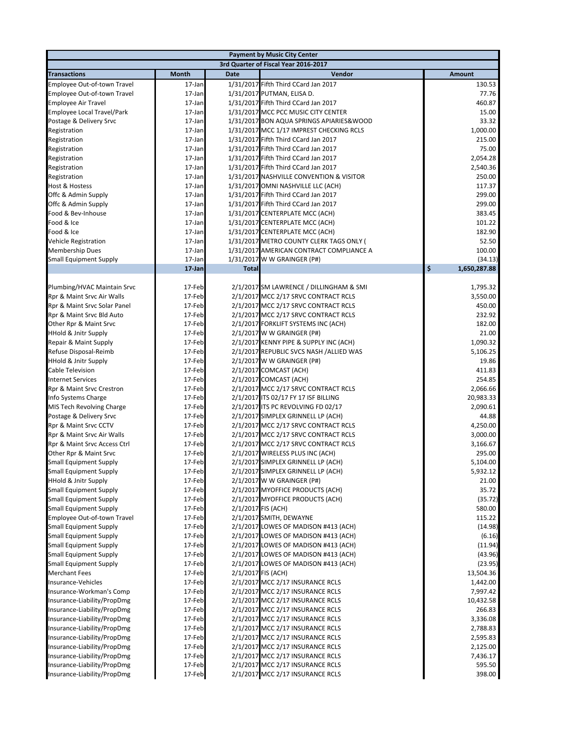| Payment by Music City Center | | | | |
|---|---|---|---|---|
| 3rd Quarter of Fiscal Year 2016-2017 | | | | |
| **Transactions** | **Month** | **Date** | **Vendor** | **Amount** |
| Employee Out-of-town Travel | 17-Jan | 1/31/2017 | Fifth Third CCard Jan 2017 | 130.53 |
| Employee Out-of-town Travel | 17-Jan | 1/31/2017 | PUTMAN, ELISA D. | 77.76 |
| Employee Air Travel | 17-Jan | 1/31/2017 | Fifth Third CCard Jan 2017 | 460.87 |
| Employee Local Travel/Park | 17-Jan | 1/31/2017 | MCC PCC MUSIC CITY CENTER | 15.00 |
| Postage & Delivery Srvc | 17-Jan | 1/31/2017 | BON AQUA SPRINGS APIARIES&WOOD | 33.32 |
| Registration | 17-Jan | 1/31/2017 | MCC 1/17 IMPREST CHECKING RCLS | 1,000.00 |
| Registration | 17-Jan | 1/31/2017 | Fifth Third CCard Jan 2017 | 215.00 |
| Registration | 17-Jan | 1/31/2017 | Fifth Third CCard Jan 2017 | 75.00 |
| Registration | 17-Jan | 1/31/2017 | Fifth Third CCard Jan 2017 | 2,054.28 |
| Registration | 17-Jan | 1/31/2017 | Fifth Third CCard Jan 2017 | 2,540.36 |
| Registration | 17-Jan | 1/31/2017 | NASHVILLE CONVENTION & VISITOR | 250.00 |
| Host & Hostess | 17-Jan | 1/31/2017 | OMNI NASHVILLE LLC (ACH) | 117.37 |
| Offc & Admin Supply | 17-Jan | 1/31/2017 | Fifth Third CCard Jan 2017 | 299.00 |
| Offc & Admin Supply | 17-Jan | 1/31/2017 | Fifth Third CCard Jan 2017 | 299.00 |
| Food & Bev-Inhouse | 17-Jan | 1/31/2017 | CENTERPLATE MCC (ACH) | 383.45 |
| Food & Ice | 17-Jan | 1/31/2017 | CENTERPLATE MCC (ACH) | 101.22 |
| Food & Ice | 17-Jan | 1/31/2017 | CENTERPLATE MCC (ACH) | 182.90 |
| Vehicle Registration | 17-Jan | 1/31/2017 | METRO COUNTY CLERK TAGS ONLY ( | 52.50 |
| Membership Dues | 17-Jan | 1/31/2017 | AMERICAN CONTRACT COMPLIANCE A | 100.00 |
| Small Equipment Supply | 17-Jan | 1/31/2017 | W W GRAINGER (P#) | (34.13) |
| | **17-Jan** | **Total** | | **$ 1,650,287.88** |
| | | | | |
| Plumbing/HVAC Maintain Srvc | 17-Feb | 2/1/2017 | SM LAWRENCE / DILLINGHAM & SMI | 1,795.32 |
| Rpr & Maint Srvc Air Walls | 17-Feb | 2/1/2017 | MCC 2/17 SRVC CONTRACT RCLS | 3,550.00 |
| Rpr & Maint Srvc Solar Panel | 17-Feb | 2/1/2017 | MCC 2/17 SRVC CONTRACT RCLS | 450.00 |
| Rpr & Maint Srvc Bld Auto | 17-Feb | 2/1/2017 | MCC 2/17 SRVC CONTRACT RCLS | 232.92 |
| Other Rpr & Maint Srvc | 17-Feb | 2/1/2017 | FORKLIFT SYSTEMS INC (ACH) | 182.00 |
| HHold & Jnitr Supply | 17-Feb | 2/1/2017 | W W GRAINGER (P#) | 21.00 |
| Repair & Maint Supply | 17-Feb | 2/1/2017 | KENNY PIPE & SUPPLY INC (ACH) | 1,090.32 |
| Refuse Disposal-Reimb | 17-Feb | 2/1/2017 | REPUBLIC SVCS NASH /ALLIED WAS | 5,106.25 |
| HHold & Jnitr Supply | 17-Feb | 2/1/2017 | W W GRAINGER (P#) | 19.86 |
| Cable Television | 17-Feb | 2/1/2017 | COMCAST (ACH) | 411.83 |
| Internet Services | 17-Feb | 2/1/2017 | COMCAST (ACH) | 254.85 |
| Rpr & Maint Srvc Crestron | 17-Feb | 2/1/2017 | MCC 2/17 SRVC CONTRACT RCLS | 2,066.66 |
| Info Systems Charge | 17-Feb | 2/1/2017 | ITS 02/17 FY 17 ISF BILLING | 20,983.33 |
| MIS Tech Revolving Charge | 17-Feb | 2/1/2017 | ITS PC REVOLVING FD 02/17 | 2,090.61 |
| Postage & Delivery Srvc | 17-Feb | 2/1/2017 | SIMPLEX GRINNELL LP (ACH) | 44.88 |
| Rpr & Maint Srvc CCTV | 17-Feb | 2/1/2017 | MCC 2/17 SRVC CONTRACT RCLS | 4,250.00 |
| Rpr & Maint Srvc Air Walls | 17-Feb | 2/1/2017 | MCC 2/17 SRVC CONTRACT RCLS | 3,000.00 |
| Rpr & Maint Srvc Access Ctrl | 17-Feb | 2/1/2017 | MCC 2/17 SRVC CONTRACT RCLS | 3,166.67 |
| Other Rpr & Maint Srvc | 17-Feb | 2/1/2017 | WIRELESS PLUS INC (ACH) | 295.00 |
| Small Equipment Supply | 17-Feb | 2/1/2017 | SIMPLEX GRINNELL LP (ACH) | 5,104.00 |
| Small Equipment Supply | 17-Feb | 2/1/2017 | SIMPLEX GRINNELL LP (ACH) | 5,932.12 |
| HHold & Jnitr Supply | 17-Feb | 2/1/2017 | W W GRAINGER (P#) | 21.00 |
| Small Equipment Supply | 17-Feb | 2/1/2017 | MYOFFICE PRODUCTS (ACH) | 35.72 |
| Small Equipment Supply | 17-Feb | 2/1/2017 | MYOFFICE PRODUCTS (ACH) | (35.72) |
| Small Equipment Supply | 17-Feb | 2/1/2017 | FIS (ACH) | 580.00 |
| Employee Out-of-town Travel | 17-Feb | 2/1/2017 | SMITH, DEWAYNE | 115.22 |
| Small Equipment Supply | 17-Feb | 2/1/2017 | LOWES OF MADISON #413 (ACH) | (14.98) |
| Small Equipment Supply | 17-Feb | 2/1/2017 | LOWES OF MADISON #413 (ACH) | (6.16) |
| Small Equipment Supply | 17-Feb | 2/1/2017 | LOWES OF MADISON #413 (ACH) | (11.94) |
| Small Equipment Supply | 17-Feb | 2/1/2017 | LOWES OF MADISON #413 (ACH) | (43.96) |
| Small Equipment Supply | 17-Feb | 2/1/2017 | LOWES OF MADISON #413 (ACH) | (23.95) |
| Merchant Fees | 17-Feb | 2/1/2017 | FIS (ACH) | 13,504.36 |
| Insurance-Vehicles | 17-Feb | 2/1/2017 | MCC 2/17 INSURANCE RCLS | 1,442.00 |
| Insurance-Workman's Comp | 17-Feb | 2/1/2017 | MCC 2/17 INSURANCE RCLS | 7,997.42 |
| Insurance-Liability/PropDmg | 17-Feb | 2/1/2017 | MCC 2/17 INSURANCE RCLS | 10,432.58 |
| Insurance-Liability/PropDmg | 17-Feb | 2/1/2017 | MCC 2/17 INSURANCE RCLS | 266.83 |
| Insurance-Liability/PropDmg | 17-Feb | 2/1/2017 | MCC 2/17 INSURANCE RCLS | 3,336.08 |
| Insurance-Liability/PropDmg | 17-Feb | 2/1/2017 | MCC 2/17 INSURANCE RCLS | 2,788.83 |
| Insurance-Liability/PropDmg | 17-Feb | 2/1/2017 | MCC 2/17 INSURANCE RCLS | 2,595.83 |
| Insurance-Liability/PropDmg | 17-Feb | 2/1/2017 | MCC 2/17 INSURANCE RCLS | 2,125.00 |
| Insurance-Liability/PropDmg | 17-Feb | 2/1/2017 | MCC 2/17 INSURANCE RCLS | 7,436.17 |
| Insurance-Liability/PropDmg | 17-Feb | 2/1/2017 | MCC 2/17 INSURANCE RCLS | 595.50 |
| Insurance-Liability/PropDmg | 17-Feb | 2/1/2017 | MCC 2/17 INSURANCE RCLS | 398.00 |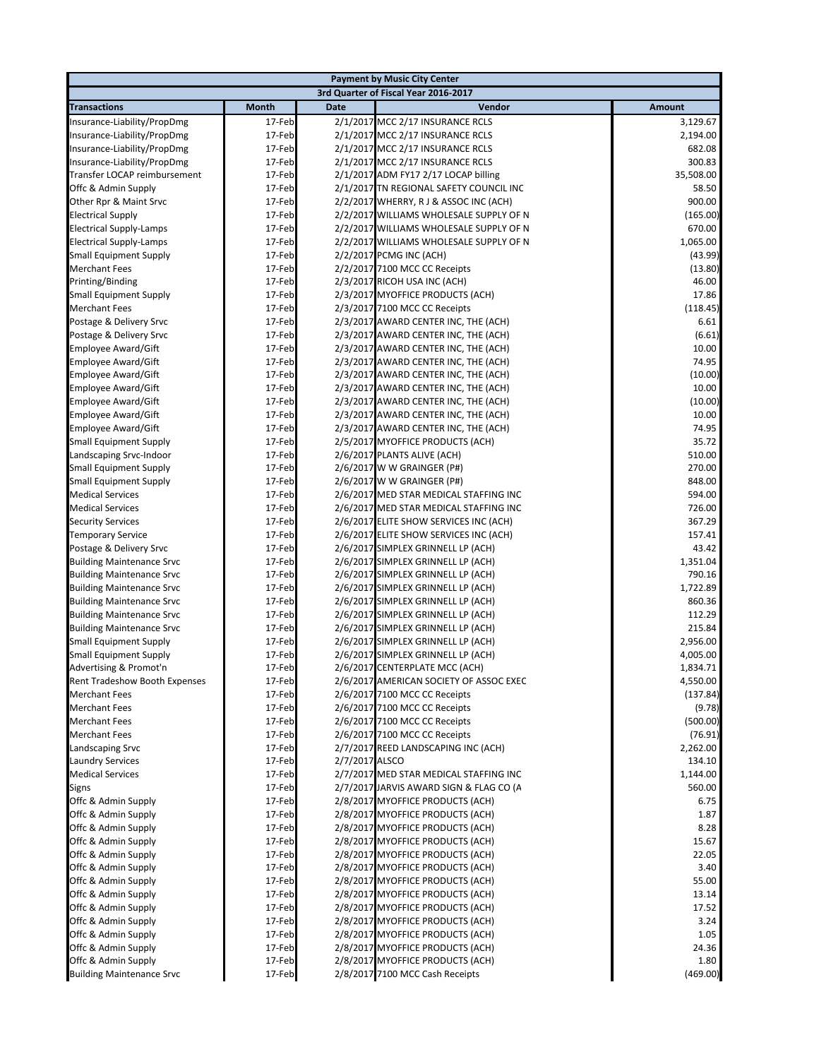| Payment by Music City Center | | | | |
|---|---|---|---|---|
| 3rd Quarter of Fiscal Year 2016-2017 | | | | |
| **Transactions** | **Month** | **Date** | **Vendor** | **Amount** |
| Insurance-Liability/PropDmg | 17-Feb | 2/1/2017 | MCC 2/17 INSURANCE RCLS | 3,129.67 |
| Insurance-Liability/PropDmg | 17-Feb | 2/1/2017 | MCC 2/17 INSURANCE RCLS | 2,194.00 |
| Insurance-Liability/PropDmg | 17-Feb | 2/1/2017 | MCC 2/17 INSURANCE RCLS | 682.08 |
| Insurance-Liability/PropDmg | 17-Feb | 2/1/2017 | MCC 2/17 INSURANCE RCLS | 300.83 |
| Transfer LOCAP reimbursement | 17-Feb | 2/1/2017 | ADM FY17 2/17 LOCAP billing | 35,508.00 |
| Offc & Admin Supply | 17-Feb | 2/1/2017 | TN REGIONAL SAFETY COUNCIL INC | 58.50 |
| Other Rpr & Maint Srvc | 17-Feb | 2/2/2017 | WHERRY, R J & ASSOC INC (ACH) | 900.00 |
| Electrical Supply | 17-Feb | 2/2/2017 | WILLIAMS WHOLESALE SUPPLY OF N | (165.00) |
| Electrical Supply-Lamps | 17-Feb | 2/2/2017 | WILLIAMS WHOLESALE SUPPLY OF N | 670.00 |
| Electrical Supply-Lamps | 17-Feb | 2/2/2017 | WILLIAMS WHOLESALE SUPPLY OF N | 1,065.00 |
| Small Equipment Supply | 17-Feb | 2/2/2017 | PCMG INC (ACH) | (43.99) |
| Merchant Fees | 17-Feb | 2/2/2017 | 7100 MCC CC Receipts | (13.80) |
| Printing/Binding | 17-Feb | 2/3/2017 | RICOH USA INC (ACH) | 46.00 |
| Small Equipment Supply | 17-Feb | 2/3/2017 | MYOFFICE PRODUCTS (ACH) | 17.86 |
| Merchant Fees | 17-Feb | 2/3/2017 | 7100 MCC CC Receipts | (118.45) |
| Postage & Delivery Srvc | 17-Feb | 2/3/2017 | AWARD CENTER INC, THE (ACH) | 6.61 |
| Postage & Delivery Srvc | 17-Feb | 2/3/2017 | AWARD CENTER INC, THE (ACH) | (6.61) |
| Employee Award/Gift | 17-Feb | 2/3/2017 | AWARD CENTER INC, THE (ACH) | 10.00 |
| Employee Award/Gift | 17-Feb | 2/3/2017 | AWARD CENTER INC, THE (ACH) | 74.95 |
| Employee Award/Gift | 17-Feb | 2/3/2017 | AWARD CENTER INC, THE (ACH) | (10.00) |
| Employee Award/Gift | 17-Feb | 2/3/2017 | AWARD CENTER INC, THE (ACH) | 10.00 |
| Employee Award/Gift | 17-Feb | 2/3/2017 | AWARD CENTER INC, THE (ACH) | (10.00) |
| Employee Award/Gift | 17-Feb | 2/3/2017 | AWARD CENTER INC, THE (ACH) | 10.00 |
| Employee Award/Gift | 17-Feb | 2/3/2017 | AWARD CENTER INC, THE (ACH) | 74.95 |
| Small Equipment Supply | 17-Feb | 2/5/2017 | MYOFFICE PRODUCTS (ACH) | 35.72 |
| Landscaping Srvc-Indoor | 17-Feb | 2/6/2017 | PLANTS ALIVE (ACH) | 510.00 |
| Small Equipment Supply | 17-Feb | 2/6/2017 | W W GRAINGER (P#) | 270.00 |
| Small Equipment Supply | 17-Feb | 2/6/2017 | W W GRAINGER (P#) | 848.00 |
| Medical Services | 17-Feb | 2/6/2017 | MED STAR MEDICAL STAFFING INC | 594.00 |
| Medical Services | 17-Feb | 2/6/2017 | MED STAR MEDICAL STAFFING INC | 726.00 |
| Security Services | 17-Feb | 2/6/2017 | ELITE SHOW SERVICES INC (ACH) | 367.29 |
| Temporary Service | 17-Feb | 2/6/2017 | ELITE SHOW SERVICES INC (ACH) | 157.41 |
| Postage & Delivery Srvc | 17-Feb | 2/6/2017 | SIMPLEX GRINNELL LP (ACH) | 43.42 |
| Building Maintenance Srvc | 17-Feb | 2/6/2017 | SIMPLEX GRINNELL LP (ACH) | 1,351.04 |
| Building Maintenance Srvc | 17-Feb | 2/6/2017 | SIMPLEX GRINNELL LP (ACH) | 790.16 |
| Building Maintenance Srvc | 17-Feb | 2/6/2017 | SIMPLEX GRINNELL LP (ACH) | 1,722.89 |
| Building Maintenance Srvc | 17-Feb | 2/6/2017 | SIMPLEX GRINNELL LP (ACH) | 860.36 |
| Building Maintenance Srvc | 17-Feb | 2/6/2017 | SIMPLEX GRINNELL LP (ACH) | 112.29 |
| Building Maintenance Srvc | 17-Feb | 2/6/2017 | SIMPLEX GRINNELL LP (ACH) | 215.84 |
| Small Equipment Supply | 17-Feb | 2/6/2017 | SIMPLEX GRINNELL LP (ACH) | 2,956.00 |
| Small Equipment Supply | 17-Feb | 2/6/2017 | SIMPLEX GRINNELL LP (ACH) | 4,005.00 |
| Advertising & Promot'n | 17-Feb | 2/6/2017 | CENTERPLATE MCC (ACH) | 1,834.71 |
| Rent Tradeshow Booth Expenses | 17-Feb | 2/6/2017 | AMERICAN SOCIETY OF ASSOC EXEC | 4,550.00 |
| Merchant Fees | 17-Feb | 2/6/2017 | 7100 MCC CC Receipts | (137.84) |
| Merchant Fees | 17-Feb | 2/6/2017 | 7100 MCC CC Receipts | (9.78) |
| Merchant Fees | 17-Feb | 2/6/2017 | 7100 MCC CC Receipts | (500.00) |
| Merchant Fees | 17-Feb | 2/6/2017 | 7100 MCC CC Receipts | (76.91) |
| Landscaping Srvc | 17-Feb | 2/7/2017 | REED LANDSCAPING INC (ACH) | 2,262.00 |
| Laundry Services | 17-Feb | 2/7/2017 | ALSCO | 134.10 |
| Medical Services | 17-Feb | 2/7/2017 | MED STAR MEDICAL STAFFING INC | 1,144.00 |
| Signs | 17-Feb | 2/7/2017 | JARVIS AWARD SIGN & FLAG CO (A | 560.00 |
| Offc & Admin Supply | 17-Feb | 2/8/2017 | MYOFFICE PRODUCTS (ACH) | 6.75 |
| Offc & Admin Supply | 17-Feb | 2/8/2017 | MYOFFICE PRODUCTS (ACH) | 1.87 |
| Offc & Admin Supply | 17-Feb | 2/8/2017 | MYOFFICE PRODUCTS (ACH) | 8.28 |
| Offc & Admin Supply | 17-Feb | 2/8/2017 | MYOFFICE PRODUCTS (ACH) | 15.67 |
| Offc & Admin Supply | 17-Feb | 2/8/2017 | MYOFFICE PRODUCTS (ACH) | 22.05 |
| Offc & Admin Supply | 17-Feb | 2/8/2017 | MYOFFICE PRODUCTS (ACH) | 3.40 |
| Offc & Admin Supply | 17-Feb | 2/8/2017 | MYOFFICE PRODUCTS (ACH) | 55.00 |
| Offc & Admin Supply | 17-Feb | 2/8/2017 | MYOFFICE PRODUCTS (ACH) | 13.14 |
| Offc & Admin Supply | 17-Feb | 2/8/2017 | MYOFFICE PRODUCTS (ACH) | 17.52 |
| Offc & Admin Supply | 17-Feb | 2/8/2017 | MYOFFICE PRODUCTS (ACH) | 3.24 |
| Offc & Admin Supply | 17-Feb | 2/8/2017 | MYOFFICE PRODUCTS (ACH) | 1.05 |
| Offc & Admin Supply | 17-Feb | 2/8/2017 | MYOFFICE PRODUCTS (ACH) | 24.36 |
| Offc & Admin Supply | 17-Feb | 2/8/2017 | MYOFFICE PRODUCTS (ACH) | 1.80 |
| Building Maintenance Srvc | 17-Feb | 2/8/2017 | 7100 MCC Cash Receipts | (469.00) |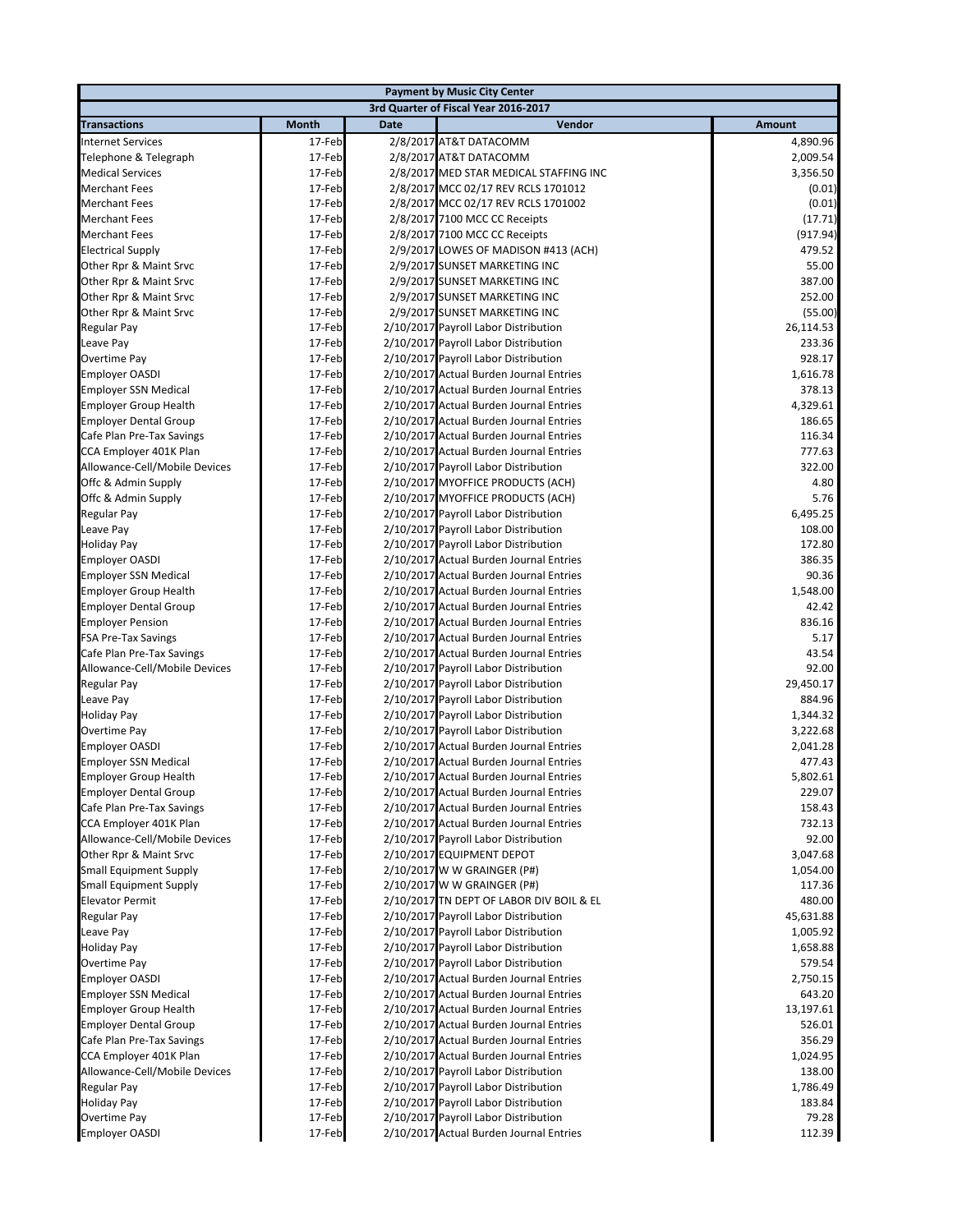| Payment by Music City Center | | | | |
|---|---|---|---|---|
| 3rd Quarter of Fiscal Year 2016-2017 | | | | |
| **Transactions** | **Month** | **Date** | **Vendor** | **Amount** |
| Internet Services | 17-Feb | 2/8/2017 | AT&T DATACOMM | 4,890.96 |
| Telephone & Telegraph | 17-Feb | 2/8/2017 | AT&T DATACOMM | 2,009.54 |
| Medical Services | 17-Feb | 2/8/2017 | MED STAR MEDICAL STAFFING INC | 3,356.50 |
| Merchant Fees | 17-Feb | 2/8/2017 | MCC 02/17 REV RCLS 1701012 | (0.01) |
| Merchant Fees | 17-Feb | 2/8/2017 | MCC 02/17 REV RCLS 1701002 | (0.01) |
| Merchant Fees | 17-Feb | 2/8/2017 | 7100 MCC CC Receipts | (17.71) |
| Merchant Fees | 17-Feb | 2/8/2017 | 7100 MCC CC Receipts | (917.94) |
| Electrical Supply | 17-Feb | 2/9/2017 | LOWES OF MADISON #413 (ACH) | 479.52 |
| Other Rpr & Maint Srvc | 17-Feb | 2/9/2017 | SUNSET MARKETING INC | 55.00 |
| Other Rpr & Maint Srvc | 17-Feb | 2/9/2017 | SUNSET MARKETING INC | 387.00 |
| Other Rpr & Maint Srvc | 17-Feb | 2/9/2017 | SUNSET MARKETING INC | 252.00 |
| Other Rpr & Maint Srvc | 17-Feb | 2/9/2017 | SUNSET MARKETING INC | (55.00) |
| Regular Pay | 17-Feb | 2/10/2017 | Payroll Labor Distribution | 26,114.53 |
| Leave Pay | 17-Feb | 2/10/2017 | Payroll Labor Distribution | 233.36 |
| Overtime Pay | 17-Feb | 2/10/2017 | Payroll Labor Distribution | 928.17 |
| Employer OASDI | 17-Feb | 2/10/2017 | Actual Burden Journal Entries | 1,616.78 |
| Employer SSN Medical | 17-Feb | 2/10/2017 | Actual Burden Journal Entries | 378.13 |
| Employer Group Health | 17-Feb | 2/10/2017 | Actual Burden Journal Entries | 4,329.61 |
| Employer Dental Group | 17-Feb | 2/10/2017 | Actual Burden Journal Entries | 186.65 |
| Cafe Plan Pre-Tax Savings | 17-Feb | 2/10/2017 | Actual Burden Journal Entries | 116.34 |
| CCA Employer 401K Plan | 17-Feb | 2/10/2017 | Actual Burden Journal Entries | 777.63 |
| Allowance-Cell/Mobile Devices | 17-Feb | 2/10/2017 | Payroll Labor Distribution | 322.00 |
| Offc & Admin Supply | 17-Feb | 2/10/2017 | MYOFFICE PRODUCTS (ACH) | 4.80 |
| Offc & Admin Supply | 17-Feb | 2/10/2017 | MYOFFICE PRODUCTS (ACH) | 5.76 |
| Regular Pay | 17-Feb | 2/10/2017 | Payroll Labor Distribution | 6,495.25 |
| Leave Pay | 17-Feb | 2/10/2017 | Payroll Labor Distribution | 108.00 |
| Holiday Pay | 17-Feb | 2/10/2017 | Payroll Labor Distribution | 172.80 |
| Employer OASDI | 17-Feb | 2/10/2017 | Actual Burden Journal Entries | 386.35 |
| Employer SSN Medical | 17-Feb | 2/10/2017 | Actual Burden Journal Entries | 90.36 |
| Employer Group Health | 17-Feb | 2/10/2017 | Actual Burden Journal Entries | 1,548.00 |
| Employer Dental Group | 17-Feb | 2/10/2017 | Actual Burden Journal Entries | 42.42 |
| Employer Pension | 17-Feb | 2/10/2017 | Actual Burden Journal Entries | 836.16 |
| FSA Pre-Tax Savings | 17-Feb | 2/10/2017 | Actual Burden Journal Entries | 5.17 |
| Cafe Plan Pre-Tax Savings | 17-Feb | 2/10/2017 | Actual Burden Journal Entries | 43.54 |
| Allowance-Cell/Mobile Devices | 17-Feb | 2/10/2017 | Payroll Labor Distribution | 92.00 |
| Regular Pay | 17-Feb | 2/10/2017 | Payroll Labor Distribution | 29,450.17 |
| Leave Pay | 17-Feb | 2/10/2017 | Payroll Labor Distribution | 884.96 |
| Holiday Pay | 17-Feb | 2/10/2017 | Payroll Labor Distribution | 1,344.32 |
| Overtime Pay | 17-Feb | 2/10/2017 | Payroll Labor Distribution | 3,222.68 |
| Employer OASDI | 17-Feb | 2/10/2017 | Actual Burden Journal Entries | 2,041.28 |
| Employer SSN Medical | 17-Feb | 2/10/2017 | Actual Burden Journal Entries | 477.43 |
| Employer Group Health | 17-Feb | 2/10/2017 | Actual Burden Journal Entries | 5,802.61 |
| Employer Dental Group | 17-Feb | 2/10/2017 | Actual Burden Journal Entries | 229.07 |
| Cafe Plan Pre-Tax Savings | 17-Feb | 2/10/2017 | Actual Burden Journal Entries | 158.43 |
| CCA Employer 401K Plan | 17-Feb | 2/10/2017 | Actual Burden Journal Entries | 732.13 |
| Allowance-Cell/Mobile Devices | 17-Feb | 2/10/2017 | Payroll Labor Distribution | 92.00 |
| Other Rpr & Maint Srvc | 17-Feb | 2/10/2017 | EQUIPMENT DEPOT | 3,047.68 |
| Small Equipment Supply | 17-Feb | 2/10/2017 | W W GRAINGER (P#) | 1,054.00 |
| Small Equipment Supply | 17-Feb | 2/10/2017 | W W GRAINGER (P#) | 117.36 |
| Elevator Permit | 17-Feb | 2/10/2017 | TN DEPT OF LABOR DIV BOIL & EL | 480.00 |
| Regular Pay | 17-Feb | 2/10/2017 | Payroll Labor Distribution | 45,631.88 |
| Leave Pay | 17-Feb | 2/10/2017 | Payroll Labor Distribution | 1,005.92 |
| Holiday Pay | 17-Feb | 2/10/2017 | Payroll Labor Distribution | 1,658.88 |
| Overtime Pay | 17-Feb | 2/10/2017 | Payroll Labor Distribution | 579.54 |
| Employer OASDI | 17-Feb | 2/10/2017 | Actual Burden Journal Entries | 2,750.15 |
| Employer SSN Medical | 17-Feb | 2/10/2017 | Actual Burden Journal Entries | 643.20 |
| Employer Group Health | 17-Feb | 2/10/2017 | Actual Burden Journal Entries | 13,197.61 |
| Employer Dental Group | 17-Feb | 2/10/2017 | Actual Burden Journal Entries | 526.01 |
| Cafe Plan Pre-Tax Savings | 17-Feb | 2/10/2017 | Actual Burden Journal Entries | 356.29 |
| CCA Employer 401K Plan | 17-Feb | 2/10/2017 | Actual Burden Journal Entries | 1,024.95 |
| Allowance-Cell/Mobile Devices | 17-Feb | 2/10/2017 | Payroll Labor Distribution | 138.00 |
| Regular Pay | 17-Feb | 2/10/2017 | Payroll Labor Distribution | 1,786.49 |
| Holiday Pay | 17-Feb | 2/10/2017 | Payroll Labor Distribution | 183.84 |
| Overtime Pay | 17-Feb | 2/10/2017 | Payroll Labor Distribution | 79.28 |
| Employer OASDI | 17-Feb | 2/10/2017 | Actual Burden Journal Entries | 112.39 |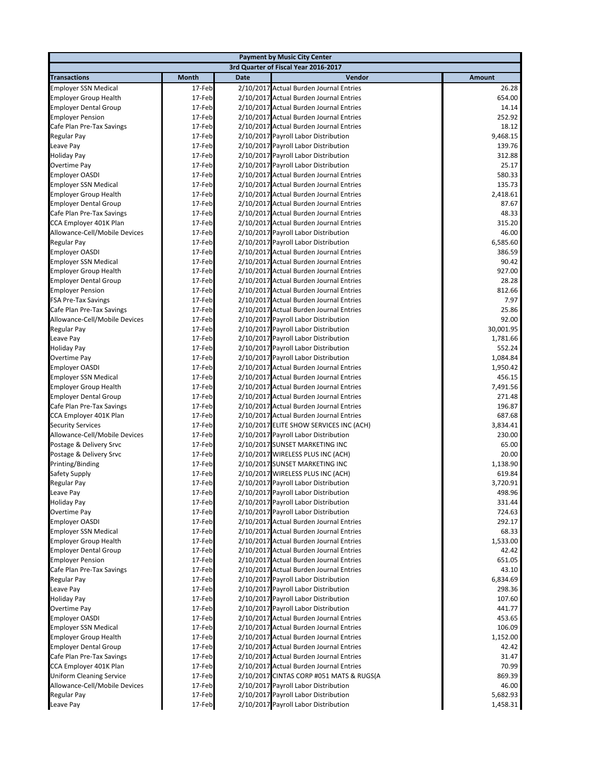| Payment by Music City Center | | | | |
|---|---|---|---|---|
| 3rd Quarter of Fiscal Year 2016-2017 | | | | |
| **Transactions** | **Month** | **Date** | **Vendor** | **Amount** |
| Employer SSN Medical | 17-Feb | 2/10/2017 | Actual Burden Journal Entries | 26.28 |
| Employer Group Health | 17-Feb | 2/10/2017 | Actual Burden Journal Entries | 654.00 |
| Employer Dental Group | 17-Feb | 2/10/2017 | Actual Burden Journal Entries | 14.14 |
| Employer Pension | 17-Feb | 2/10/2017 | Actual Burden Journal Entries | 252.92 |
| Cafe Plan Pre-Tax Savings | 17-Feb | 2/10/2017 | Actual Burden Journal Entries | 18.12 |
| Regular Pay | 17-Feb | 2/10/2017 | Payroll Labor Distribution | 9,468.15 |
| Leave Pay | 17-Feb | 2/10/2017 | Payroll Labor Distribution | 139.76 |
| Holiday Pay | 17-Feb | 2/10/2017 | Payroll Labor Distribution | 312.88 |
| Overtime Pay | 17-Feb | 2/10/2017 | Payroll Labor Distribution | 25.17 |
| Employer OASDI | 17-Feb | 2/10/2017 | Actual Burden Journal Entries | 580.33 |
| Employer SSN Medical | 17-Feb | 2/10/2017 | Actual Burden Journal Entries | 135.73 |
| Employer Group Health | 17-Feb | 2/10/2017 | Actual Burden Journal Entries | 2,418.61 |
| Employer Dental Group | 17-Feb | 2/10/2017 | Actual Burden Journal Entries | 87.67 |
| Cafe Plan Pre-Tax Savings | 17-Feb | 2/10/2017 | Actual Burden Journal Entries | 48.33 |
| CCA Employer 401K Plan | 17-Feb | 2/10/2017 | Actual Burden Journal Entries | 315.20 |
| Allowance-Cell/Mobile Devices | 17-Feb | 2/10/2017 | Payroll Labor Distribution | 46.00 |
| Regular Pay | 17-Feb | 2/10/2017 | Payroll Labor Distribution | 6,585.60 |
| Employer OASDI | 17-Feb | 2/10/2017 | Actual Burden Journal Entries | 386.59 |
| Employer SSN Medical | 17-Feb | 2/10/2017 | Actual Burden Journal Entries | 90.42 |
| Employer Group Health | 17-Feb | 2/10/2017 | Actual Burden Journal Entries | 927.00 |
| Employer Dental Group | 17-Feb | 2/10/2017 | Actual Burden Journal Entries | 28.28 |
| Employer Pension | 17-Feb | 2/10/2017 | Actual Burden Journal Entries | 812.66 |
| FSA Pre-Tax Savings | 17-Feb | 2/10/2017 | Actual Burden Journal Entries | 7.97 |
| Cafe Plan Pre-Tax Savings | 17-Feb | 2/10/2017 | Actual Burden Journal Entries | 25.86 |
| Allowance-Cell/Mobile Devices | 17-Feb | 2/10/2017 | Payroll Labor Distribution | 92.00 |
| Regular Pay | 17-Feb | 2/10/2017 | Payroll Labor Distribution | 30,001.95 |
| Leave Pay | 17-Feb | 2/10/2017 | Payroll Labor Distribution | 1,781.66 |
| Holiday Pay | 17-Feb | 2/10/2017 | Payroll Labor Distribution | 552.24 |
| Overtime Pay | 17-Feb | 2/10/2017 | Payroll Labor Distribution | 1,084.84 |
| Employer OASDI | 17-Feb | 2/10/2017 | Actual Burden Journal Entries | 1,950.42 |
| Employer SSN Medical | 17-Feb | 2/10/2017 | Actual Burden Journal Entries | 456.15 |
| Employer Group Health | 17-Feb | 2/10/2017 | Actual Burden Journal Entries | 7,491.56 |
| Employer Dental Group | 17-Feb | 2/10/2017 | Actual Burden Journal Entries | 271.48 |
| Cafe Plan Pre-Tax Savings | 17-Feb | 2/10/2017 | Actual Burden Journal Entries | 196.87 |
| CCA Employer 401K Plan | 17-Feb | 2/10/2017 | Actual Burden Journal Entries | 687.68 |
| Security Services | 17-Feb | 2/10/2017 | ELITE SHOW SERVICES INC (ACH) | 3,834.41 |
| Allowance-Cell/Mobile Devices | 17-Feb | 2/10/2017 | Payroll Labor Distribution | 230.00 |
| Postage & Delivery Srvc | 17-Feb | 2/10/2017 | SUNSET MARKETING INC | 65.00 |
| Postage & Delivery Srvc | 17-Feb | 2/10/2017 | WIRELESS PLUS INC (ACH) | 20.00 |
| Printing/Binding | 17-Feb | 2/10/2017 | SUNSET MARKETING INC | 1,138.90 |
| Safety Supply | 17-Feb | 2/10/2017 | WIRELESS PLUS INC (ACH) | 619.84 |
| Regular Pay | 17-Feb | 2/10/2017 | Payroll Labor Distribution | 3,720.91 |
| Leave Pay | 17-Feb | 2/10/2017 | Payroll Labor Distribution | 498.96 |
| Holiday Pay | 17-Feb | 2/10/2017 | Payroll Labor Distribution | 331.44 |
| Overtime Pay | 17-Feb | 2/10/2017 | Payroll Labor Distribution | 724.63 |
| Employer OASDI | 17-Feb | 2/10/2017 | Actual Burden Journal Entries | 292.17 |
| Employer SSN Medical | 17-Feb | 2/10/2017 | Actual Burden Journal Entries | 68.33 |
| Employer Group Health | 17-Feb | 2/10/2017 | Actual Burden Journal Entries | 1,533.00 |
| Employer Dental Group | 17-Feb | 2/10/2017 | Actual Burden Journal Entries | 42.42 |
| Employer Pension | 17-Feb | 2/10/2017 | Actual Burden Journal Entries | 651.05 |
| Cafe Plan Pre-Tax Savings | 17-Feb | 2/10/2017 | Actual Burden Journal Entries | 43.10 |
| Regular Pay | 17-Feb | 2/10/2017 | Payroll Labor Distribution | 6,834.69 |
| Leave Pay | 17-Feb | 2/10/2017 | Payroll Labor Distribution | 298.36 |
| Holiday Pay | 17-Feb | 2/10/2017 | Payroll Labor Distribution | 107.60 |
| Overtime Pay | 17-Feb | 2/10/2017 | Payroll Labor Distribution | 441.77 |
| Employer OASDI | 17-Feb | 2/10/2017 | Actual Burden Journal Entries | 453.65 |
| Employer SSN Medical | 17-Feb | 2/10/2017 | Actual Burden Journal Entries | 106.09 |
| Employer Group Health | 17-Feb | 2/10/2017 | Actual Burden Journal Entries | 1,152.00 |
| Employer Dental Group | 17-Feb | 2/10/2017 | Actual Burden Journal Entries | 42.42 |
| Cafe Plan Pre-Tax Savings | 17-Feb | 2/10/2017 | Actual Burden Journal Entries | 31.47 |
| CCA Employer 401K Plan | 17-Feb | 2/10/2017 | Actual Burden Journal Entries | 70.99 |
| Uniform Cleaning Service | 17-Feb | 2/10/2017 | CINTAS CORP #051 MATS & RUGS(A | 869.39 |
| Allowance-Cell/Mobile Devices | 17-Feb | 2/10/2017 | Payroll Labor Distribution | 46.00 |
| Regular Pay | 17-Feb | 2/10/2017 | Payroll Labor Distribution | 5,682.93 |
| Leave Pay | 17-Feb | 2/10/2017 | Payroll Labor Distribution | 1,458.31 |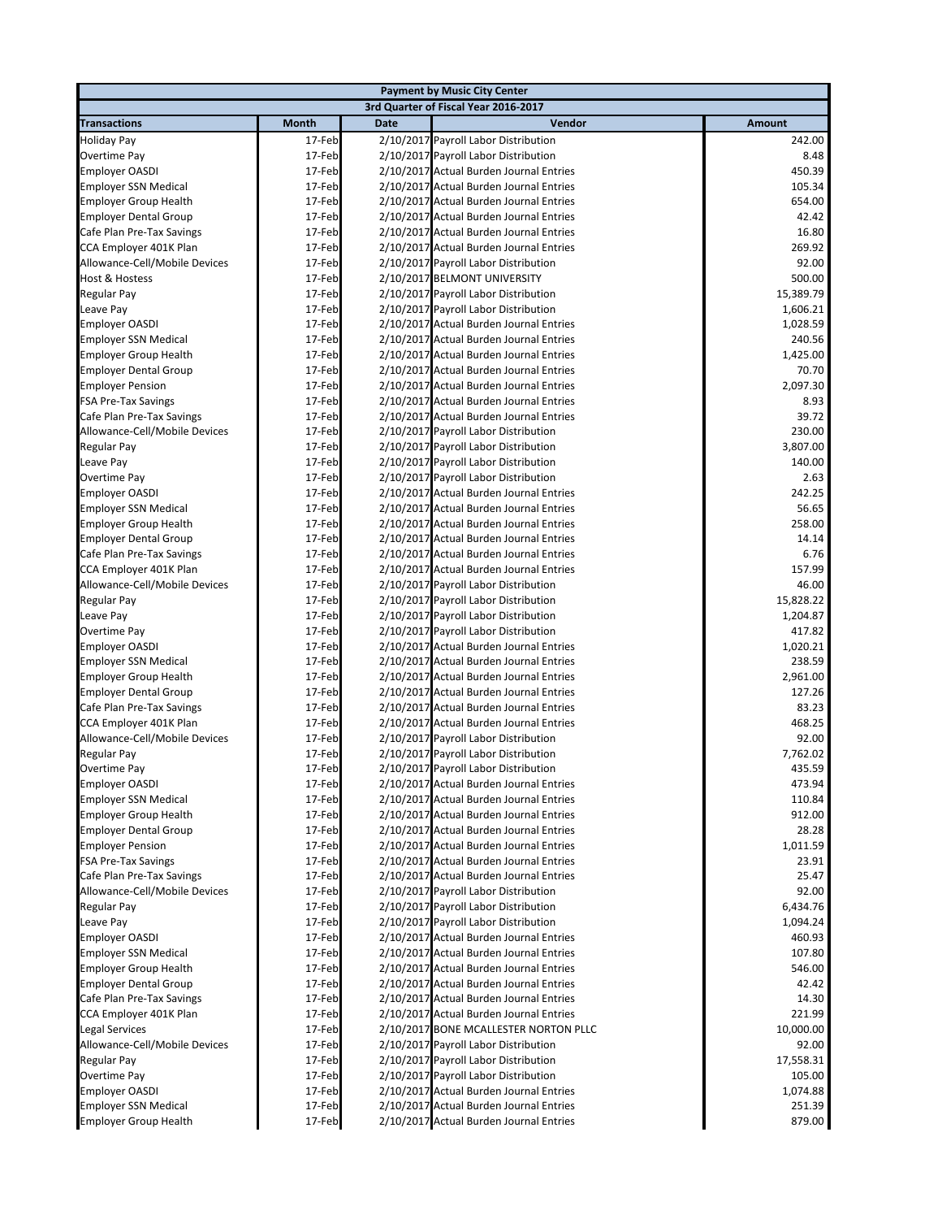| Payment by Music City Center | | | | |
|---|---|---|---|---|
| 3rd Quarter of Fiscal Year 2016-2017 | | | | |
| **Transactions** | **Month** | **Date** | **Vendor** | **Amount** |
| Holiday Pay | 17-Feb | 2/10/2017 | Payroll Labor Distribution | 242.00 |
| Overtime Pay | 17-Feb | 2/10/2017 | Payroll Labor Distribution | 8.48 |
| Employer OASDI | 17-Feb | 2/10/2017 | Actual Burden Journal Entries | 450.39 |
| Employer SSN Medical | 17-Feb | 2/10/2017 | Actual Burden Journal Entries | 105.34 |
| Employer Group Health | 17-Feb | 2/10/2017 | Actual Burden Journal Entries | 654.00 |
| Employer Dental Group | 17-Feb | 2/10/2017 | Actual Burden Journal Entries | 42.42 |
| Cafe Plan Pre-Tax Savings | 17-Feb | 2/10/2017 | Actual Burden Journal Entries | 16.80 |
| CCA Employer 401K Plan | 17-Feb | 2/10/2017 | Actual Burden Journal Entries | 269.92 |
| Allowance-Cell/Mobile Devices | 17-Feb | 2/10/2017 | Payroll Labor Distribution | 92.00 |
| Host & Hostess | 17-Feb | 2/10/2017 | BELMONT UNIVERSITY | 500.00 |
| Regular Pay | 17-Feb | 2/10/2017 | Payroll Labor Distribution | 15,389.79 |
| Leave Pay | 17-Feb | 2/10/2017 | Payroll Labor Distribution | 1,606.21 |
| Employer OASDI | 17-Feb | 2/10/2017 | Actual Burden Journal Entries | 1,028.59 |
| Employer SSN Medical | 17-Feb | 2/10/2017 | Actual Burden Journal Entries | 240.56 |
| Employer Group Health | 17-Feb | 2/10/2017 | Actual Burden Journal Entries | 1,425.00 |
| Employer Dental Group | 17-Feb | 2/10/2017 | Actual Burden Journal Entries | 70.70 |
| Employer Pension | 17-Feb | 2/10/2017 | Actual Burden Journal Entries | 2,097.30 |
| FSA Pre-Tax Savings | 17-Feb | 2/10/2017 | Actual Burden Journal Entries | 8.93 |
| Cafe Plan Pre-Tax Savings | 17-Feb | 2/10/2017 | Actual Burden Journal Entries | 39.72 |
| Allowance-Cell/Mobile Devices | 17-Feb | 2/10/2017 | Payroll Labor Distribution | 230.00 |
| Regular Pay | 17-Feb | 2/10/2017 | Payroll Labor Distribution | 3,807.00 |
| Leave Pay | 17-Feb | 2/10/2017 | Payroll Labor Distribution | 140.00 |
| Overtime Pay | 17-Feb | 2/10/2017 | Payroll Labor Distribution | 2.63 |
| Employer OASDI | 17-Feb | 2/10/2017 | Actual Burden Journal Entries | 242.25 |
| Employer SSN Medical | 17-Feb | 2/10/2017 | Actual Burden Journal Entries | 56.65 |
| Employer Group Health | 17-Feb | 2/10/2017 | Actual Burden Journal Entries | 258.00 |
| Employer Dental Group | 17-Feb | 2/10/2017 | Actual Burden Journal Entries | 14.14 |
| Cafe Plan Pre-Tax Savings | 17-Feb | 2/10/2017 | Actual Burden Journal Entries | 6.76 |
| CCA Employer 401K Plan | 17-Feb | 2/10/2017 | Actual Burden Journal Entries | 157.99 |
| Allowance-Cell/Mobile Devices | 17-Feb | 2/10/2017 | Payroll Labor Distribution | 46.00 |
| Regular Pay | 17-Feb | 2/10/2017 | Payroll Labor Distribution | 15,828.22 |
| Leave Pay | 17-Feb | 2/10/2017 | Payroll Labor Distribution | 1,204.87 |
| Overtime Pay | 17-Feb | 2/10/2017 | Payroll Labor Distribution | 417.82 |
| Employer OASDI | 17-Feb | 2/10/2017 | Actual Burden Journal Entries | 1,020.21 |
| Employer SSN Medical | 17-Feb | 2/10/2017 | Actual Burden Journal Entries | 238.59 |
| Employer Group Health | 17-Feb | 2/10/2017 | Actual Burden Journal Entries | 2,961.00 |
| Employer Dental Group | 17-Feb | 2/10/2017 | Actual Burden Journal Entries | 127.26 |
| Cafe Plan Pre-Tax Savings | 17-Feb | 2/10/2017 | Actual Burden Journal Entries | 83.23 |
| CCA Employer 401K Plan | 17-Feb | 2/10/2017 | Actual Burden Journal Entries | 468.25 |
| Allowance-Cell/Mobile Devices | 17-Feb | 2/10/2017 | Payroll Labor Distribution | 92.00 |
| Regular Pay | 17-Feb | 2/10/2017 | Payroll Labor Distribution | 7,762.02 |
| Overtime Pay | 17-Feb | 2/10/2017 | Payroll Labor Distribution | 435.59 |
| Employer OASDI | 17-Feb | 2/10/2017 | Actual Burden Journal Entries | 473.94 |
| Employer SSN Medical | 17-Feb | 2/10/2017 | Actual Burden Journal Entries | 110.84 |
| Employer Group Health | 17-Feb | 2/10/2017 | Actual Burden Journal Entries | 912.00 |
| Employer Dental Group | 17-Feb | 2/10/2017 | Actual Burden Journal Entries | 28.28 |
| Employer Pension | 17-Feb | 2/10/2017 | Actual Burden Journal Entries | 1,011.59 |
| FSA Pre-Tax Savings | 17-Feb | 2/10/2017 | Actual Burden Journal Entries | 23.91 |
| Cafe Plan Pre-Tax Savings | 17-Feb | 2/10/2017 | Actual Burden Journal Entries | 25.47 |
| Allowance-Cell/Mobile Devices | 17-Feb | 2/10/2017 | Payroll Labor Distribution | 92.00 |
| Regular Pay | 17-Feb | 2/10/2017 | Payroll Labor Distribution | 6,434.76 |
| Leave Pay | 17-Feb | 2/10/2017 | Payroll Labor Distribution | 1,094.24 |
| Employer OASDI | 17-Feb | 2/10/2017 | Actual Burden Journal Entries | 460.93 |
| Employer SSN Medical | 17-Feb | 2/10/2017 | Actual Burden Journal Entries | 107.80 |
| Employer Group Health | 17-Feb | 2/10/2017 | Actual Burden Journal Entries | 546.00 |
| Employer Dental Group | 17-Feb | 2/10/2017 | Actual Burden Journal Entries | 42.42 |
| Cafe Plan Pre-Tax Savings | 17-Feb | 2/10/2017 | Actual Burden Journal Entries | 14.30 |
| CCA Employer 401K Plan | 17-Feb | 2/10/2017 | Actual Burden Journal Entries | 221.99 |
| Legal Services | 17-Feb | 2/10/2017 | BONE MCALLESTER NORTON PLLC | 10,000.00 |
| Allowance-Cell/Mobile Devices | 17-Feb | 2/10/2017 | Payroll Labor Distribution | 92.00 |
| Regular Pay | 17-Feb | 2/10/2017 | Payroll Labor Distribution | 17,558.31 |
| Overtime Pay | 17-Feb | 2/10/2017 | Payroll Labor Distribution | 105.00 |
| Employer OASDI | 17-Feb | 2/10/2017 | Actual Burden Journal Entries | 1,074.88 |
| Employer SSN Medical | 17-Feb | 2/10/2017 | Actual Burden Journal Entries | 251.39 |
| Employer Group Health | 17-Feb | 2/10/2017 | Actual Burden Journal Entries | 879.00 |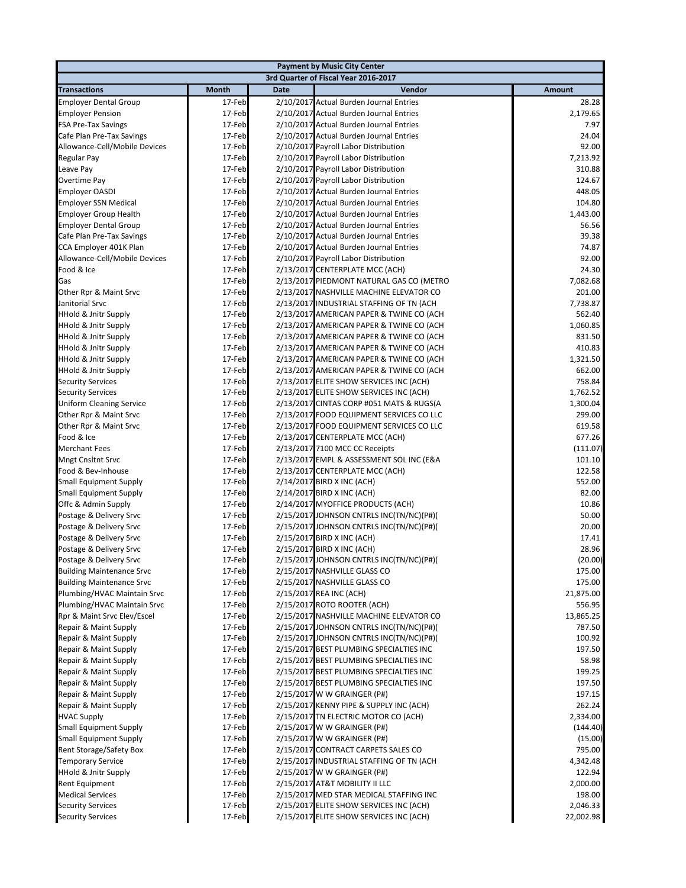| Payment by Music City Center | | | | |
|---|---|---|---|---|
| 3rd Quarter of Fiscal Year 2016-2017 | | | | |
| Transactions | Month | Date | Vendor | Amount |
| Employer Dental Group | 17-Feb | 2/10/2017 | Actual Burden Journal Entries | 28.28 |
| Employer Pension | 17-Feb | 2/10/2017 | Actual Burden Journal Entries | 2,179.65 |
| FSA Pre-Tax Savings | 17-Feb | 2/10/2017 | Actual Burden Journal Entries | 7.97 |
| Cafe Plan Pre-Tax Savings | 17-Feb | 2/10/2017 | Actual Burden Journal Entries | 24.04 |
| Allowance-Cell/Mobile Devices | 17-Feb | 2/10/2017 | Payroll Labor Distribution | 92.00 |
| Regular Pay | 17-Feb | 2/10/2017 | Payroll Labor Distribution | 7,213.92 |
| Leave Pay | 17-Feb | 2/10/2017 | Payroll Labor Distribution | 310.88 |
| Overtime Pay | 17-Feb | 2/10/2017 | Payroll Labor Distribution | 124.67 |
| Employer OASDI | 17-Feb | 2/10/2017 | Actual Burden Journal Entries | 448.05 |
| Employer SSN Medical | 17-Feb | 2/10/2017 | Actual Burden Journal Entries | 104.80 |
| Employer Group Health | 17-Feb | 2/10/2017 | Actual Burden Journal Entries | 1,443.00 |
| Employer Dental Group | 17-Feb | 2/10/2017 | Actual Burden Journal Entries | 56.56 |
| Cafe Plan Pre-Tax Savings | 17-Feb | 2/10/2017 | Actual Burden Journal Entries | 39.38 |
| CCA Employer 401K Plan | 17-Feb | 2/10/2017 | Actual Burden Journal Entries | 74.87 |
| Allowance-Cell/Mobile Devices | 17-Feb | 2/10/2017 | Payroll Labor Distribution | 92.00 |
| Food & Ice | 17-Feb | 2/13/2017 | CENTERPLATE MCC (ACH) | 24.30 |
| Gas | 17-Feb | 2/13/2017 | PIEDMONT NATURAL GAS CO (METRO | 7,082.68 |
| Other Rpr & Maint Srvc | 17-Feb | 2/13/2017 | NASHVILLE MACHINE ELEVATOR CO | 201.00 |
| Janitorial Srvc | 17-Feb | 2/13/2017 | INDUSTRIAL STAFFING OF TN (ACH | 7,738.87 |
| HHold & Jnitr Supply | 17-Feb | 2/13/2017 | AMERICAN PAPER & TWINE CO (ACH | 562.40 |
| HHold & Jnitr Supply | 17-Feb | 2/13/2017 | AMERICAN PAPER & TWINE CO (ACH | 1,060.85 |
| HHold & Jnitr Supply | 17-Feb | 2/13/2017 | AMERICAN PAPER & TWINE CO (ACH | 831.50 |
| HHold & Jnitr Supply | 17-Feb | 2/13/2017 | AMERICAN PAPER & TWINE CO (ACH | 410.83 |
| HHold & Jnitr Supply | 17-Feb | 2/13/2017 | AMERICAN PAPER & TWINE CO (ACH | 1,321.50 |
| HHold & Jnitr Supply | 17-Feb | 2/13/2017 | AMERICAN PAPER & TWINE CO (ACH | 662.00 |
| Security Services | 17-Feb | 2/13/2017 | ELITE SHOW SERVICES INC (ACH) | 758.84 |
| Security Services | 17-Feb | 2/13/2017 | ELITE SHOW SERVICES INC (ACH) | 1,762.52 |
| Uniform Cleaning Service | 17-Feb | 2/13/2017 | CINTAS CORP #051 MATS & RUGS(A | 1,300.04 |
| Other Rpr & Maint Srvc | 17-Feb | 2/13/2017 | FOOD EQUIPMENT SERVICES CO LLC | 299.00 |
| Other Rpr & Maint Srvc | 17-Feb | 2/13/2017 | FOOD EQUIPMENT SERVICES CO LLC | 619.58 |
| Food & Ice | 17-Feb | 2/13/2017 | CENTERPLATE MCC (ACH) | 677.26 |
| Merchant Fees | 17-Feb | 2/13/2017 | 7100 MCC CC Receipts | (111.07) |
| Mngt Cnsltnt Srvc | 17-Feb | 2/13/2017 | EMPL & ASSESSMENT SOL INC (E&A | 101.10 |
| Food & Bev-Inhouse | 17-Feb | 2/13/2017 | CENTERPLATE MCC (ACH) | 122.58 |
| Small Equipment Supply | 17-Feb | 2/14/2017 | BIRD X INC (ACH) | 552.00 |
| Small Equipment Supply | 17-Feb | 2/14/2017 | BIRD X INC (ACH) | 82.00 |
| Offc & Admin Supply | 17-Feb | 2/14/2017 | MYOFFICE PRODUCTS (ACH) | 10.86 |
| Postage & Delivery Srvc | 17-Feb | 2/15/2017 | JOHNSON CNTRLS INC(TN/NC)(P#)( | 50.00 |
| Postage & Delivery Srvc | 17-Feb | 2/15/2017 | JOHNSON CNTRLS INC(TN/NC)(P#)( | 20.00 |
| Postage & Delivery Srvc | 17-Feb | 2/15/2017 | BIRD X INC (ACH) | 17.41 |
| Postage & Delivery Srvc | 17-Feb | 2/15/2017 | BIRD X INC (ACH) | 28.96 |
| Postage & Delivery Srvc | 17-Feb | 2/15/2017 | JOHNSON CNTRLS INC(TN/NC)(P#)( | (20.00) |
| Building Maintenance Srvc | 17-Feb | 2/15/2017 | NASHVILLE GLASS CO | 175.00 |
| Building Maintenance Srvc | 17-Feb | 2/15/2017 | NASHVILLE GLASS CO | 175.00 |
| Plumbing/HVAC Maintain Srvc | 17-Feb | 2/15/2017 | REA INC (ACH) | 21,875.00 |
| Plumbing/HVAC Maintain Srvc | 17-Feb | 2/15/2017 | ROTO ROOTER (ACH) | 556.95 |
| Rpr & Maint Srvc Elev/Escel | 17-Feb | 2/15/2017 | NASHVILLE MACHINE ELEVATOR CO | 13,865.25 |
| Repair & Maint Supply | 17-Feb | 2/15/2017 | JOHNSON CNTRLS INC(TN/NC)(P#)( | 787.50 |
| Repair & Maint Supply | 17-Feb | 2/15/2017 | JOHNSON CNTRLS INC(TN/NC)(P#)( | 100.92 |
| Repair & Maint Supply | 17-Feb | 2/15/2017 | BEST PLUMBING SPECIALTIES INC | 197.50 |
| Repair & Maint Supply | 17-Feb | 2/15/2017 | BEST PLUMBING SPECIALTIES INC | 58.98 |
| Repair & Maint Supply | 17-Feb | 2/15/2017 | BEST PLUMBING SPECIALTIES INC | 199.25 |
| Repair & Maint Supply | 17-Feb | 2/15/2017 | BEST PLUMBING SPECIALTIES INC | 197.50 |
| Repair & Maint Supply | 17-Feb | 2/15/2017 | W W GRAINGER (P#) | 197.15 |
| Repair & Maint Supply | 17-Feb | 2/15/2017 | KENNY PIPE & SUPPLY INC (ACH) | 262.24 |
| HVAC Supply | 17-Feb | 2/15/2017 | TN ELECTRIC MOTOR CO (ACH) | 2,334.00 |
| Small Equipment Supply | 17-Feb | 2/15/2017 | W W GRAINGER (P#) | (144.40) |
| Small Equipment Supply | 17-Feb | 2/15/2017 | W W GRAINGER (P#) | (15.00) |
| Rent Storage/Safety Box | 17-Feb | 2/15/2017 | CONTRACT CARPETS SALES CO | 795.00 |
| Temporary Service | 17-Feb | 2/15/2017 | INDUSTRIAL STAFFING OF TN (ACH | 4,342.48 |
| HHold & Jnitr Supply | 17-Feb | 2/15/2017 | W W GRAINGER (P#) | 122.94 |
| Rent Equipment | 17-Feb | 2/15/2017 | AT&T MOBILITY II LLC | 2,000.00 |
| Medical Services | 17-Feb | 2/15/2017 | MED STAR MEDICAL STAFFING INC | 198.00 |
| Security Services | 17-Feb | 2/15/2017 | ELITE SHOW SERVICES INC (ACH) | 2,046.33 |
| Security Services | 17-Feb | 2/15/2017 | ELITE SHOW SERVICES INC (ACH) | 22,002.98 |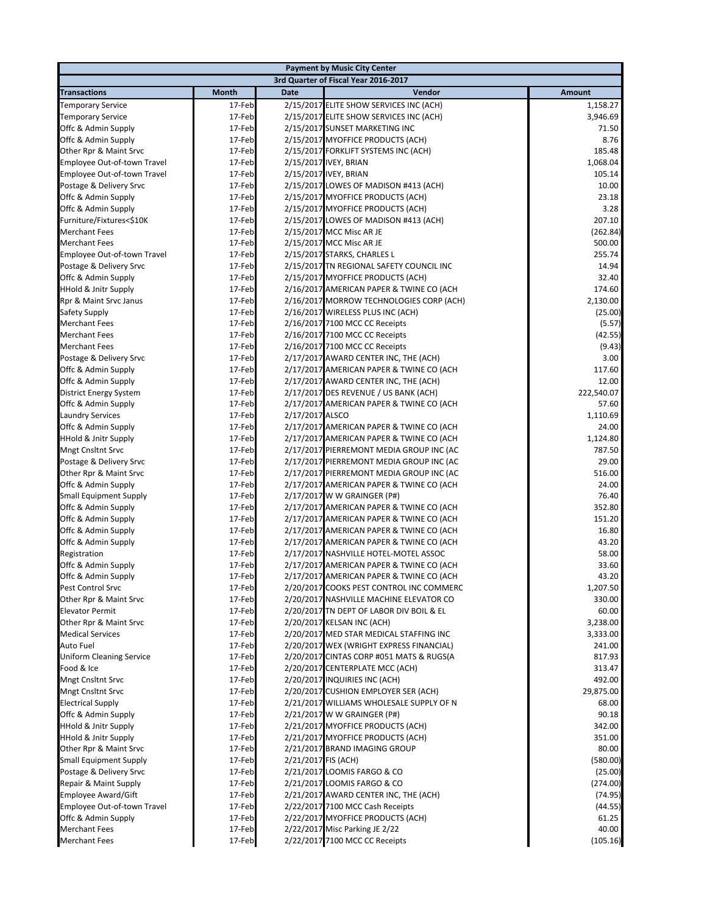| Payment by Music City Center | | | | |
|---|---|---|---|---|
| 3rd Quarter of Fiscal Year 2016-2017 | | | | |
| **Transactions** | **Month** | **Date** | **Vendor** | **Amount** |
| Temporary Service | 17-Feb | 2/15/2017 | ELITE SHOW SERVICES INC (ACH) | 1,158.27 |
| Temporary Service | 17-Feb | 2/15/2017 | ELITE SHOW SERVICES INC (ACH) | 3,946.69 |
| Offc & Admin Supply | 17-Feb | 2/15/2017 | SUNSET MARKETING INC | 71.50 |
| Offc & Admin Supply | 17-Feb | 2/15/2017 | MYOFFICE PRODUCTS (ACH) | 8.76 |
| Other Rpr & Maint Srvc | 17-Feb | 2/15/2017 | FORKLIFT SYSTEMS INC (ACH) | 185.48 |
| Employee Out-of-town Travel | 17-Feb | 2/15/2017 | IVEY, BRIAN | 1,068.04 |
| Employee Out-of-town Travel | 17-Feb | 2/15/2017 | IVEY, BRIAN | 105.14 |
| Postage & Delivery Srvc | 17-Feb | 2/15/2017 | LOWES OF MADISON #413 (ACH) | 10.00 |
| Offc & Admin Supply | 17-Feb | 2/15/2017 | MYOFFICE PRODUCTS (ACH) | 23.18 |
| Offc & Admin Supply | 17-Feb | 2/15/2017 | MYOFFICE PRODUCTS (ACH) | 3.28 |
| Furniture/Fixtures<$10K | 17-Feb | 2/15/2017 | LOWES OF MADISON #413 (ACH) | 207.10 |
| Merchant Fees | 17-Feb | 2/15/2017 | MCC Misc AR JE | (262.84) |
| Merchant Fees | 17-Feb | 2/15/2017 | MCC Misc AR JE | 500.00 |
| Employee Out-of-town Travel | 17-Feb | 2/15/2017 | STARKS, CHARLES L | 255.74 |
| Postage & Delivery Srvc | 17-Feb | 2/15/2017 | TN REGIONAL SAFETY COUNCIL INC | 14.94 |
| Offc & Admin Supply | 17-Feb | 2/15/2017 | MYOFFICE PRODUCTS (ACH) | 32.40 |
| HHold & Jnitr Supply | 17-Feb | 2/16/2017 | AMERICAN PAPER & TWINE CO (ACH | 174.60 |
| Rpr & Maint Srvc Janus | 17-Feb | 2/16/2017 | MORROW TECHNOLOGIES CORP (ACH) | 2,130.00 |
| Safety Supply | 17-Feb | 2/16/2017 | WIRELESS PLUS INC (ACH) | (25.00) |
| Merchant Fees | 17-Feb | 2/16/2017 | 7100 MCC CC Receipts | (5.57) |
| Merchant Fees | 17-Feb | 2/16/2017 | 7100 MCC CC Receipts | (42.55) |
| Merchant Fees | 17-Feb | 2/16/2017 | 7100 MCC CC Receipts | (9.43) |
| Postage & Delivery Srvc | 17-Feb | 2/17/2017 | AWARD CENTER INC, THE (ACH) | 3.00 |
| Offc & Admin Supply | 17-Feb | 2/17/2017 | AMERICAN PAPER & TWINE CO (ACH | 117.60 |
| Offc & Admin Supply | 17-Feb | 2/17/2017 | AWARD CENTER INC, THE (ACH) | 12.00 |
| District Energy System | 17-Feb | 2/17/2017 | DES REVENUE / US BANK (ACH) | 222,540.07 |
| Offc & Admin Supply | 17-Feb | 2/17/2017 | AMERICAN PAPER & TWINE CO (ACH | 57.60 |
| Laundry Services | 17-Feb | 2/17/2017 | ALSCO | 1,110.69 |
| Offc & Admin Supply | 17-Feb | 2/17/2017 | AMERICAN PAPER & TWINE CO (ACH | 24.00 |
| HHold & Jnitr Supply | 17-Feb | 2/17/2017 | AMERICAN PAPER & TWINE CO (ACH | 1,124.80 |
| Mngt Cnsltnt Srvc | 17-Feb | 2/17/2017 | PIERREMONT MEDIA GROUP INC (AC | 787.50 |
| Postage & Delivery Srvc | 17-Feb | 2/17/2017 | PIERREMONT MEDIA GROUP INC (AC | 29.00 |
| Other Rpr & Maint Srvc | 17-Feb | 2/17/2017 | PIERREMONT MEDIA GROUP INC (AC | 516.00 |
| Offc & Admin Supply | 17-Feb | 2/17/2017 | AMERICAN PAPER & TWINE CO (ACH | 24.00 |
| Small Equipment Supply | 17-Feb | 2/17/2017 | W W GRAINGER (P#) | 76.40 |
| Offc & Admin Supply | 17-Feb | 2/17/2017 | AMERICAN PAPER & TWINE CO (ACH | 352.80 |
| Offc & Admin Supply | 17-Feb | 2/17/2017 | AMERICAN PAPER & TWINE CO (ACH | 151.20 |
| Offc & Admin Supply | 17-Feb | 2/17/2017 | AMERICAN PAPER & TWINE CO (ACH | 16.80 |
| Offc & Admin Supply | 17-Feb | 2/17/2017 | AMERICAN PAPER & TWINE CO (ACH | 43.20 |
| Registration | 17-Feb | 2/17/2017 | NASHVILLE HOTEL-MOTEL ASSOC | 58.00 |
| Offc & Admin Supply | 17-Feb | 2/17/2017 | AMERICAN PAPER & TWINE CO (ACH | 33.60 |
| Offc & Admin Supply | 17-Feb | 2/17/2017 | AMERICAN PAPER & TWINE CO (ACH | 43.20 |
| Pest Control Srvc | 17-Feb | 2/20/2017 | COOKS PEST CONTROL INC COMMERC | 1,207.50 |
| Other Rpr & Maint Srvc | 17-Feb | 2/20/2017 | NASHVILLE MACHINE ELEVATOR CO | 330.00 |
| Elevator Permit | 17-Feb | 2/20/2017 | TN DEPT OF LABOR DIV BOIL & EL | 60.00 |
| Other Rpr & Maint Srvc | 17-Feb | 2/20/2017 | KELSAN INC (ACH) | 3,238.00 |
| Medical Services | 17-Feb | 2/20/2017 | MED STAR MEDICAL STAFFING INC | 3,333.00 |
| Auto Fuel | 17-Feb | 2/20/2017 | WEX (WRIGHT EXPRESS FINANCIAL) | 241.00 |
| Uniform Cleaning Service | 17-Feb | 2/20/2017 | CINTAS CORP #051 MATS & RUGS(A | 817.93 |
| Food & Ice | 17-Feb | 2/20/2017 | CENTERPLATE MCC (ACH) | 313.47 |
| Mngt Cnsltnt Srvc | 17-Feb | 2/20/2017 | INQUIRIES INC (ACH) | 492.00 |
| Mngt Cnsltnt Srvc | 17-Feb | 2/20/2017 | CUSHION EMPLOYER SER (ACH) | 29,875.00 |
| Electrical Supply | 17-Feb | 2/21/2017 | WILLIAMS WHOLESALE SUPPLY OF N | 68.00 |
| Offc & Admin Supply | 17-Feb | 2/21/2017 | W W GRAINGER (P#) | 90.18 |
| HHold & Jnitr Supply | 17-Feb | 2/21/2017 | MYOFFICE PRODUCTS (ACH) | 342.00 |
| HHold & Jnitr Supply | 17-Feb | 2/21/2017 | MYOFFICE PRODUCTS (ACH) | 351.00 |
| Other Rpr & Maint Srvc | 17-Feb | 2/21/2017 | BRAND IMAGING GROUP | 80.00 |
| Small Equipment Supply | 17-Feb | 2/21/2017 | FIS (ACH) | (580.00) |
| Postage & Delivery Srvc | 17-Feb | 2/21/2017 | LOOMIS FARGO & CO | (25.00) |
| Repair & Maint Supply | 17-Feb | 2/21/2017 | LOOMIS FARGO & CO | (274.00) |
| Employee Award/Gift | 17-Feb | 2/21/2017 | AWARD CENTER INC, THE (ACH) | (74.95) |
| Employee Out-of-town Travel | 17-Feb | 2/22/2017 | 7100 MCC Cash Receipts | (44.55) |
| Offc & Admin Supply | 17-Feb | 2/22/2017 | MYOFFICE PRODUCTS (ACH) | 61.25 |
| Merchant Fees | 17-Feb | 2/22/2017 | Misc Parking JE 2/22 | 40.00 |
| Merchant Fees | 17-Feb | 2/22/2017 | 7100 MCC CC Receipts | (105.16) |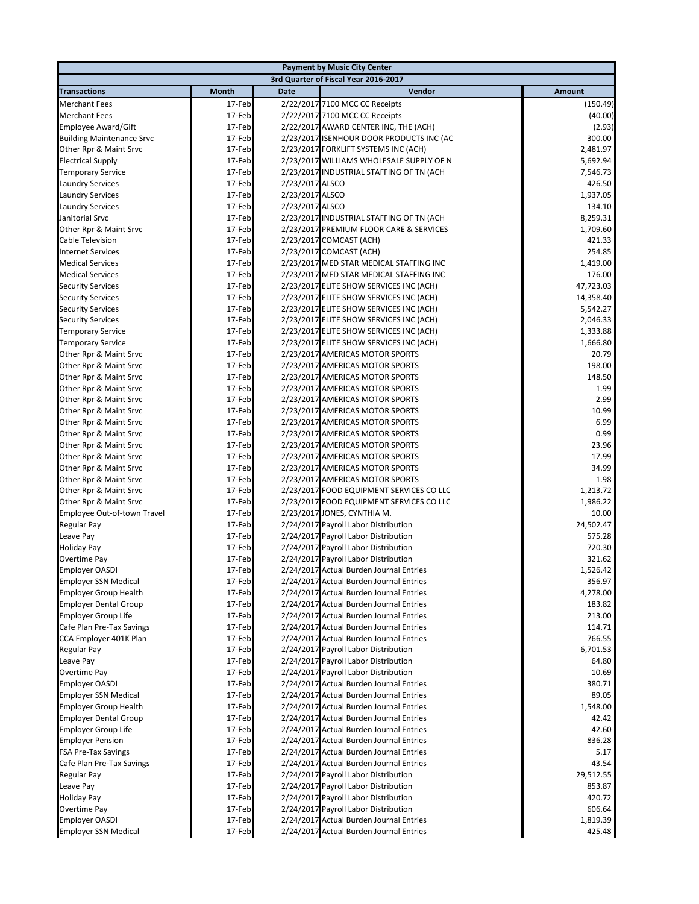| Payment by Music City Center | | | | |
|---|---|---|---|---|
| 3rd Quarter of Fiscal Year 2016-2017 | | | | |
| **Transactions** | **Month** | **Date** | **Vendor** | **Amount** |
| Merchant Fees | 17-Feb | 2/22/2017 | 7100 MCC CC Receipts | (150.49) |
| Merchant Fees | 17-Feb | 2/22/2017 | 7100 MCC CC Receipts | (40.00) |
| Employee Award/Gift | 17-Feb | 2/22/2017 | AWARD CENTER INC, THE (ACH) | (2.93) |
| Building Maintenance Srvc | 17-Feb | 2/23/2017 | ISENHOUR DOOR PRODUCTS INC (AC | 300.00 |
| Other Rpr & Maint Srvc | 17-Feb | 2/23/2017 | FORKLIFT SYSTEMS INC (ACH) | 2,481.97 |
| Electrical Supply | 17-Feb | 2/23/2017 | WILLIAMS WHOLESALE SUPPLY OF N | 5,692.94 |
| Temporary Service | 17-Feb | 2/23/2017 | INDUSTRIAL STAFFING OF TN (ACH | 7,546.73 |
| Laundry Services | 17-Feb | 2/23/2017 | ALSCO | 426.50 |
| Laundry Services | 17-Feb | 2/23/2017 | ALSCO | 1,937.05 |
| Laundry Services | 17-Feb | 2/23/2017 | ALSCO | 134.10 |
| Janitorial Srvc | 17-Feb | 2/23/2017 | INDUSTRIAL STAFFING OF TN (ACH | 8,259.31 |
| Other Rpr & Maint Srvc | 17-Feb | 2/23/2017 | PREMIUM FLOOR CARE & SERVICES | 1,709.60 |
| Cable Television | 17-Feb | 2/23/2017 | COMCAST (ACH) | 421.33 |
| Internet Services | 17-Feb | 2/23/2017 | COMCAST (ACH) | 254.85 |
| Medical Services | 17-Feb | 2/23/2017 | MED STAR MEDICAL STAFFING INC | 1,419.00 |
| Medical Services | 17-Feb | 2/23/2017 | MED STAR MEDICAL STAFFING INC | 176.00 |
| Security Services | 17-Feb | 2/23/2017 | ELITE SHOW SERVICES INC (ACH) | 47,723.03 |
| Security Services | 17-Feb | 2/23/2017 | ELITE SHOW SERVICES INC (ACH) | 14,358.40 |
| Security Services | 17-Feb | 2/23/2017 | ELITE SHOW SERVICES INC (ACH) | 5,542.27 |
| Security Services | 17-Feb | 2/23/2017 | ELITE SHOW SERVICES INC (ACH) | 2,046.33 |
| Temporary Service | 17-Feb | 2/23/2017 | ELITE SHOW SERVICES INC (ACH) | 1,333.88 |
| Temporary Service | 17-Feb | 2/23/2017 | ELITE SHOW SERVICES INC (ACH) | 1,666.80 |
| Other Rpr & Maint Srvc | 17-Feb | 2/23/2017 | AMERICAS MOTOR SPORTS | 20.79 |
| Other Rpr & Maint Srvc | 17-Feb | 2/23/2017 | AMERICAS MOTOR SPORTS | 198.00 |
| Other Rpr & Maint Srvc | 17-Feb | 2/23/2017 | AMERICAS MOTOR SPORTS | 148.50 |
| Other Rpr & Maint Srvc | 17-Feb | 2/23/2017 | AMERICAS MOTOR SPORTS | 1.99 |
| Other Rpr & Maint Srvc | 17-Feb | 2/23/2017 | AMERICAS MOTOR SPORTS | 2.99 |
| Other Rpr & Maint Srvc | 17-Feb | 2/23/2017 | AMERICAS MOTOR SPORTS | 10.99 |
| Other Rpr & Maint Srvc | 17-Feb | 2/23/2017 | AMERICAS MOTOR SPORTS | 6.99 |
| Other Rpr & Maint Srvc | 17-Feb | 2/23/2017 | AMERICAS MOTOR SPORTS | 0.99 |
| Other Rpr & Maint Srvc | 17-Feb | 2/23/2017 | AMERICAS MOTOR SPORTS | 23.96 |
| Other Rpr & Maint Srvc | 17-Feb | 2/23/2017 | AMERICAS MOTOR SPORTS | 17.99 |
| Other Rpr & Maint Srvc | 17-Feb | 2/23/2017 | AMERICAS MOTOR SPORTS | 34.99 |
| Other Rpr & Maint Srvc | 17-Feb | 2/23/2017 | AMERICAS MOTOR SPORTS | 1.98 |
| Other Rpr & Maint Srvc | 17-Feb | 2/23/2017 | FOOD EQUIPMENT SERVICES CO LLC | 1,213.72 |
| Other Rpr & Maint Srvc | 17-Feb | 2/23/2017 | FOOD EQUIPMENT SERVICES CO LLC | 1,986.22 |
| Employee Out-of-town Travel | 17-Feb | 2/23/2017 | JONES, CYNTHIA M. | 10.00 |
| Regular Pay | 17-Feb | 2/24/2017 | Payroll Labor Distribution | 24,502.47 |
| Leave Pay | 17-Feb | 2/24/2017 | Payroll Labor Distribution | 575.28 |
| Holiday Pay | 17-Feb | 2/24/2017 | Payroll Labor Distribution | 720.30 |
| Overtime Pay | 17-Feb | 2/24/2017 | Payroll Labor Distribution | 321.62 |
| Employer OASDI | 17-Feb | 2/24/2017 | Actual Burden Journal Entries | 1,526.42 |
| Employer SSN Medical | 17-Feb | 2/24/2017 | Actual Burden Journal Entries | 356.97 |
| Employer Group Health | 17-Feb | 2/24/2017 | Actual Burden Journal Entries | 4,278.00 |
| Employer Dental Group | 17-Feb | 2/24/2017 | Actual Burden Journal Entries | 183.82 |
| Employer Group Life | 17-Feb | 2/24/2017 | Actual Burden Journal Entries | 213.00 |
| Cafe Plan Pre-Tax Savings | 17-Feb | 2/24/2017 | Actual Burden Journal Entries | 114.71 |
| CCA Employer 401K Plan | 17-Feb | 2/24/2017 | Actual Burden Journal Entries | 766.55 |
| Regular Pay | 17-Feb | 2/24/2017 | Payroll Labor Distribution | 6,701.53 |
| Leave Pay | 17-Feb | 2/24/2017 | Payroll Labor Distribution | 64.80 |
| Overtime Pay | 17-Feb | 2/24/2017 | Payroll Labor Distribution | 10.69 |
| Employer OASDI | 17-Feb | 2/24/2017 | Actual Burden Journal Entries | 380.71 |
| Employer SSN Medical | 17-Feb | 2/24/2017 | Actual Burden Journal Entries | 89.05 |
| Employer Group Health | 17-Feb | 2/24/2017 | Actual Burden Journal Entries | 1,548.00 |
| Employer Dental Group | 17-Feb | 2/24/2017 | Actual Burden Journal Entries | 42.42 |
| Employer Group Life | 17-Feb | 2/24/2017 | Actual Burden Journal Entries | 42.60 |
| Employer Pension | 17-Feb | 2/24/2017 | Actual Burden Journal Entries | 836.28 |
| FSA Pre-Tax Savings | 17-Feb | 2/24/2017 | Actual Burden Journal Entries | 5.17 |
| Cafe Plan Pre-Tax Savings | 17-Feb | 2/24/2017 | Actual Burden Journal Entries | 43.54 |
| Regular Pay | 17-Feb | 2/24/2017 | Payroll Labor Distribution | 29,512.55 |
| Leave Pay | 17-Feb | 2/24/2017 | Payroll Labor Distribution | 853.87 |
| Holiday Pay | 17-Feb | 2/24/2017 | Payroll Labor Distribution | 420.72 |
| Overtime Pay | 17-Feb | 2/24/2017 | Payroll Labor Distribution | 606.64 |
| Employer OASDI | 17-Feb | 2/24/2017 | Actual Burden Journal Entries | 1,819.39 |
| Employer SSN Medical | 17-Feb | 2/24/2017 | Actual Burden Journal Entries | 425.48 |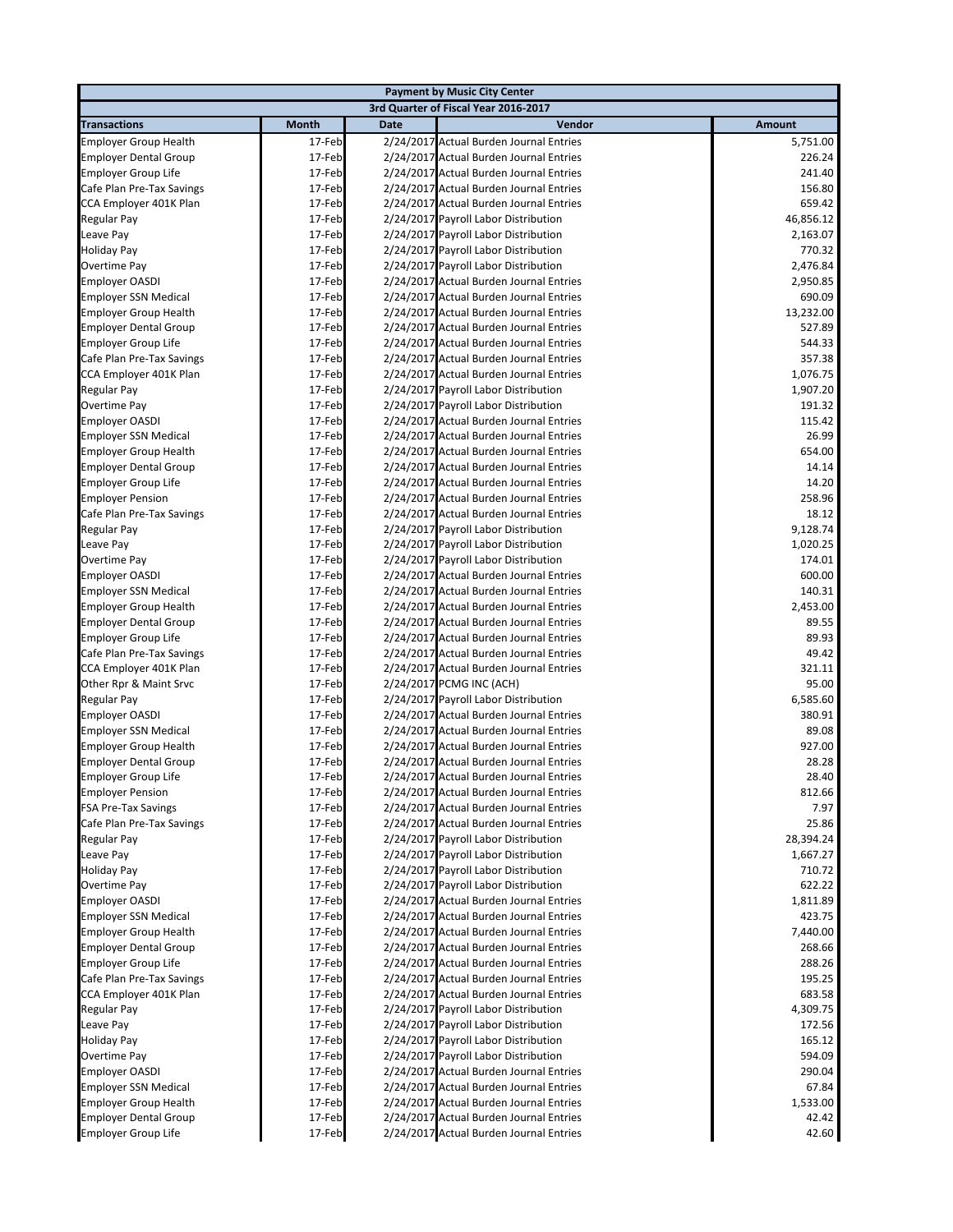| Payment by Music City Center | | | | |
|---|---|---|---|---|
| 3rd Quarter of Fiscal Year 2016-2017 | | | | |
| **Transactions** | **Month** | **Date** | **Vendor** | **Amount** |
| Employer Group Health | 17-Feb | 2/24/2017 | Actual Burden Journal Entries | 5,751.00 |
| Employer Dental Group | 17-Feb | 2/24/2017 | Actual Burden Journal Entries | 226.24 |
| Employer Group Life | 17-Feb | 2/24/2017 | Actual Burden Journal Entries | 241.40 |
| Cafe Plan Pre-Tax Savings | 17-Feb | 2/24/2017 | Actual Burden Journal Entries | 156.80 |
| CCA Employer 401K Plan | 17-Feb | 2/24/2017 | Actual Burden Journal Entries | 659.42 |
| Regular Pay | 17-Feb | 2/24/2017 | Payroll Labor Distribution | 46,856.12 |
| Leave Pay | 17-Feb | 2/24/2017 | Payroll Labor Distribution | 2,163.07 |
| Holiday Pay | 17-Feb | 2/24/2017 | Payroll Labor Distribution | 770.32 |
| Overtime Pay | 17-Feb | 2/24/2017 | Payroll Labor Distribution | 2,476.84 |
| Employer OASDI | 17-Feb | 2/24/2017 | Actual Burden Journal Entries | 2,950.85 |
| Employer SSN Medical | 17-Feb | 2/24/2017 | Actual Burden Journal Entries | 690.09 |
| Employer Group Health | 17-Feb | 2/24/2017 | Actual Burden Journal Entries | 13,232.00 |
| Employer Dental Group | 17-Feb | 2/24/2017 | Actual Burden Journal Entries | 527.89 |
| Employer Group Life | 17-Feb | 2/24/2017 | Actual Burden Journal Entries | 544.33 |
| Cafe Plan Pre-Tax Savings | 17-Feb | 2/24/2017 | Actual Burden Journal Entries | 357.38 |
| CCA Employer 401K Plan | 17-Feb | 2/24/2017 | Actual Burden Journal Entries | 1,076.75 |
| Regular Pay | 17-Feb | 2/24/2017 | Payroll Labor Distribution | 1,907.20 |
| Overtime Pay | 17-Feb | 2/24/2017 | Payroll Labor Distribution | 191.32 |
| Employer OASDI | 17-Feb | 2/24/2017 | Actual Burden Journal Entries | 115.42 |
| Employer SSN Medical | 17-Feb | 2/24/2017 | Actual Burden Journal Entries | 26.99 |
| Employer Group Health | 17-Feb | 2/24/2017 | Actual Burden Journal Entries | 654.00 |
| Employer Dental Group | 17-Feb | 2/24/2017 | Actual Burden Journal Entries | 14.14 |
| Employer Group Life | 17-Feb | 2/24/2017 | Actual Burden Journal Entries | 14.20 |
| Employer Pension | 17-Feb | 2/24/2017 | Actual Burden Journal Entries | 258.96 |
| Cafe Plan Pre-Tax Savings | 17-Feb | 2/24/2017 | Actual Burden Journal Entries | 18.12 |
| Regular Pay | 17-Feb | 2/24/2017 | Payroll Labor Distribution | 9,128.74 |
| Leave Pay | 17-Feb | 2/24/2017 | Payroll Labor Distribution | 1,020.25 |
| Overtime Pay | 17-Feb | 2/24/2017 | Payroll Labor Distribution | 174.01 |
| Employer OASDI | 17-Feb | 2/24/2017 | Actual Burden Journal Entries | 600.00 |
| Employer SSN Medical | 17-Feb | 2/24/2017 | Actual Burden Journal Entries | 140.31 |
| Employer Group Health | 17-Feb | 2/24/2017 | Actual Burden Journal Entries | 2,453.00 |
| Employer Dental Group | 17-Feb | 2/24/2017 | Actual Burden Journal Entries | 89.55 |
| Employer Group Life | 17-Feb | 2/24/2017 | Actual Burden Journal Entries | 89.93 |
| Cafe Plan Pre-Tax Savings | 17-Feb | 2/24/2017 | Actual Burden Journal Entries | 49.42 |
| CCA Employer 401K Plan | 17-Feb | 2/24/2017 | Actual Burden Journal Entries | 321.11 |
| Other Rpr & Maint Srvc | 17-Feb | 2/24/2017 | PCMG INC (ACH) | 95.00 |
| Regular Pay | 17-Feb | 2/24/2017 | Payroll Labor Distribution | 6,585.60 |
| Employer OASDI | 17-Feb | 2/24/2017 | Actual Burden Journal Entries | 380.91 |
| Employer SSN Medical | 17-Feb | 2/24/2017 | Actual Burden Journal Entries | 89.08 |
| Employer Group Health | 17-Feb | 2/24/2017 | Actual Burden Journal Entries | 927.00 |
| Employer Dental Group | 17-Feb | 2/24/2017 | Actual Burden Journal Entries | 28.28 |
| Employer Group Life | 17-Feb | 2/24/2017 | Actual Burden Journal Entries | 28.40 |
| Employer Pension | 17-Feb | 2/24/2017 | Actual Burden Journal Entries | 812.66 |
| FSA Pre-Tax Savings | 17-Feb | 2/24/2017 | Actual Burden Journal Entries | 7.97 |
| Cafe Plan Pre-Tax Savings | 17-Feb | 2/24/2017 | Actual Burden Journal Entries | 25.86 |
| Regular Pay | 17-Feb | 2/24/2017 | Payroll Labor Distribution | 28,394.24 |
| Leave Pay | 17-Feb | 2/24/2017 | Payroll Labor Distribution | 1,667.27 |
| Holiday Pay | 17-Feb | 2/24/2017 | Payroll Labor Distribution | 710.72 |
| Overtime Pay | 17-Feb | 2/24/2017 | Payroll Labor Distribution | 622.22 |
| Employer OASDI | 17-Feb | 2/24/2017 | Actual Burden Journal Entries | 1,811.89 |
| Employer SSN Medical | 17-Feb | 2/24/2017 | Actual Burden Journal Entries | 423.75 |
| Employer Group Health | 17-Feb | 2/24/2017 | Actual Burden Journal Entries | 7,440.00 |
| Employer Dental Group | 17-Feb | 2/24/2017 | Actual Burden Journal Entries | 268.66 |
| Employer Group Life | 17-Feb | 2/24/2017 | Actual Burden Journal Entries | 288.26 |
| Cafe Plan Pre-Tax Savings | 17-Feb | 2/24/2017 | Actual Burden Journal Entries | 195.25 |
| CCA Employer 401K Plan | 17-Feb | 2/24/2017 | Actual Burden Journal Entries | 683.58 |
| Regular Pay | 17-Feb | 2/24/2017 | Payroll Labor Distribution | 4,309.75 |
| Leave Pay | 17-Feb | 2/24/2017 | Payroll Labor Distribution | 172.56 |
| Holiday Pay | 17-Feb | 2/24/2017 | Payroll Labor Distribution | 165.12 |
| Overtime Pay | 17-Feb | 2/24/2017 | Payroll Labor Distribution | 594.09 |
| Employer OASDI | 17-Feb | 2/24/2017 | Actual Burden Journal Entries | 290.04 |
| Employer SSN Medical | 17-Feb | 2/24/2017 | Actual Burden Journal Entries | 67.84 |
| Employer Group Health | 17-Feb | 2/24/2017 | Actual Burden Journal Entries | 1,533.00 |
| Employer Dental Group | 17-Feb | 2/24/2017 | Actual Burden Journal Entries | 42.42 |
| Employer Group Life | 17-Feb | 2/24/2017 | Actual Burden Journal Entries | 42.60 |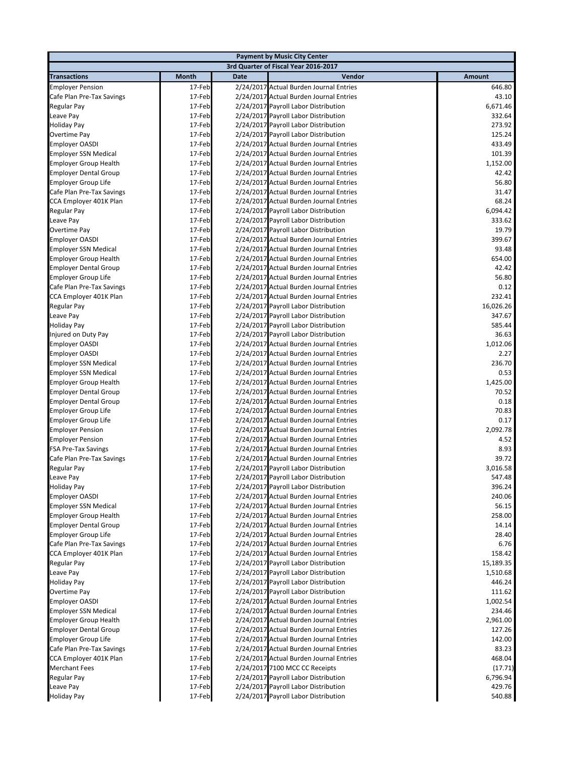| Payment by Music City Center | | | | |
|---|---|---|---|---|
| 3rd Quarter of Fiscal Year 2016-2017 | | | | |
| Transactions | Month | Date | Vendor | Amount |
| Employer Pension | 17-Feb | 2/24/2017 | Actual Burden Journal Entries | 646.80 |
| Cafe Plan Pre-Tax Savings | 17-Feb | 2/24/2017 | Actual Burden Journal Entries | 43.10 |
| Regular Pay | 17-Feb | 2/24/2017 | Payroll Labor Distribution | 6,671.46 |
| Leave Pay | 17-Feb | 2/24/2017 | Payroll Labor Distribution | 332.64 |
| Holiday Pay | 17-Feb | 2/24/2017 | Payroll Labor Distribution | 273.92 |
| Overtime Pay | 17-Feb | 2/24/2017 | Payroll Labor Distribution | 125.24 |
| Employer OASDI | 17-Feb | 2/24/2017 | Actual Burden Journal Entries | 433.49 |
| Employer SSN Medical | 17-Feb | 2/24/2017 | Actual Burden Journal Entries | 101.39 |
| Employer Group Health | 17-Feb | 2/24/2017 | Actual Burden Journal Entries | 1,152.00 |
| Employer Dental Group | 17-Feb | 2/24/2017 | Actual Burden Journal Entries | 42.42 |
| Employer Group Life | 17-Feb | 2/24/2017 | Actual Burden Journal Entries | 56.80 |
| Cafe Plan Pre-Tax Savings | 17-Feb | 2/24/2017 | Actual Burden Journal Entries | 31.47 |
| CCA Employer 401K Plan | 17-Feb | 2/24/2017 | Actual Burden Journal Entries | 68.24 |
| Regular Pay | 17-Feb | 2/24/2017 | Payroll Labor Distribution | 6,094.42 |
| Leave Pay | 17-Feb | 2/24/2017 | Payroll Labor Distribution | 333.62 |
| Overtime Pay | 17-Feb | 2/24/2017 | Payroll Labor Distribution | 19.79 |
| Employer OASDI | 17-Feb | 2/24/2017 | Actual Burden Journal Entries | 399.67 |
| Employer SSN Medical | 17-Feb | 2/24/2017 | Actual Burden Journal Entries | 93.48 |
| Employer Group Health | 17-Feb | 2/24/2017 | Actual Burden Journal Entries | 654.00 |
| Employer Dental Group | 17-Feb | 2/24/2017 | Actual Burden Journal Entries | 42.42 |
| Employer Group Life | 17-Feb | 2/24/2017 | Actual Burden Journal Entries | 56.80 |
| Cafe Plan Pre-Tax Savings | 17-Feb | 2/24/2017 | Actual Burden Journal Entries | 0.12 |
| CCA Employer 401K Plan | 17-Feb | 2/24/2017 | Actual Burden Journal Entries | 232.41 |
| Regular Pay | 17-Feb | 2/24/2017 | Payroll Labor Distribution | 16,026.26 |
| Leave Pay | 17-Feb | 2/24/2017 | Payroll Labor Distribution | 347.67 |
| Holiday Pay | 17-Feb | 2/24/2017 | Payroll Labor Distribution | 585.44 |
| Injured on Duty Pay | 17-Feb | 2/24/2017 | Payroll Labor Distribution | 36.63 |
| Employer OASDI | 17-Feb | 2/24/2017 | Actual Burden Journal Entries | 1,012.06 |
| Employer OASDI | 17-Feb | 2/24/2017 | Actual Burden Journal Entries | 2.27 |
| Employer SSN Medical | 17-Feb | 2/24/2017 | Actual Burden Journal Entries | 236.70 |
| Employer SSN Medical | 17-Feb | 2/24/2017 | Actual Burden Journal Entries | 0.53 |
| Employer Group Health | 17-Feb | 2/24/2017 | Actual Burden Journal Entries | 1,425.00 |
| Employer Dental Group | 17-Feb | 2/24/2017 | Actual Burden Journal Entries | 70.52 |
| Employer Dental Group | 17-Feb | 2/24/2017 | Actual Burden Journal Entries | 0.18 |
| Employer Group Life | 17-Feb | 2/24/2017 | Actual Burden Journal Entries | 70.83 |
| Employer Group Life | 17-Feb | 2/24/2017 | Actual Burden Journal Entries | 0.17 |
| Employer Pension | 17-Feb | 2/24/2017 | Actual Burden Journal Entries | 2,092.78 |
| Employer Pension | 17-Feb | 2/24/2017 | Actual Burden Journal Entries | 4.52 |
| FSA Pre-Tax Savings | 17-Feb | 2/24/2017 | Actual Burden Journal Entries | 8.93 |
| Cafe Plan Pre-Tax Savings | 17-Feb | 2/24/2017 | Actual Burden Journal Entries | 39.72 |
| Regular Pay | 17-Feb | 2/24/2017 | Payroll Labor Distribution | 3,016.58 |
| Leave Pay | 17-Feb | 2/24/2017 | Payroll Labor Distribution | 547.48 |
| Holiday Pay | 17-Feb | 2/24/2017 | Payroll Labor Distribution | 396.24 |
| Employer OASDI | 17-Feb | 2/24/2017 | Actual Burden Journal Entries | 240.06 |
| Employer SSN Medical | 17-Feb | 2/24/2017 | Actual Burden Journal Entries | 56.15 |
| Employer Group Health | 17-Feb | 2/24/2017 | Actual Burden Journal Entries | 258.00 |
| Employer Dental Group | 17-Feb | 2/24/2017 | Actual Burden Journal Entries | 14.14 |
| Employer Group Life | 17-Feb | 2/24/2017 | Actual Burden Journal Entries | 28.40 |
| Cafe Plan Pre-Tax Savings | 17-Feb | 2/24/2017 | Actual Burden Journal Entries | 6.76 |
| CCA Employer 401K Plan | 17-Feb | 2/24/2017 | Actual Burden Journal Entries | 158.42 |
| Regular Pay | 17-Feb | 2/24/2017 | Payroll Labor Distribution | 15,189.35 |
| Leave Pay | 17-Feb | 2/24/2017 | Payroll Labor Distribution | 1,510.68 |
| Holiday Pay | 17-Feb | 2/24/2017 | Payroll Labor Distribution | 446.24 |
| Overtime Pay | 17-Feb | 2/24/2017 | Payroll Labor Distribution | 111.62 |
| Employer OASDI | 17-Feb | 2/24/2017 | Actual Burden Journal Entries | 1,002.54 |
| Employer SSN Medical | 17-Feb | 2/24/2017 | Actual Burden Journal Entries | 234.46 |
| Employer Group Health | 17-Feb | 2/24/2017 | Actual Burden Journal Entries | 2,961.00 |
| Employer Dental Group | 17-Feb | 2/24/2017 | Actual Burden Journal Entries | 127.26 |
| Employer Group Life | 17-Feb | 2/24/2017 | Actual Burden Journal Entries | 142.00 |
| Cafe Plan Pre-Tax Savings | 17-Feb | 2/24/2017 | Actual Burden Journal Entries | 83.23 |
| CCA Employer 401K Plan | 17-Feb | 2/24/2017 | Actual Burden Journal Entries | 468.04 |
| Merchant Fees | 17-Feb | 2/24/2017 | 7100 MCC CC Receipts | (17.71) |
| Regular Pay | 17-Feb | 2/24/2017 | Payroll Labor Distribution | 6,796.94 |
| Leave Pay | 17-Feb | 2/24/2017 | Payroll Labor Distribution | 429.76 |
| Holiday Pay | 17-Feb | 2/24/2017 | Payroll Labor Distribution | 540.88 |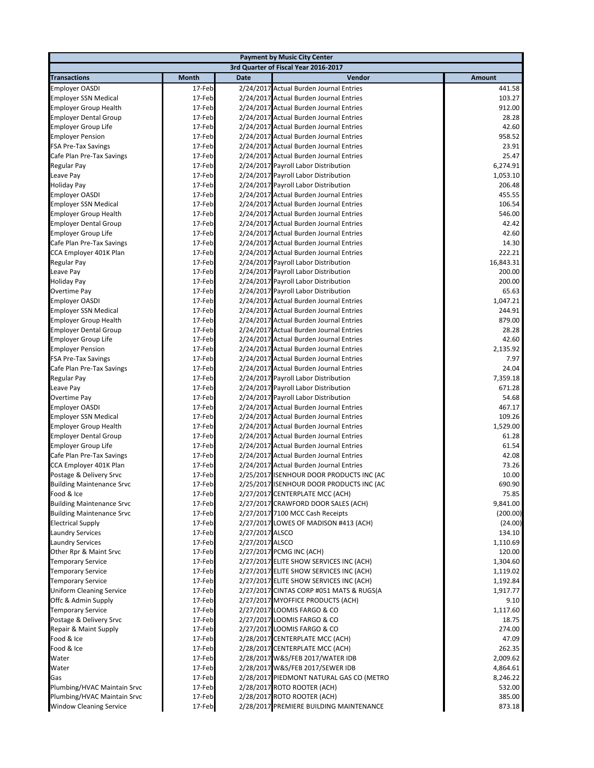| Payment by Music City Center | | | | |
|---|---|---|---|---|
| 3rd Quarter of Fiscal Year 2016-2017 | | | | |
| **Transactions** | **Month** | **Date** | **Vendor** | **Amount** |
| Employer OASDI | 17-Feb | 2/24/2017 | Actual Burden Journal Entries | 441.58 |
| Employer SSN Medical | 17-Feb | 2/24/2017 | Actual Burden Journal Entries | 103.27 |
| Employer Group Health | 17-Feb | 2/24/2017 | Actual Burden Journal Entries | 912.00 |
| Employer Dental Group | 17-Feb | 2/24/2017 | Actual Burden Journal Entries | 28.28 |
| Employer Group Life | 17-Feb | 2/24/2017 | Actual Burden Journal Entries | 42.60 |
| Employer Pension | 17-Feb | 2/24/2017 | Actual Burden Journal Entries | 958.52 |
| FSA Pre-Tax Savings | 17-Feb | 2/24/2017 | Actual Burden Journal Entries | 23.91 |
| Cafe Plan Pre-Tax Savings | 17-Feb | 2/24/2017 | Actual Burden Journal Entries | 25.47 |
| Regular Pay | 17-Feb | 2/24/2017 | Payroll Labor Distribution | 6,274.91 |
| Leave Pay | 17-Feb | 2/24/2017 | Payroll Labor Distribution | 1,053.10 |
| Holiday Pay | 17-Feb | 2/24/2017 | Payroll Labor Distribution | 206.48 |
| Employer OASDI | 17-Feb | 2/24/2017 | Actual Burden Journal Entries | 455.55 |
| Employer SSN Medical | 17-Feb | 2/24/2017 | Actual Burden Journal Entries | 106.54 |
| Employer Group Health | 17-Feb | 2/24/2017 | Actual Burden Journal Entries | 546.00 |
| Employer Dental Group | 17-Feb | 2/24/2017 | Actual Burden Journal Entries | 42.42 |
| Employer Group Life | 17-Feb | 2/24/2017 | Actual Burden Journal Entries | 42.60 |
| Cafe Plan Pre-Tax Savings | 17-Feb | 2/24/2017 | Actual Burden Journal Entries | 14.30 |
| CCA Employer 401K Plan | 17-Feb | 2/24/2017 | Actual Burden Journal Entries | 222.21 |
| Regular Pay | 17-Feb | 2/24/2017 | Payroll Labor Distribution | 16,843.31 |
| Leave Pay | 17-Feb | 2/24/2017 | Payroll Labor Distribution | 200.00 |
| Holiday Pay | 17-Feb | 2/24/2017 | Payroll Labor Distribution | 200.00 |
| Overtime Pay | 17-Feb | 2/24/2017 | Payroll Labor Distribution | 65.63 |
| Employer OASDI | 17-Feb | 2/24/2017 | Actual Burden Journal Entries | 1,047.21 |
| Employer SSN Medical | 17-Feb | 2/24/2017 | Actual Burden Journal Entries | 244.91 |
| Employer Group Health | 17-Feb | 2/24/2017 | Actual Burden Journal Entries | 879.00 |
| Employer Dental Group | 17-Feb | 2/24/2017 | Actual Burden Journal Entries | 28.28 |
| Employer Group Life | 17-Feb | 2/24/2017 | Actual Burden Journal Entries | 42.60 |
| Employer Pension | 17-Feb | 2/24/2017 | Actual Burden Journal Entries | 2,135.92 |
| FSA Pre-Tax Savings | 17-Feb | 2/24/2017 | Actual Burden Journal Entries | 7.97 |
| Cafe Plan Pre-Tax Savings | 17-Feb | 2/24/2017 | Actual Burden Journal Entries | 24.04 |
| Regular Pay | 17-Feb | 2/24/2017 | Payroll Labor Distribution | 7,359.18 |
| Leave Pay | 17-Feb | 2/24/2017 | Payroll Labor Distribution | 671.28 |
| Overtime Pay | 17-Feb | 2/24/2017 | Payroll Labor Distribution | 54.68 |
| Employer OASDI | 17-Feb | 2/24/2017 | Actual Burden Journal Entries | 467.17 |
| Employer SSN Medical | 17-Feb | 2/24/2017 | Actual Burden Journal Entries | 109.26 |
| Employer Group Health | 17-Feb | 2/24/2017 | Actual Burden Journal Entries | 1,529.00 |
| Employer Dental Group | 17-Feb | 2/24/2017 | Actual Burden Journal Entries | 61.28 |
| Employer Group Life | 17-Feb | 2/24/2017 | Actual Burden Journal Entries | 61.54 |
| Cafe Plan Pre-Tax Savings | 17-Feb | 2/24/2017 | Actual Burden Journal Entries | 42.08 |
| CCA Employer 401K Plan | 17-Feb | 2/24/2017 | Actual Burden Journal Entries | 73.26 |
| Postage & Delivery Srvc | 17-Feb | 2/25/2017 | ISENHOUR DOOR PRODUCTS INC (AC | 10.00 |
| Building Maintenance Srvc | 17-Feb | 2/25/2017 | ISENHOUR DOOR PRODUCTS INC (AC | 690.90 |
| Food & Ice | 17-Feb | 2/27/2017 | CENTERPLATE MCC (ACH) | 75.85 |
| Building Maintenance Srvc | 17-Feb | 2/27/2017 | CRAWFORD DOOR SALES (ACH) | 9,841.00 |
| Building Maintenance Srvc | 17-Feb | 2/27/2017 | 7100 MCC Cash Receipts | (200.00) |
| Electrical Supply | 17-Feb | 2/27/2017 | LOWES OF MADISON #413 (ACH) | (24.00) |
| Laundry Services | 17-Feb | 2/27/2017 | ALSCO | 134.10 |
| Laundry Services | 17-Feb | 2/27/2017 | ALSCO | 1,110.69 |
| Other Rpr & Maint Srvc | 17-Feb | 2/27/2017 | PCMG INC (ACH) | 120.00 |
| Temporary Service | 17-Feb | 2/27/2017 | ELITE SHOW SERVICES INC (ACH) | 1,304.60 |
| Temporary Service | 17-Feb | 2/27/2017 | ELITE SHOW SERVICES INC (ACH) | 1,119.02 |
| Temporary Service | 17-Feb | 2/27/2017 | ELITE SHOW SERVICES INC (ACH) | 1,192.84 |
| Uniform Cleaning Service | 17-Feb | 2/27/2017 | CINTAS CORP #051 MATS & RUGS(A | 1,917.77 |
| Offc & Admin Supply | 17-Feb | 2/27/2017 | MYOFFICE PRODUCTS (ACH) | 9.10 |
| Temporary Service | 17-Feb | 2/27/2017 | LOOMIS FARGO & CO | 1,117.60 |
| Postage & Delivery Srvc | 17-Feb | 2/27/2017 | LOOMIS FARGO & CO | 18.75 |
| Repair & Maint Supply | 17-Feb | 2/27/2017 | LOOMIS FARGO & CO | 274.00 |
| Food & Ice | 17-Feb | 2/28/2017 | CENTERPLATE MCC (ACH) | 47.09 |
| Food & Ice | 17-Feb | 2/28/2017 | CENTERPLATE MCC (ACH) | 262.35 |
| Water | 17-Feb | 2/28/2017 | W&S/FEB 2017/WATER IDB | 2,009.62 |
| Water | 17-Feb | 2/28/2017 | W&S/FEB 2017/SEWER IDB | 4,864.61 |
| Gas | 17-Feb | 2/28/2017 | PIEDMONT NATURAL GAS CO (METRO | 8,246.22 |
| Plumbing/HVAC Maintain Srvc | 17-Feb | 2/28/2017 | ROTO ROOTER (ACH) | 532.00 |
| Plumbing/HVAC Maintain Srvc | 17-Feb | 2/28/2017 | ROTO ROOTER (ACH) | 385.00 |
| Window Cleaning Service | 17-Feb | 2/28/2017 | PREMIERE BUILDING MAINTENANCE | 873.18 |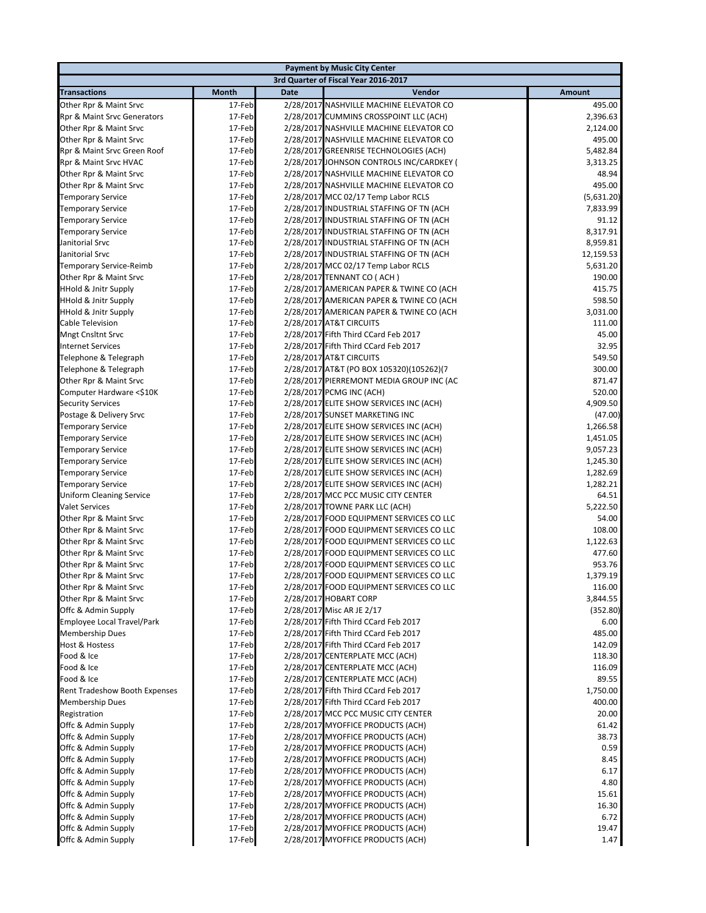| Payment by Music City Center | | | | |
|---|---|---|---|---|
| 3rd Quarter of Fiscal Year 2016-2017 | | | | |
| **Transactions** | **Month** | **Date** | **Vendor** | **Amount** |
| Other Rpr & Maint Srvc | 17-Feb | 2/28/2017 | NASHVILLE MACHINE ELEVATOR CO | 495.00 |
| Rpr & Maint Srvc Generators | 17-Feb | 2/28/2017 | CUMMINS CROSSPOINT LLC (ACH) | 2,396.63 |
| Other Rpr & Maint Srvc | 17-Feb | 2/28/2017 | NASHVILLE MACHINE ELEVATOR CO | 2,124.00 |
| Other Rpr & Maint Srvc | 17-Feb | 2/28/2017 | NASHVILLE MACHINE ELEVATOR CO | 495.00 |
| Rpr & Maint Srvc Green Roof | 17-Feb | 2/28/2017 | GREENRISE TECHNOLOGIES (ACH) | 5,482.84 |
| Rpr & Maint Srvc HVAC | 17-Feb | 2/28/2017 | JOHNSON CONTROLS INC/CARDKEY ( | 3,313.25 |
| Other Rpr & Maint Srvc | 17-Feb | 2/28/2017 | NASHVILLE MACHINE ELEVATOR CO | 48.94 |
| Other Rpr & Maint Srvc | 17-Feb | 2/28/2017 | NASHVILLE MACHINE ELEVATOR CO | 495.00 |
| Temporary Service | 17-Feb | 2/28/2017 | MCC 02/17 Temp Labor RCLS | (5,631.20) |
| Temporary Service | 17-Feb | 2/28/2017 | INDUSTRIAL STAFFING OF TN (ACH | 7,833.99 |
| Temporary Service | 17-Feb | 2/28/2017 | INDUSTRIAL STAFFING OF TN (ACH | 91.12 |
| Temporary Service | 17-Feb | 2/28/2017 | INDUSTRIAL STAFFING OF TN (ACH | 8,317.91 |
| Janitorial Srvc | 17-Feb | 2/28/2017 | INDUSTRIAL STAFFING OF TN (ACH | 8,959.81 |
| Janitorial Srvc | 17-Feb | 2/28/2017 | INDUSTRIAL STAFFING OF TN (ACH | 12,159.53 |
| Temporary Service-Reimb | 17-Feb | 2/28/2017 | MCC 02/17 Temp Labor RCLS | 5,631.20 |
| Other Rpr & Maint Srvc | 17-Feb | 2/28/2017 | TENNANT CO ( ACH ) | 190.00 |
| HHold & Jnitr Supply | 17-Feb | 2/28/2017 | AMERICAN PAPER & TWINE CO (ACH | 415.75 |
| HHold & Jnitr Supply | 17-Feb | 2/28/2017 | AMERICAN PAPER & TWINE CO (ACH | 598.50 |
| HHold & Jnitr Supply | 17-Feb | 2/28/2017 | AMERICAN PAPER & TWINE CO (ACH | 3,031.00 |
| Cable Television | 17-Feb | 2/28/2017 | AT&T CIRCUITS | 111.00 |
| Mngt Cnsltnt Srvc | 17-Feb | 2/28/2017 | Fifth Third CCard Feb 2017 | 45.00 |
| Internet Services | 17-Feb | 2/28/2017 | Fifth Third CCard Feb 2017 | 32.95 |
| Telephone & Telegraph | 17-Feb | 2/28/2017 | AT&T CIRCUITS | 549.50 |
| Telephone & Telegraph | 17-Feb | 2/28/2017 | AT&T (PO BOX 105320)(105262)(7 | 300.00 |
| Other Rpr & Maint Srvc | 17-Feb | 2/28/2017 | PIERREMONT MEDIA GROUP INC (AC | 871.47 |
| Computer Hardware <$10K | 17-Feb | 2/28/2017 | PCMG INC (ACH) | 520.00 |
| Security Services | 17-Feb | 2/28/2017 | ELITE SHOW SERVICES INC (ACH) | 4,909.50 |
| Postage & Delivery Srvc | 17-Feb | 2/28/2017 | SUNSET MARKETING INC | (47.00) |
| Temporary Service | 17-Feb | 2/28/2017 | ELITE SHOW SERVICES INC (ACH) | 1,266.58 |
| Temporary Service | 17-Feb | 2/28/2017 | ELITE SHOW SERVICES INC (ACH) | 1,451.05 |
| Temporary Service | 17-Feb | 2/28/2017 | ELITE SHOW SERVICES INC (ACH) | 9,057.23 |
| Temporary Service | 17-Feb | 2/28/2017 | ELITE SHOW SERVICES INC (ACH) | 1,245.30 |
| Temporary Service | 17-Feb | 2/28/2017 | ELITE SHOW SERVICES INC (ACH) | 1,282.69 |
| Temporary Service | 17-Feb | 2/28/2017 | ELITE SHOW SERVICES INC (ACH) | 1,282.21 |
| Uniform Cleaning Service | 17-Feb | 2/28/2017 | MCC PCC MUSIC CITY CENTER | 64.51 |
| Valet Services | 17-Feb | 2/28/2017 | TOWNE PARK LLC (ACH) | 5,222.50 |
| Other Rpr & Maint Srvc | 17-Feb | 2/28/2017 | FOOD EQUIPMENT SERVICES CO LLC | 54.00 |
| Other Rpr & Maint Srvc | 17-Feb | 2/28/2017 | FOOD EQUIPMENT SERVICES CO LLC | 108.00 |
| Other Rpr & Maint Srvc | 17-Feb | 2/28/2017 | FOOD EQUIPMENT SERVICES CO LLC | 1,122.63 |
| Other Rpr & Maint Srvc | 17-Feb | 2/28/2017 | FOOD EQUIPMENT SERVICES CO LLC | 477.60 |
| Other Rpr & Maint Srvc | 17-Feb | 2/28/2017 | FOOD EQUIPMENT SERVICES CO LLC | 953.76 |
| Other Rpr & Maint Srvc | 17-Feb | 2/28/2017 | FOOD EQUIPMENT SERVICES CO LLC | 1,379.19 |
| Other Rpr & Maint Srvc | 17-Feb | 2/28/2017 | FOOD EQUIPMENT SERVICES CO LLC | 116.00 |
| Other Rpr & Maint Srvc | 17-Feb | 2/28/2017 | HOBART CORP | 3,844.55 |
| Offc & Admin Supply | 17-Feb | 2/28/2017 | Misc AR JE 2/17 | (352.80) |
| Employee Local Travel/Park | 17-Feb | 2/28/2017 | Fifth Third CCard Feb 2017 | 6.00 |
| Membership Dues | 17-Feb | 2/28/2017 | Fifth Third CCard Feb 2017 | 485.00 |
| Host & Hostess | 17-Feb | 2/28/2017 | Fifth Third CCard Feb 2017 | 142.09 |
| Food & Ice | 17-Feb | 2/28/2017 | CENTERPLATE MCC (ACH) | 118.30 |
| Food & Ice | 17-Feb | 2/28/2017 | CENTERPLATE MCC (ACH) | 116.09 |
| Food & Ice | 17-Feb | 2/28/2017 | CENTERPLATE MCC (ACH) | 89.55 |
| Rent Tradeshow Booth Expenses | 17-Feb | 2/28/2017 | Fifth Third CCard Feb 2017 | 1,750.00 |
| Membership Dues | 17-Feb | 2/28/2017 | Fifth Third CCard Feb 2017 | 400.00 |
| Registration | 17-Feb | 2/28/2017 | MCC PCC MUSIC CITY CENTER | 20.00 |
| Offc & Admin Supply | 17-Feb | 2/28/2017 | MYOFFICE PRODUCTS (ACH) | 61.42 |
| Offc & Admin Supply | 17-Feb | 2/28/2017 | MYOFFICE PRODUCTS (ACH) | 38.73 |
| Offc & Admin Supply | 17-Feb | 2/28/2017 | MYOFFICE PRODUCTS (ACH) | 0.59 |
| Offc & Admin Supply | 17-Feb | 2/28/2017 | MYOFFICE PRODUCTS (ACH) | 8.45 |
| Offc & Admin Supply | 17-Feb | 2/28/2017 | MYOFFICE PRODUCTS (ACH) | 6.17 |
| Offc & Admin Supply | 17-Feb | 2/28/2017 | MYOFFICE PRODUCTS (ACH) | 4.80 |
| Offc & Admin Supply | 17-Feb | 2/28/2017 | MYOFFICE PRODUCTS (ACH) | 15.61 |
| Offc & Admin Supply | 17-Feb | 2/28/2017 | MYOFFICE PRODUCTS (ACH) | 16.30 |
| Offc & Admin Supply | 17-Feb | 2/28/2017 | MYOFFICE PRODUCTS (ACH) | 6.72 |
| Offc & Admin Supply | 17-Feb | 2/28/2017 | MYOFFICE PRODUCTS (ACH) | 19.47 |
| Offc & Admin Supply | 17-Feb | 2/28/2017 | MYOFFICE PRODUCTS (ACH) | 1.47 |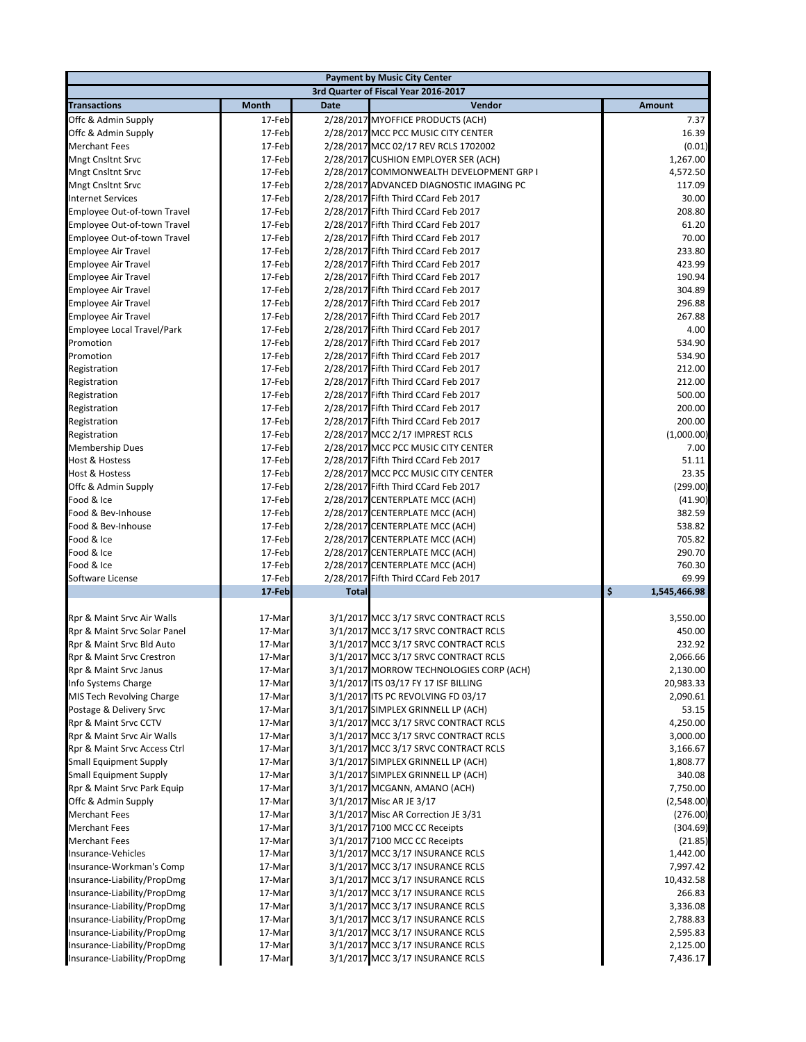| Payment by Music City Center | | | | |
|---|---|---|---|---|
| 3rd Quarter of Fiscal Year 2016-2017 | | | | |
| **Transactions** | **Month** | **Date** | **Vendor** | **Amount** |
| Offc & Admin Supply | 17-Feb | 2/28/2017 | MYOFFICE PRODUCTS (ACH) | 7.37 |
| Offc & Admin Supply | 17-Feb | 2/28/2017 | MCC PCC MUSIC CITY CENTER | 16.39 |
| Merchant Fees | 17-Feb | 2/28/2017 | MCC 02/17 REV RCLS 1702002 | (0.01) |
| Mngt Cnsltnt Srvc | 17-Feb | 2/28/2017 | CUSHION EMPLOYER SER (ACH) | 1,267.00 |
| Mngt Cnsltnt Srvc | 17-Feb | 2/28/2017 | COMMONWEALTH DEVELOPMENT GRP I | 4,572.50 |
| Mngt Cnsltnt Srvc | 17-Feb | 2/28/2017 | ADVANCED DIAGNOSTIC IMAGING PC | 117.09 |
| Internet Services | 17-Feb | 2/28/2017 | Fifth Third CCard Feb 2017 | 30.00 |
| Employee Out-of-town Travel | 17-Feb | 2/28/2017 | Fifth Third CCard Feb 2017 | 208.80 |
| Employee Out-of-town Travel | 17-Feb | 2/28/2017 | Fifth Third CCard Feb 2017 | 61.20 |
| Employee Out-of-town Travel | 17-Feb | 2/28/2017 | Fifth Third CCard Feb 2017 | 70.00 |
| Employee Air Travel | 17-Feb | 2/28/2017 | Fifth Third CCard Feb 2017 | 233.80 |
| Employee Air Travel | 17-Feb | 2/28/2017 | Fifth Third CCard Feb 2017 | 423.99 |
| Employee Air Travel | 17-Feb | 2/28/2017 | Fifth Third CCard Feb 2017 | 190.94 |
| Employee Air Travel | 17-Feb | 2/28/2017 | Fifth Third CCard Feb 2017 | 304.89 |
| Employee Air Travel | 17-Feb | 2/28/2017 | Fifth Third CCard Feb 2017 | 296.88 |
| Employee Air Travel | 17-Feb | 2/28/2017 | Fifth Third CCard Feb 2017 | 267.88 |
| Employee Local Travel/Park | 17-Feb | 2/28/2017 | Fifth Third CCard Feb 2017 | 4.00 |
| Promotion | 17-Feb | 2/28/2017 | Fifth Third CCard Feb 2017 | 534.90 |
| Promotion | 17-Feb | 2/28/2017 | Fifth Third CCard Feb 2017 | 534.90 |
| Registration | 17-Feb | 2/28/2017 | Fifth Third CCard Feb 2017 | 212.00 |
| Registration | 17-Feb | 2/28/2017 | Fifth Third CCard Feb 2017 | 212.00 |
| Registration | 17-Feb | 2/28/2017 | Fifth Third CCard Feb 2017 | 500.00 |
| Registration | 17-Feb | 2/28/2017 | Fifth Third CCard Feb 2017 | 200.00 |
| Registration | 17-Feb | 2/28/2017 | Fifth Third CCard Feb 2017 | 200.00 |
| Registration | 17-Feb | 2/28/2017 | MCC 2/17 IMPREST RCLS | (1,000.00) |
| Membership Dues | 17-Feb | 2/28/2017 | MCC PCC MUSIC CITY CENTER | 7.00 |
| Host & Hostess | 17-Feb | 2/28/2017 | Fifth Third CCard Feb 2017 | 51.11 |
| Host & Hostess | 17-Feb | 2/28/2017 | MCC PCC MUSIC CITY CENTER | 23.35 |
| Offc & Admin Supply | 17-Feb | 2/28/2017 | Fifth Third CCard Feb 2017 | (299.00) |
| Food & Ice | 17-Feb | 2/28/2017 | CENTERPLATE MCC (ACH) | (41.90) |
| Food & Bev-Inhouse | 17-Feb | 2/28/2017 | CENTERPLATE MCC (ACH) | 382.59 |
| Food & Bev-Inhouse | 17-Feb | 2/28/2017 | CENTERPLATE MCC (ACH) | 538.82 |
| Food & Ice | 17-Feb | 2/28/2017 | CENTERPLATE MCC (ACH) | 705.82 |
| Food & Ice | 17-Feb | 2/28/2017 | CENTERPLATE MCC (ACH) | 290.70 |
| Food & Ice | 17-Feb | 2/28/2017 | CENTERPLATE MCC (ACH) | 760.30 |
| Software License | 17-Feb | 2/28/2017 | Fifth Third CCard Feb 2017 | 69.99 |
| | **17-Feb** | **Total** | | **$ 1,545,466.98** |
| | | | | |
| Rpr & Maint Srvc Air Walls | 17-Mar | 3/1/2017 | MCC 3/17 SRVC CONTRACT RCLS | 3,550.00 |
| Rpr & Maint Srvc Solar Panel | 17-Mar | 3/1/2017 | MCC 3/17 SRVC CONTRACT RCLS | 450.00 |
| Rpr & Maint Srvc Bld Auto | 17-Mar | 3/1/2017 | MCC 3/17 SRVC CONTRACT RCLS | 232.92 |
| Rpr & Maint Srvc Crestron | 17-Mar | 3/1/2017 | MCC 3/17 SRVC CONTRACT RCLS | 2,066.66 |
| Rpr & Maint Srvc Janus | 17-Mar | 3/1/2017 | MORROW TECHNOLOGIES CORP (ACH) | 2,130.00 |
| Info Systems Charge | 17-Mar | 3/1/2017 | ITS 03/17 FY 17 ISF BILLING | 20,983.33 |
| MIS Tech Revolving Charge | 17-Mar | 3/1/2017 | ITS PC REVOLVING FD 03/17 | 2,090.61 |
| Postage & Delivery Srvc | 17-Mar | 3/1/2017 | SIMPLEX GRINNELL LP (ACH) | 53.15 |
| Rpr & Maint Srvc CCTV | 17-Mar | 3/1/2017 | MCC 3/17 SRVC CONTRACT RCLS | 4,250.00 |
| Rpr & Maint Srvc Air Walls | 17-Mar | 3/1/2017 | MCC 3/17 SRVC CONTRACT RCLS | 3,000.00 |
| Rpr & Maint Srvc Access Ctrl | 17-Mar | 3/1/2017 | MCC 3/17 SRVC CONTRACT RCLS | 3,166.67 |
| Small Equipment Supply | 17-Mar | 3/1/2017 | SIMPLEX GRINNELL LP (ACH) | 1,808.77 |
| Small Equipment Supply | 17-Mar | 3/1/2017 | SIMPLEX GRINNELL LP (ACH) | 340.08 |
| Rpr & Maint Srvc Park Equip | 17-Mar | 3/1/2017 | MCGANN, AMANO (ACH) | 7,750.00 |
| Offc & Admin Supply | 17-Mar | 3/1/2017 | Misc AR JE 3/17 | (2,548.00) |
| Merchant Fees | 17-Mar | 3/1/2017 | Misc AR Correction JE 3/31 | (276.00) |
| Merchant Fees | 17-Mar | 3/1/2017 | 7100 MCC CC Receipts | (304.69) |
| Merchant Fees | 17-Mar | 3/1/2017 | 7100 MCC CC Receipts | (21.85) |
| Insurance-Vehicles | 17-Mar | 3/1/2017 | MCC 3/17 INSURANCE RCLS | 1,442.00 |
| Insurance-Workman's Comp | 17-Mar | 3/1/2017 | MCC 3/17 INSURANCE RCLS | 7,997.42 |
| Insurance-Liability/PropDmg | 17-Mar | 3/1/2017 | MCC 3/17 INSURANCE RCLS | 10,432.58 |
| Insurance-Liability/PropDmg | 17-Mar | 3/1/2017 | MCC 3/17 INSURANCE RCLS | 266.83 |
| Insurance-Liability/PropDmg | 17-Mar | 3/1/2017 | MCC 3/17 INSURANCE RCLS | 3,336.08 |
| Insurance-Liability/PropDmg | 17-Mar | 3/1/2017 | MCC 3/17 INSURANCE RCLS | 2,788.83 |
| Insurance-Liability/PropDmg | 17-Mar | 3/1/2017 | MCC 3/17 INSURANCE RCLS | 2,595.83 |
| Insurance-Liability/PropDmg | 17-Mar | 3/1/2017 | MCC 3/17 INSURANCE RCLS | 2,125.00 |
| Insurance-Liability/PropDmg | 17-Mar | 3/1/2017 | MCC 3/17 INSURANCE RCLS | 7,436.17 |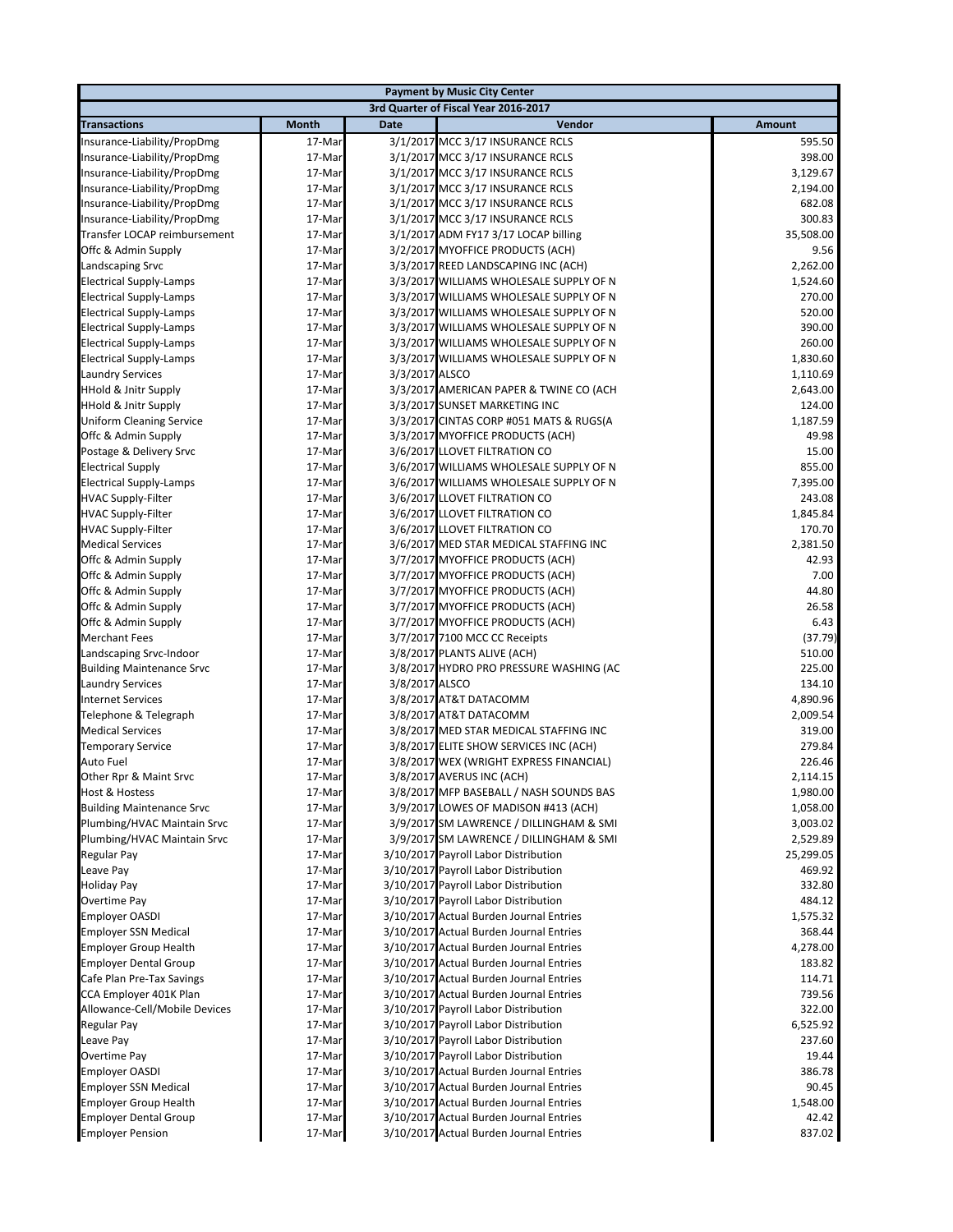| Payment by Music City Center | | | | |
|---|---|---|---|---|
| 3rd Quarter of Fiscal Year 2016-2017 | | | | |
| **Transactions** | **Month** | **Date** | **Vendor** | **Amount** |
| Insurance-Liability/PropDmg | 17-Mar | 3/1/2017 | MCC 3/17 INSURANCE RCLS | 595.50 |
| Insurance-Liability/PropDmg | 17-Mar | 3/1/2017 | MCC 3/17 INSURANCE RCLS | 398.00 |
| Insurance-Liability/PropDmg | 17-Mar | 3/1/2017 | MCC 3/17 INSURANCE RCLS | 3,129.67 |
| Insurance-Liability/PropDmg | 17-Mar | 3/1/2017 | MCC 3/17 INSURANCE RCLS | 2,194.00 |
| Insurance-Liability/PropDmg | 17-Mar | 3/1/2017 | MCC 3/17 INSURANCE RCLS | 682.08 |
| Insurance-Liability/PropDmg | 17-Mar | 3/1/2017 | MCC 3/17 INSURANCE RCLS | 300.83 |
| Transfer LOCAP reimbursement | 17-Mar | 3/1/2017 | ADM FY17 3/17 LOCAP billing | 35,508.00 |
| Offc & Admin Supply | 17-Mar | 3/2/2017 | MYOFFICE PRODUCTS (ACH) | 9.56 |
| Landscaping Srvc | 17-Mar | 3/3/2017 | REED LANDSCAPING INC (ACH) | 2,262.00 |
| Electrical Supply-Lamps | 17-Mar | 3/3/2017 | WILLIAMS WHOLESALE SUPPLY OF N | 1,524.60 |
| Electrical Supply-Lamps | 17-Mar | 3/3/2017 | WILLIAMS WHOLESALE SUPPLY OF N | 270.00 |
| Electrical Supply-Lamps | 17-Mar | 3/3/2017 | WILLIAMS WHOLESALE SUPPLY OF N | 520.00 |
| Electrical Supply-Lamps | 17-Mar | 3/3/2017 | WILLIAMS WHOLESALE SUPPLY OF N | 390.00 |
| Electrical Supply-Lamps | 17-Mar | 3/3/2017 | WILLIAMS WHOLESALE SUPPLY OF N | 260.00 |
| Electrical Supply-Lamps | 17-Mar | 3/3/2017 | WILLIAMS WHOLESALE SUPPLY OF N | 1,830.60 |
| Laundry Services | 17-Mar | 3/3/2017 | ALSCO | 1,110.69 |
| HHold & Jnitr Supply | 17-Mar | 3/3/2017 | AMERICAN PAPER & TWINE CO (ACH | 2,643.00 |
| HHold & Jnitr Supply | 17-Mar | 3/3/2017 | SUNSET MARKETING INC | 124.00 |
| Uniform Cleaning Service | 17-Mar | 3/3/2017 | CINTAS CORP #051 MATS & RUGS(A | 1,187.59 |
| Offc & Admin Supply | 17-Mar | 3/3/2017 | MYOFFICE PRODUCTS (ACH) | 49.98 |
| Postage & Delivery Srvc | 17-Mar | 3/6/2017 | LLOVET FILTRATION CO | 15.00 |
| Electrical Supply | 17-Mar | 3/6/2017 | WILLIAMS WHOLESALE SUPPLY OF N | 855.00 |
| Electrical Supply-Lamps | 17-Mar | 3/6/2017 | WILLIAMS WHOLESALE SUPPLY OF N | 7,395.00 |
| HVAC Supply-Filter | 17-Mar | 3/6/2017 | LLOVET FILTRATION CO | 243.08 |
| HVAC Supply-Filter | 17-Mar | 3/6/2017 | LLOVET FILTRATION CO | 1,845.84 |
| HVAC Supply-Filter | 17-Mar | 3/6/2017 | LLOVET FILTRATION CO | 170.70 |
| Medical Services | 17-Mar | 3/6/2017 | MED STAR MEDICAL STAFFING INC | 2,381.50 |
| Offc & Admin Supply | 17-Mar | 3/7/2017 | MYOFFICE PRODUCTS (ACH) | 42.93 |
| Offc & Admin Supply | 17-Mar | 3/7/2017 | MYOFFICE PRODUCTS (ACH) | 7.00 |
| Offc & Admin Supply | 17-Mar | 3/7/2017 | MYOFFICE PRODUCTS (ACH) | 44.80 |
| Offc & Admin Supply | 17-Mar | 3/7/2017 | MYOFFICE PRODUCTS (ACH) | 26.58 |
| Offc & Admin Supply | 17-Mar | 3/7/2017 | MYOFFICE PRODUCTS (ACH) | 6.43 |
| Merchant Fees | 17-Mar | 3/7/2017 | 7100 MCC CC Receipts | (37.79) |
| Landscaping Srvc-Indoor | 17-Mar | 3/8/2017 | PLANTS ALIVE (ACH) | 510.00 |
| Building Maintenance Srvc | 17-Mar | 3/8/2017 | HYDRO PRO PRESSURE WASHING (AC | 225.00 |
| Laundry Services | 17-Mar | 3/8/2017 | ALSCO | 134.10 |
| Internet Services | 17-Mar | 3/8/2017 | AT&T DATACOMM | 4,890.96 |
| Telephone & Telegraph | 17-Mar | 3/8/2017 | AT&T DATACOMM | 2,009.54 |
| Medical Services | 17-Mar | 3/8/2017 | MED STAR MEDICAL STAFFING INC | 319.00 |
| Temporary Service | 17-Mar | 3/8/2017 | ELITE SHOW SERVICES INC (ACH) | 279.84 |
| Auto Fuel | 17-Mar | 3/8/2017 | WEX (WRIGHT EXPRESS FINANCIAL) | 226.46 |
| Other Rpr & Maint Srvc | 17-Mar | 3/8/2017 | AVERUS INC (ACH) | 2,114.15 |
| Host & Hostess | 17-Mar | 3/8/2017 | MFP BASEBALL / NASH SOUNDS BAS | 1,980.00 |
| Building Maintenance Srvc | 17-Mar | 3/9/2017 | LOWES OF MADISON #413 (ACH) | 1,058.00 |
| Plumbing/HVAC Maintain Srvc | 17-Mar | 3/9/2017 | SM LAWRENCE / DILLINGHAM & SMI | 3,003.02 |
| Plumbing/HVAC Maintain Srvc | 17-Mar | 3/9/2017 | SM LAWRENCE / DILLINGHAM & SMI | 2,529.89 |
| Regular Pay | 17-Mar | 3/10/2017 | Payroll Labor Distribution | 25,299.05 |
| Leave Pay | 17-Mar | 3/10/2017 | Payroll Labor Distribution | 469.92 |
| Holiday Pay | 17-Mar | 3/10/2017 | Payroll Labor Distribution | 332.80 |
| Overtime Pay | 17-Mar | 3/10/2017 | Payroll Labor Distribution | 484.12 |
| Employer OASDI | 17-Mar | 3/10/2017 | Actual Burden Journal Entries | 1,575.32 |
| Employer SSN Medical | 17-Mar | 3/10/2017 | Actual Burden Journal Entries | 368.44 |
| Employer Group Health | 17-Mar | 3/10/2017 | Actual Burden Journal Entries | 4,278.00 |
| Employer Dental Group | 17-Mar | 3/10/2017 | Actual Burden Journal Entries | 183.82 |
| Cafe Plan Pre-Tax Savings | 17-Mar | 3/10/2017 | Actual Burden Journal Entries | 114.71 |
| CCA Employer 401K Plan | 17-Mar | 3/10/2017 | Actual Burden Journal Entries | 739.56 |
| Allowance-Cell/Mobile Devices | 17-Mar | 3/10/2017 | Payroll Labor Distribution | 322.00 |
| Regular Pay | 17-Mar | 3/10/2017 | Payroll Labor Distribution | 6,525.92 |
| Leave Pay | 17-Mar | 3/10/2017 | Payroll Labor Distribution | 237.60 |
| Overtime Pay | 17-Mar | 3/10/2017 | Payroll Labor Distribution | 19.44 |
| Employer OASDI | 17-Mar | 3/10/2017 | Actual Burden Journal Entries | 386.78 |
| Employer SSN Medical | 17-Mar | 3/10/2017 | Actual Burden Journal Entries | 90.45 |
| Employer Group Health | 17-Mar | 3/10/2017 | Actual Burden Journal Entries | 1,548.00 |
| Employer Dental Group | 17-Mar | 3/10/2017 | Actual Burden Journal Entries | 42.42 |
| Employer Pension | 17-Mar | 3/10/2017 | Actual Burden Journal Entries | 837.02 |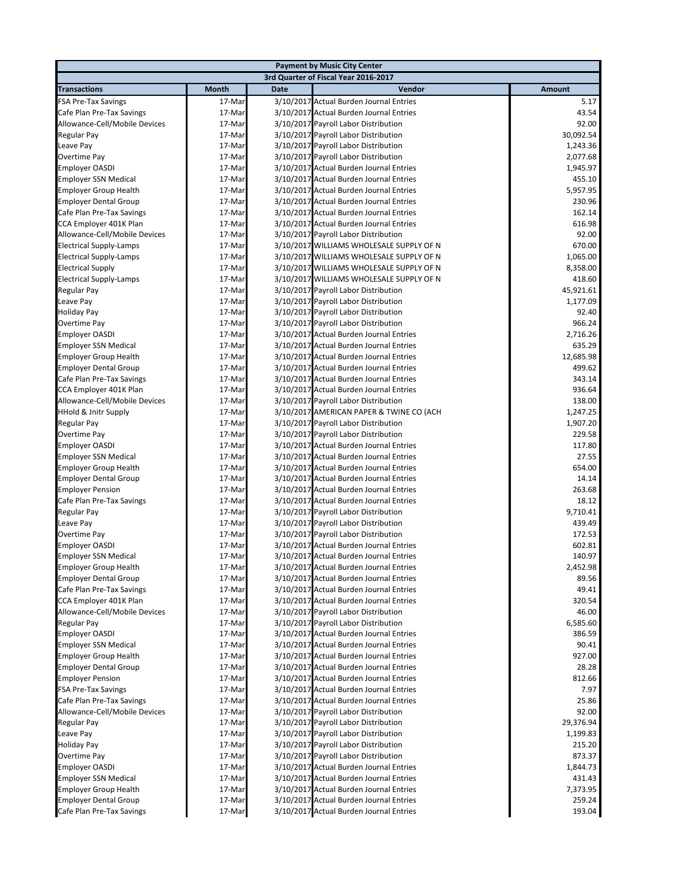| Payment by Music City Center | | | | |
|---|---|---|---|---|
| 3rd Quarter of Fiscal Year 2016-2017 | | | | |
| **Transactions** | **Month** | **Date** | **Vendor** | **Amount** |
| FSA Pre-Tax Savings | 17-Mar | 3/10/2017 | Actual Burden Journal Entries | 5.17 |
| Cafe Plan Pre-Tax Savings | 17-Mar | 3/10/2017 | Actual Burden Journal Entries | 43.54 |
| Allowance-Cell/Mobile Devices | 17-Mar | 3/10/2017 | Payroll Labor Distribution | 92.00 |
| Regular Pay | 17-Mar | 3/10/2017 | Payroll Labor Distribution | 30,092.54 |
| Leave Pay | 17-Mar | 3/10/2017 | Payroll Labor Distribution | 1,243.36 |
| Overtime Pay | 17-Mar | 3/10/2017 | Payroll Labor Distribution | 2,077.68 |
| Employer OASDI | 17-Mar | 3/10/2017 | Actual Burden Journal Entries | 1,945.97 |
| Employer SSN Medical | 17-Mar | 3/10/2017 | Actual Burden Journal Entries | 455.10 |
| Employer Group Health | 17-Mar | 3/10/2017 | Actual Burden Journal Entries | 5,957.95 |
| Employer Dental Group | 17-Mar | 3/10/2017 | Actual Burden Journal Entries | 230.96 |
| Cafe Plan Pre-Tax Savings | 17-Mar | 3/10/2017 | Actual Burden Journal Entries | 162.14 |
| CCA Employer 401K Plan | 17-Mar | 3/10/2017 | Actual Burden Journal Entries | 616.98 |
| Allowance-Cell/Mobile Devices | 17-Mar | 3/10/2017 | Payroll Labor Distribution | 92.00 |
| Electrical Supply-Lamps | 17-Mar | 3/10/2017 | WILLIAMS WHOLESALE SUPPLY OF N | 670.00 |
| Electrical Supply-Lamps | 17-Mar | 3/10/2017 | WILLIAMS WHOLESALE SUPPLY OF N | 1,065.00 |
| Electrical Supply | 17-Mar | 3/10/2017 | WILLIAMS WHOLESALE SUPPLY OF N | 8,358.00 |
| Electrical Supply-Lamps | 17-Mar | 3/10/2017 | WILLIAMS WHOLESALE SUPPLY OF N | 418.60 |
| Regular Pay | 17-Mar | 3/10/2017 | Payroll Labor Distribution | 45,921.61 |
| Leave Pay | 17-Mar | 3/10/2017 | Payroll Labor Distribution | 1,177.09 |
| Holiday Pay | 17-Mar | 3/10/2017 | Payroll Labor Distribution | 92.40 |
| Overtime Pay | 17-Mar | 3/10/2017 | Payroll Labor Distribution | 966.24 |
| Employer OASDI | 17-Mar | 3/10/2017 | Actual Burden Journal Entries | 2,716.26 |
| Employer SSN Medical | 17-Mar | 3/10/2017 | Actual Burden Journal Entries | 635.29 |
| Employer Group Health | 17-Mar | 3/10/2017 | Actual Burden Journal Entries | 12,685.98 |
| Employer Dental Group | 17-Mar | 3/10/2017 | Actual Burden Journal Entries | 499.62 |
| Cafe Plan Pre-Tax Savings | 17-Mar | 3/10/2017 | Actual Burden Journal Entries | 343.14 |
| CCA Employer 401K Plan | 17-Mar | 3/10/2017 | Actual Burden Journal Entries | 936.64 |
| Allowance-Cell/Mobile Devices | 17-Mar | 3/10/2017 | Payroll Labor Distribution | 138.00 |
| HHold & Jnitr Supply | 17-Mar | 3/10/2017 | AMERICAN PAPER & TWINE CO (ACH | 1,247.25 |
| Regular Pay | 17-Mar | 3/10/2017 | Payroll Labor Distribution | 1,907.20 |
| Overtime Pay | 17-Mar | 3/10/2017 | Payroll Labor Distribution | 229.58 |
| Employer OASDI | 17-Mar | 3/10/2017 | Actual Burden Journal Entries | 117.80 |
| Employer SSN Medical | 17-Mar | 3/10/2017 | Actual Burden Journal Entries | 27.55 |
| Employer Group Health | 17-Mar | 3/10/2017 | Actual Burden Journal Entries | 654.00 |
| Employer Dental Group | 17-Mar | 3/10/2017 | Actual Burden Journal Entries | 14.14 |
| Employer Pension | 17-Mar | 3/10/2017 | Actual Burden Journal Entries | 263.68 |
| Cafe Plan Pre-Tax Savings | 17-Mar | 3/10/2017 | Actual Burden Journal Entries | 18.12 |
| Regular Pay | 17-Mar | 3/10/2017 | Payroll Labor Distribution | 9,710.41 |
| Leave Pay | 17-Mar | 3/10/2017 | Payroll Labor Distribution | 439.49 |
| Overtime Pay | 17-Mar | 3/10/2017 | Payroll Labor Distribution | 172.53 |
| Employer OASDI | 17-Mar | 3/10/2017 | Actual Burden Journal Entries | 602.81 |
| Employer SSN Medical | 17-Mar | 3/10/2017 | Actual Burden Journal Entries | 140.97 |
| Employer Group Health | 17-Mar | 3/10/2017 | Actual Burden Journal Entries | 2,452.98 |
| Employer Dental Group | 17-Mar | 3/10/2017 | Actual Burden Journal Entries | 89.56 |
| Cafe Plan Pre-Tax Savings | 17-Mar | 3/10/2017 | Actual Burden Journal Entries | 49.41 |
| CCA Employer 401K Plan | 17-Mar | 3/10/2017 | Actual Burden Journal Entries | 320.54 |
| Allowance-Cell/Mobile Devices | 17-Mar | 3/10/2017 | Payroll Labor Distribution | 46.00 |
| Regular Pay | 17-Mar | 3/10/2017 | Payroll Labor Distribution | 6,585.60 |
| Employer OASDI | 17-Mar | 3/10/2017 | Actual Burden Journal Entries | 386.59 |
| Employer SSN Medical | 17-Mar | 3/10/2017 | Actual Burden Journal Entries | 90.41 |
| Employer Group Health | 17-Mar | 3/10/2017 | Actual Burden Journal Entries | 927.00 |
| Employer Dental Group | 17-Mar | 3/10/2017 | Actual Burden Journal Entries | 28.28 |
| Employer Pension | 17-Mar | 3/10/2017 | Actual Burden Journal Entries | 812.66 |
| FSA Pre-Tax Savings | 17-Mar | 3/10/2017 | Actual Burden Journal Entries | 7.97 |
| Cafe Plan Pre-Tax Savings | 17-Mar | 3/10/2017 | Actual Burden Journal Entries | 25.86 |
| Allowance-Cell/Mobile Devices | 17-Mar | 3/10/2017 | Payroll Labor Distribution | 92.00 |
| Regular Pay | 17-Mar | 3/10/2017 | Payroll Labor Distribution | 29,376.94 |
| Leave Pay | 17-Mar | 3/10/2017 | Payroll Labor Distribution | 1,199.83 |
| Holiday Pay | 17-Mar | 3/10/2017 | Payroll Labor Distribution | 215.20 |
| Overtime Pay | 17-Mar | 3/10/2017 | Payroll Labor Distribution | 873.37 |
| Employer OASDI | 17-Mar | 3/10/2017 | Actual Burden Journal Entries | 1,844.73 |
| Employer SSN Medical | 17-Mar | 3/10/2017 | Actual Burden Journal Entries | 431.43 |
| Employer Group Health | 17-Mar | 3/10/2017 | Actual Burden Journal Entries | 7,373.95 |
| Employer Dental Group | 17-Mar | 3/10/2017 | Actual Burden Journal Entries | 259.24 |
| Cafe Plan Pre-Tax Savings | 17-Mar | 3/10/2017 | Actual Burden Journal Entries | 193.04 |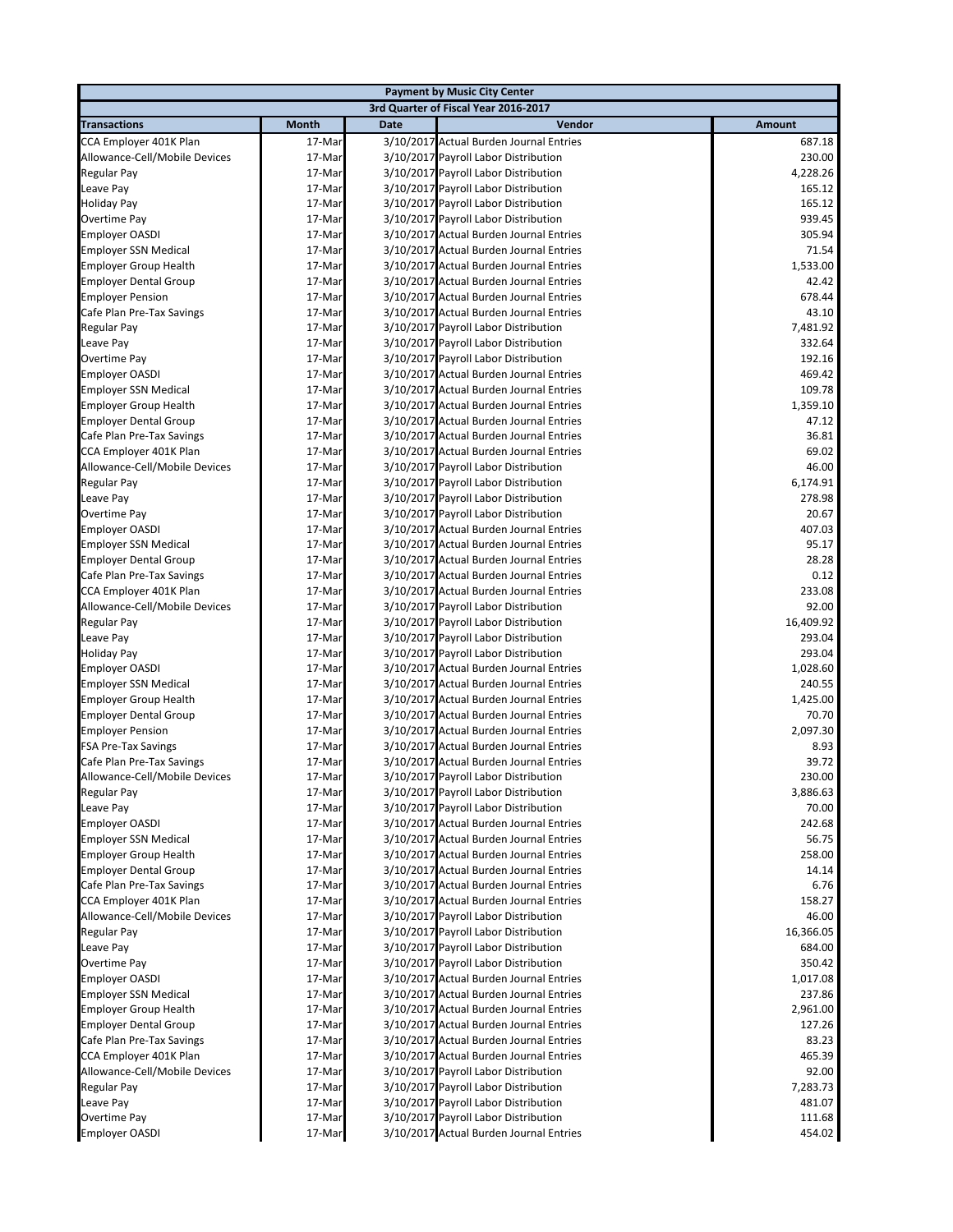| Payment by Music City Center | | | | |
|---|---|---|---|---|
| 3rd Quarter of Fiscal Year 2016-2017 | | | | |
| **Transactions** | **Month** | **Date** | **Vendor** | **Amount** |
| CCA Employer 401K Plan | 17-Mar | 3/10/2017 | Actual Burden Journal Entries | 687.18 |
| Allowance-Cell/Mobile Devices | 17-Mar | 3/10/2017 | Payroll Labor Distribution | 230.00 |
| Regular Pay | 17-Mar | 3/10/2017 | Payroll Labor Distribution | 4,228.26 |
| Leave Pay | 17-Mar | 3/10/2017 | Payroll Labor Distribution | 165.12 |
| Holiday Pay | 17-Mar | 3/10/2017 | Payroll Labor Distribution | 165.12 |
| Overtime Pay | 17-Mar | 3/10/2017 | Payroll Labor Distribution | 939.45 |
| Employer OASDI | 17-Mar | 3/10/2017 | Actual Burden Journal Entries | 305.94 |
| Employer SSN Medical | 17-Mar | 3/10/2017 | Actual Burden Journal Entries | 71.54 |
| Employer Group Health | 17-Mar | 3/10/2017 | Actual Burden Journal Entries | 1,533.00 |
| Employer Dental Group | 17-Mar | 3/10/2017 | Actual Burden Journal Entries | 42.42 |
| Employer Pension | 17-Mar | 3/10/2017 | Actual Burden Journal Entries | 678.44 |
| Cafe Plan Pre-Tax Savings | 17-Mar | 3/10/2017 | Actual Burden Journal Entries | 43.10 |
| Regular Pay | 17-Mar | 3/10/2017 | Payroll Labor Distribution | 7,481.92 |
| Leave Pay | 17-Mar | 3/10/2017 | Payroll Labor Distribution | 332.64 |
| Overtime Pay | 17-Mar | 3/10/2017 | Payroll Labor Distribution | 192.16 |
| Employer OASDI | 17-Mar | 3/10/2017 | Actual Burden Journal Entries | 469.42 |
| Employer SSN Medical | 17-Mar | 3/10/2017 | Actual Burden Journal Entries | 109.78 |
| Employer Group Health | 17-Mar | 3/10/2017 | Actual Burden Journal Entries | 1,359.10 |
| Employer Dental Group | 17-Mar | 3/10/2017 | Actual Burden Journal Entries | 47.12 |
| Cafe Plan Pre-Tax Savings | 17-Mar | 3/10/2017 | Actual Burden Journal Entries | 36.81 |
| CCA Employer 401K Plan | 17-Mar | 3/10/2017 | Actual Burden Journal Entries | 69.02 |
| Allowance-Cell/Mobile Devices | 17-Mar | 3/10/2017 | Payroll Labor Distribution | 46.00 |
| Regular Pay | 17-Mar | 3/10/2017 | Payroll Labor Distribution | 6,174.91 |
| Leave Pay | 17-Mar | 3/10/2017 | Payroll Labor Distribution | 278.98 |
| Overtime Pay | 17-Mar | 3/10/2017 | Payroll Labor Distribution | 20.67 |
| Employer OASDI | 17-Mar | 3/10/2017 | Actual Burden Journal Entries | 407.03 |
| Employer SSN Medical | 17-Mar | 3/10/2017 | Actual Burden Journal Entries | 95.17 |
| Employer Dental Group | 17-Mar | 3/10/2017 | Actual Burden Journal Entries | 28.28 |
| Cafe Plan Pre-Tax Savings | 17-Mar | 3/10/2017 | Actual Burden Journal Entries | 0.12 |
| CCA Employer 401K Plan | 17-Mar | 3/10/2017 | Actual Burden Journal Entries | 233.08 |
| Allowance-Cell/Mobile Devices | 17-Mar | 3/10/2017 | Payroll Labor Distribution | 92.00 |
| Regular Pay | 17-Mar | 3/10/2017 | Payroll Labor Distribution | 16,409.92 |
| Leave Pay | 17-Mar | 3/10/2017 | Payroll Labor Distribution | 293.04 |
| Holiday Pay | 17-Mar | 3/10/2017 | Payroll Labor Distribution | 293.04 |
| Employer OASDI | 17-Mar | 3/10/2017 | Actual Burden Journal Entries | 1,028.60 |
| Employer SSN Medical | 17-Mar | 3/10/2017 | Actual Burden Journal Entries | 240.55 |
| Employer Group Health | 17-Mar | 3/10/2017 | Actual Burden Journal Entries | 1,425.00 |
| Employer Dental Group | 17-Mar | 3/10/2017 | Actual Burden Journal Entries | 70.70 |
| Employer Pension | 17-Mar | 3/10/2017 | Actual Burden Journal Entries | 2,097.30 |
| FSA Pre-Tax Savings | 17-Mar | 3/10/2017 | Actual Burden Journal Entries | 8.93 |
| Cafe Plan Pre-Tax Savings | 17-Mar | 3/10/2017 | Actual Burden Journal Entries | 39.72 |
| Allowance-Cell/Mobile Devices | 17-Mar | 3/10/2017 | Payroll Labor Distribution | 230.00 |
| Regular Pay | 17-Mar | 3/10/2017 | Payroll Labor Distribution | 3,886.63 |
| Leave Pay | 17-Mar | 3/10/2017 | Payroll Labor Distribution | 70.00 |
| Employer OASDI | 17-Mar | 3/10/2017 | Actual Burden Journal Entries | 242.68 |
| Employer SSN Medical | 17-Mar | 3/10/2017 | Actual Burden Journal Entries | 56.75 |
| Employer Group Health | 17-Mar | 3/10/2017 | Actual Burden Journal Entries | 258.00 |
| Employer Dental Group | 17-Mar | 3/10/2017 | Actual Burden Journal Entries | 14.14 |
| Cafe Plan Pre-Tax Savings | 17-Mar | 3/10/2017 | Actual Burden Journal Entries | 6.76 |
| CCA Employer 401K Plan | 17-Mar | 3/10/2017 | Actual Burden Journal Entries | 158.27 |
| Allowance-Cell/Mobile Devices | 17-Mar | 3/10/2017 | Payroll Labor Distribution | 46.00 |
| Regular Pay | 17-Mar | 3/10/2017 | Payroll Labor Distribution | 16,366.05 |
| Leave Pay | 17-Mar | 3/10/2017 | Payroll Labor Distribution | 684.00 |
| Overtime Pay | 17-Mar | 3/10/2017 | Payroll Labor Distribution | 350.42 |
| Employer OASDI | 17-Mar | 3/10/2017 | Actual Burden Journal Entries | 1,017.08 |
| Employer SSN Medical | 17-Mar | 3/10/2017 | Actual Burden Journal Entries | 237.86 |
| Employer Group Health | 17-Mar | 3/10/2017 | Actual Burden Journal Entries | 2,961.00 |
| Employer Dental Group | 17-Mar | 3/10/2017 | Actual Burden Journal Entries | 127.26 |
| Cafe Plan Pre-Tax Savings | 17-Mar | 3/10/2017 | Actual Burden Journal Entries | 83.23 |
| CCA Employer 401K Plan | 17-Mar | 3/10/2017 | Actual Burden Journal Entries | 465.39 |
| Allowance-Cell/Mobile Devices | 17-Mar | 3/10/2017 | Payroll Labor Distribution | 92.00 |
| Regular Pay | 17-Mar | 3/10/2017 | Payroll Labor Distribution | 7,283.73 |
| Leave Pay | 17-Mar | 3/10/2017 | Payroll Labor Distribution | 481.07 |
| Overtime Pay | 17-Mar | 3/10/2017 | Payroll Labor Distribution | 111.68 |
| Employer OASDI | 17-Mar | 3/10/2017 | Actual Burden Journal Entries | 454.02 |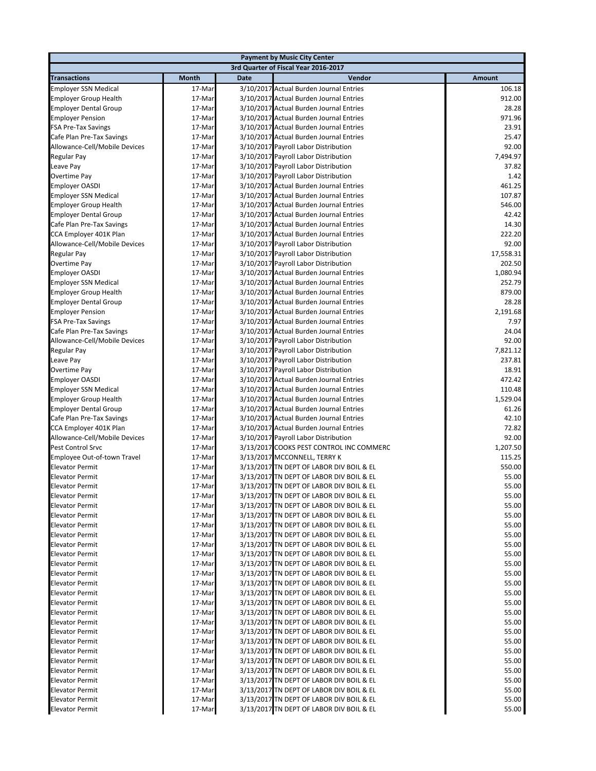| Payment by Music City Center | | | | |
|---|---|---|---|---|
| 3rd Quarter of Fiscal Year 2016-2017 | | | | |
| **Transactions** | **Month** | **Date** | **Vendor** | **Amount** |
| Employer SSN Medical | 17-Mar | 3/10/2017 | Actual Burden Journal Entries | 106.18 |
| Employer Group Health | 17-Mar | 3/10/2017 | Actual Burden Journal Entries | 912.00 |
| Employer Dental Group | 17-Mar | 3/10/2017 | Actual Burden Journal Entries | 28.28 |
| Employer Pension | 17-Mar | 3/10/2017 | Actual Burden Journal Entries | 971.96 |
| FSA Pre-Tax Savings | 17-Mar | 3/10/2017 | Actual Burden Journal Entries | 23.91 |
| Cafe Plan Pre-Tax Savings | 17-Mar | 3/10/2017 | Actual Burden Journal Entries | 25.47 |
| Allowance-Cell/Mobile Devices | 17-Mar | 3/10/2017 | Payroll Labor Distribution | 92.00 |
| Regular Pay | 17-Mar | 3/10/2017 | Payroll Labor Distribution | 7,494.97 |
| Leave Pay | 17-Mar | 3/10/2017 | Payroll Labor Distribution | 37.82 |
| Overtime Pay | 17-Mar | 3/10/2017 | Payroll Labor Distribution | 1.42 |
| Employer OASDI | 17-Mar | 3/10/2017 | Actual Burden Journal Entries | 461.25 |
| Employer SSN Medical | 17-Mar | 3/10/2017 | Actual Burden Journal Entries | 107.87 |
| Employer Group Health | 17-Mar | 3/10/2017 | Actual Burden Journal Entries | 546.00 |
| Employer Dental Group | 17-Mar | 3/10/2017 | Actual Burden Journal Entries | 42.42 |
| Cafe Plan Pre-Tax Savings | 17-Mar | 3/10/2017 | Actual Burden Journal Entries | 14.30 |
| CCA Employer 401K Plan | 17-Mar | 3/10/2017 | Actual Burden Journal Entries | 222.20 |
| Allowance-Cell/Mobile Devices | 17-Mar | 3/10/2017 | Payroll Labor Distribution | 92.00 |
| Regular Pay | 17-Mar | 3/10/2017 | Payroll Labor Distribution | 17,558.31 |
| Overtime Pay | 17-Mar | 3/10/2017 | Payroll Labor Distribution | 202.50 |
| Employer OASDI | 17-Mar | 3/10/2017 | Actual Burden Journal Entries | 1,080.94 |
| Employer SSN Medical | 17-Mar | 3/10/2017 | Actual Burden Journal Entries | 252.79 |
| Employer Group Health | 17-Mar | 3/10/2017 | Actual Burden Journal Entries | 879.00 |
| Employer Dental Group | 17-Mar | 3/10/2017 | Actual Burden Journal Entries | 28.28 |
| Employer Pension | 17-Mar | 3/10/2017 | Actual Burden Journal Entries | 2,191.68 |
| FSA Pre-Tax Savings | 17-Mar | 3/10/2017 | Actual Burden Journal Entries | 7.97 |
| Cafe Plan Pre-Tax Savings | 17-Mar | 3/10/2017 | Actual Burden Journal Entries | 24.04 |
| Allowance-Cell/Mobile Devices | 17-Mar | 3/10/2017 | Payroll Labor Distribution | 92.00 |
| Regular Pay | 17-Mar | 3/10/2017 | Payroll Labor Distribution | 7,821.12 |
| Leave Pay | 17-Mar | 3/10/2017 | Payroll Labor Distribution | 237.81 |
| Overtime Pay | 17-Mar | 3/10/2017 | Payroll Labor Distribution | 18.91 |
| Employer OASDI | 17-Mar | 3/10/2017 | Actual Burden Journal Entries | 472.42 |
| Employer SSN Medical | 17-Mar | 3/10/2017 | Actual Burden Journal Entries | 110.48 |
| Employer Group Health | 17-Mar | 3/10/2017 | Actual Burden Journal Entries | 1,529.04 |
| Employer Dental Group | 17-Mar | 3/10/2017 | Actual Burden Journal Entries | 61.26 |
| Cafe Plan Pre-Tax Savings | 17-Mar | 3/10/2017 | Actual Burden Journal Entries | 42.10 |
| CCA Employer 401K Plan | 17-Mar | 3/10/2017 | Actual Burden Journal Entries | 72.82 |
| Allowance-Cell/Mobile Devices | 17-Mar | 3/10/2017 | Payroll Labor Distribution | 92.00 |
| Pest Control Srvc | 17-Mar | 3/13/2017 | COOKS PEST CONTROL INC COMMERC | 1,207.50 |
| Employee Out-of-town Travel | 17-Mar | 3/13/2017 | MCCONNELL, TERRY K | 115.25 |
| Elevator Permit | 17-Mar | 3/13/2017 | TN DEPT OF LABOR DIV BOIL & EL | 550.00 |
| Elevator Permit | 17-Mar | 3/13/2017 | TN DEPT OF LABOR DIV BOIL & EL | 55.00 |
| Elevator Permit | 17-Mar | 3/13/2017 | TN DEPT OF LABOR DIV BOIL & EL | 55.00 |
| Elevator Permit | 17-Mar | 3/13/2017 | TN DEPT OF LABOR DIV BOIL & EL | 55.00 |
| Elevator Permit | 17-Mar | 3/13/2017 | TN DEPT OF LABOR DIV BOIL & EL | 55.00 |
| Elevator Permit | 17-Mar | 3/13/2017 | TN DEPT OF LABOR DIV BOIL & EL | 55.00 |
| Elevator Permit | 17-Mar | 3/13/2017 | TN DEPT OF LABOR DIV BOIL & EL | 55.00 |
| Elevator Permit | 17-Mar | 3/13/2017 | TN DEPT OF LABOR DIV BOIL & EL | 55.00 |
| Elevator Permit | 17-Mar | 3/13/2017 | TN DEPT OF LABOR DIV BOIL & EL | 55.00 |
| Elevator Permit | 17-Mar | 3/13/2017 | TN DEPT OF LABOR DIV BOIL & EL | 55.00 |
| Elevator Permit | 17-Mar | 3/13/2017 | TN DEPT OF LABOR DIV BOIL & EL | 55.00 |
| Elevator Permit | 17-Mar | 3/13/2017 | TN DEPT OF LABOR DIV BOIL & EL | 55.00 |
| Elevator Permit | 17-Mar | 3/13/2017 | TN DEPT OF LABOR DIV BOIL & EL | 55.00 |
| Elevator Permit | 17-Mar | 3/13/2017 | TN DEPT OF LABOR DIV BOIL & EL | 55.00 |
| Elevator Permit | 17-Mar | 3/13/2017 | TN DEPT OF LABOR DIV BOIL & EL | 55.00 |
| Elevator Permit | 17-Mar | 3/13/2017 | TN DEPT OF LABOR DIV BOIL & EL | 55.00 |
| Elevator Permit | 17-Mar | 3/13/2017 | TN DEPT OF LABOR DIV BOIL & EL | 55.00 |
| Elevator Permit | 17-Mar | 3/13/2017 | TN DEPT OF LABOR DIV BOIL & EL | 55.00 |
| Elevator Permit | 17-Mar | 3/13/2017 | TN DEPT OF LABOR DIV BOIL & EL | 55.00 |
| Elevator Permit | 17-Mar | 3/13/2017 | TN DEPT OF LABOR DIV BOIL & EL | 55.00 |
| Elevator Permit | 17-Mar | 3/13/2017 | TN DEPT OF LABOR DIV BOIL & EL | 55.00 |
| Elevator Permit | 17-Mar | 3/13/2017 | TN DEPT OF LABOR DIV BOIL & EL | 55.00 |
| Elevator Permit | 17-Mar | 3/13/2017 | TN DEPT OF LABOR DIV BOIL & EL | 55.00 |
| Elevator Permit | 17-Mar | 3/13/2017 | TN DEPT OF LABOR DIV BOIL & EL | 55.00 |
| Elevator Permit | 17-Mar | 3/13/2017 | TN DEPT OF LABOR DIV BOIL & EL | 55.00 |
| Elevator Permit | 17-Mar | 3/13/2017 | TN DEPT OF LABOR DIV BOIL & EL | 55.00 |
| Elevator Permit | 17-Mar | 3/13/2017 | TN DEPT OF LABOR DIV BOIL & EL | 55.00 |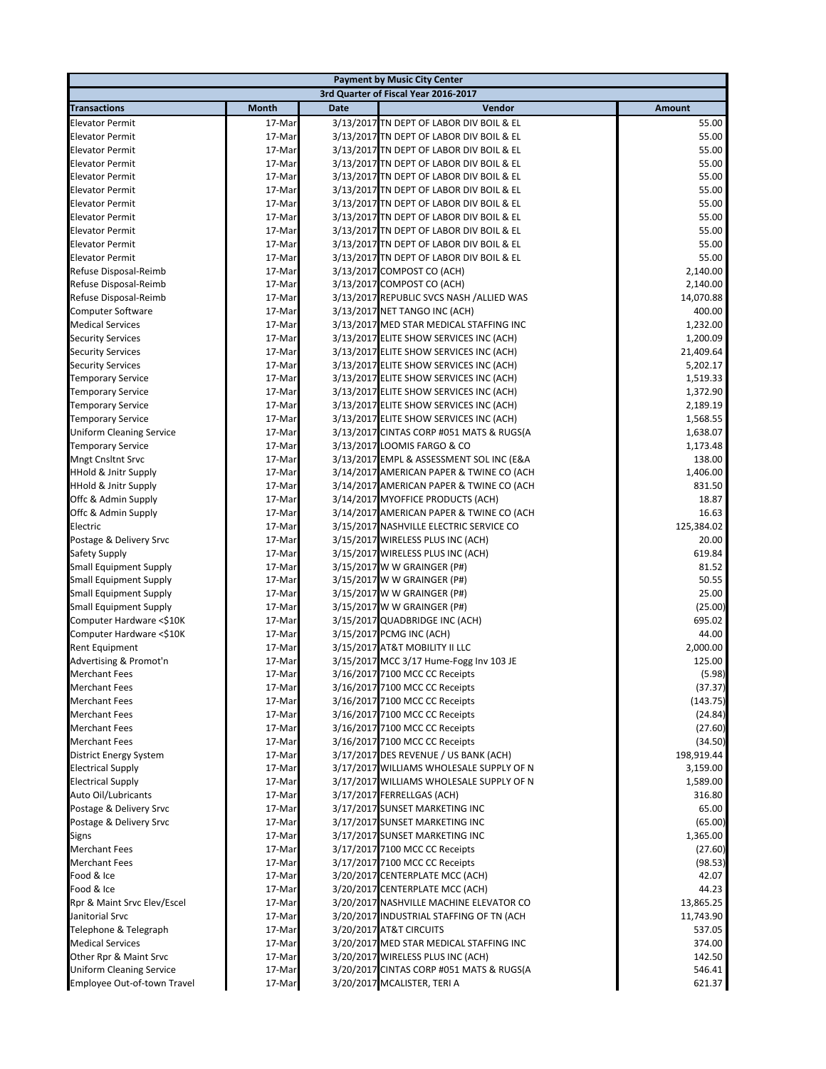| Payment by Music City Center | | | | |
|---|---|---|---|---|
| 3rd Quarter of Fiscal Year 2016-2017 | | | | |
| **Transactions** | **Month** | **Date** | **Vendor** | **Amount** |
| Elevator Permit | 17-Mar | 3/13/2017 | TN DEPT OF LABOR DIV BOIL & EL | 55.00 |
| Elevator Permit | 17-Mar | 3/13/2017 | TN DEPT OF LABOR DIV BOIL & EL | 55.00 |
| Elevator Permit | 17-Mar | 3/13/2017 | TN DEPT OF LABOR DIV BOIL & EL | 55.00 |
| Elevator Permit | 17-Mar | 3/13/2017 | TN DEPT OF LABOR DIV BOIL & EL | 55.00 |
| Elevator Permit | 17-Mar | 3/13/2017 | TN DEPT OF LABOR DIV BOIL & EL | 55.00 |
| Elevator Permit | 17-Mar | 3/13/2017 | TN DEPT OF LABOR DIV BOIL & EL | 55.00 |
| Elevator Permit | 17-Mar | 3/13/2017 | TN DEPT OF LABOR DIV BOIL & EL | 55.00 |
| Elevator Permit | 17-Mar | 3/13/2017 | TN DEPT OF LABOR DIV BOIL & EL | 55.00 |
| Elevator Permit | 17-Mar | 3/13/2017 | TN DEPT OF LABOR DIV BOIL & EL | 55.00 |
| Elevator Permit | 17-Mar | 3/13/2017 | TN DEPT OF LABOR DIV BOIL & EL | 55.00 |
| Elevator Permit | 17-Mar | 3/13/2017 | TN DEPT OF LABOR DIV BOIL & EL | 55.00 |
| Refuse Disposal-Reimb | 17-Mar | 3/13/2017 | COMPOST CO (ACH) | 2,140.00 |
| Refuse Disposal-Reimb | 17-Mar | 3/13/2017 | COMPOST CO (ACH) | 2,140.00 |
| Refuse Disposal-Reimb | 17-Mar | 3/13/2017 | REPUBLIC SVCS NASH /ALLIED WAS | 14,070.88 |
| Computer Software | 17-Mar | 3/13/2017 | NET TANGO INC (ACH) | 400.00 |
| Medical Services | 17-Mar | 3/13/2017 | MED STAR MEDICAL STAFFING INC | 1,232.00 |
| Security Services | 17-Mar | 3/13/2017 | ELITE SHOW SERVICES INC (ACH) | 1,200.09 |
| Security Services | 17-Mar | 3/13/2017 | ELITE SHOW SERVICES INC (ACH) | 21,409.64 |
| Security Services | 17-Mar | 3/13/2017 | ELITE SHOW SERVICES INC (ACH) | 5,202.17 |
| Temporary Service | 17-Mar | 3/13/2017 | ELITE SHOW SERVICES INC (ACH) | 1,519.33 |
| Temporary Service | 17-Mar | 3/13/2017 | ELITE SHOW SERVICES INC (ACH) | 1,372.90 |
| Temporary Service | 17-Mar | 3/13/2017 | ELITE SHOW SERVICES INC (ACH) | 2,189.19 |
| Temporary Service | 17-Mar | 3/13/2017 | ELITE SHOW SERVICES INC (ACH) | 1,568.55 |
| Uniform Cleaning Service | 17-Mar | 3/13/2017 | CINTAS CORP #051 MATS & RUGS(A | 1,638.07 |
| Temporary Service | 17-Mar | 3/13/2017 | LOOMIS FARGO & CO | 1,173.48 |
| Mngt Cnsltnt Srvc | 17-Mar | 3/13/2017 | EMPL & ASSESSMENT SOL INC (E&A | 138.00 |
| HHold & Jnitr Supply | 17-Mar | 3/14/2017 | AMERICAN PAPER & TWINE CO (ACH | 1,406.00 |
| HHold & Jnitr Supply | 17-Mar | 3/14/2017 | AMERICAN PAPER & TWINE CO (ACH | 831.50 |
| Offc & Admin Supply | 17-Mar | 3/14/2017 | MYOFFICE PRODUCTS (ACH) | 18.87 |
| Offc & Admin Supply | 17-Mar | 3/14/2017 | AMERICAN PAPER & TWINE CO (ACH | 16.63 |
| Electric | 17-Mar | 3/15/2017 | NASHVILLE ELECTRIC SERVICE CO | 125,384.02 |
| Postage & Delivery Srvc | 17-Mar | 3/15/2017 | WIRELESS PLUS INC (ACH) | 20.00 |
| Safety Supply | 17-Mar | 3/15/2017 | WIRELESS PLUS INC (ACH) | 619.84 |
| Small Equipment Supply | 17-Mar | 3/15/2017 | W W GRAINGER (P#) | 81.52 |
| Small Equipment Supply | 17-Mar | 3/15/2017 | W W GRAINGER (P#) | 50.55 |
| Small Equipment Supply | 17-Mar | 3/15/2017 | W W GRAINGER (P#) | 25.00 |
| Small Equipment Supply | 17-Mar | 3/15/2017 | W W GRAINGER (P#) | (25.00) |
| Computer Hardware <$10K | 17-Mar | 3/15/2017 | QUADBRIDGE INC (ACH) | 695.02 |
| Computer Hardware <$10K | 17-Mar | 3/15/2017 | PCMG INC (ACH) | 44.00 |
| Rent Equipment | 17-Mar | 3/15/2017 | AT&T MOBILITY II LLC | 2,000.00 |
| Advertising & Promot'n | 17-Mar | 3/15/2017 | MCC 3/17 Hume-Fogg Inv 103 JE | 125.00 |
| Merchant Fees | 17-Mar | 3/16/2017 | 7100 MCC CC Receipts | (5.98) |
| Merchant Fees | 17-Mar | 3/16/2017 | 7100 MCC CC Receipts | (37.37) |
| Merchant Fees | 17-Mar | 3/16/2017 | 7100 MCC CC Receipts | (143.75) |
| Merchant Fees | 17-Mar | 3/16/2017 | 7100 MCC CC Receipts | (24.84) |
| Merchant Fees | 17-Mar | 3/16/2017 | 7100 MCC CC Receipts | (27.60) |
| Merchant Fees | 17-Mar | 3/16/2017 | 7100 MCC CC Receipts | (34.50) |
| District Energy System | 17-Mar | 3/17/2017 | DES REVENUE / US BANK (ACH) | 198,919.44 |
| Electrical Supply | 17-Mar | 3/17/2017 | WILLIAMS WHOLESALE SUPPLY OF N | 3,159.00 |
| Electrical Supply | 17-Mar | 3/17/2017 | WILLIAMS WHOLESALE SUPPLY OF N | 1,589.00 |
| Auto Oil/Lubricants | 17-Mar | 3/17/2017 | FERRELLGAS (ACH) | 316.80 |
| Postage & Delivery Srvc | 17-Mar | 3/17/2017 | SUNSET MARKETING INC | 65.00 |
| Postage & Delivery Srvc | 17-Mar | 3/17/2017 | SUNSET MARKETING INC | (65.00) |
| Signs | 17-Mar | 3/17/2017 | SUNSET MARKETING INC | 1,365.00 |
| Merchant Fees | 17-Mar | 3/17/2017 | 7100 MCC CC Receipts | (27.60) |
| Merchant Fees | 17-Mar | 3/17/2017 | 7100 MCC CC Receipts | (98.53) |
| Food & Ice | 17-Mar | 3/20/2017 | CENTERPLATE MCC (ACH) | 42.07 |
| Food & Ice | 17-Mar | 3/20/2017 | CENTERPLATE MCC (ACH) | 44.23 |
| Rpr & Maint Srvc Elev/Escel | 17-Mar | 3/20/2017 | NASHVILLE MACHINE ELEVATOR CO | 13,865.25 |
| Janitorial Srvc | 17-Mar | 3/20/2017 | INDUSTRIAL STAFFING OF TN (ACH | 11,743.90 |
| Telephone & Telegraph | 17-Mar | 3/20/2017 | AT&T CIRCUITS | 537.05 |
| Medical Services | 17-Mar | 3/20/2017 | MED STAR MEDICAL STAFFING INC | 374.00 |
| Other Rpr & Maint Srvc | 17-Mar | 3/20/2017 | WIRELESS PLUS INC (ACH) | 142.50 |
| Uniform Cleaning Service | 17-Mar | 3/20/2017 | CINTAS CORP #051 MATS & RUGS(A | 546.41 |
| Employee Out-of-town Travel | 17-Mar | 3/20/2017 | MCALISTER, TERI A | 621.37 |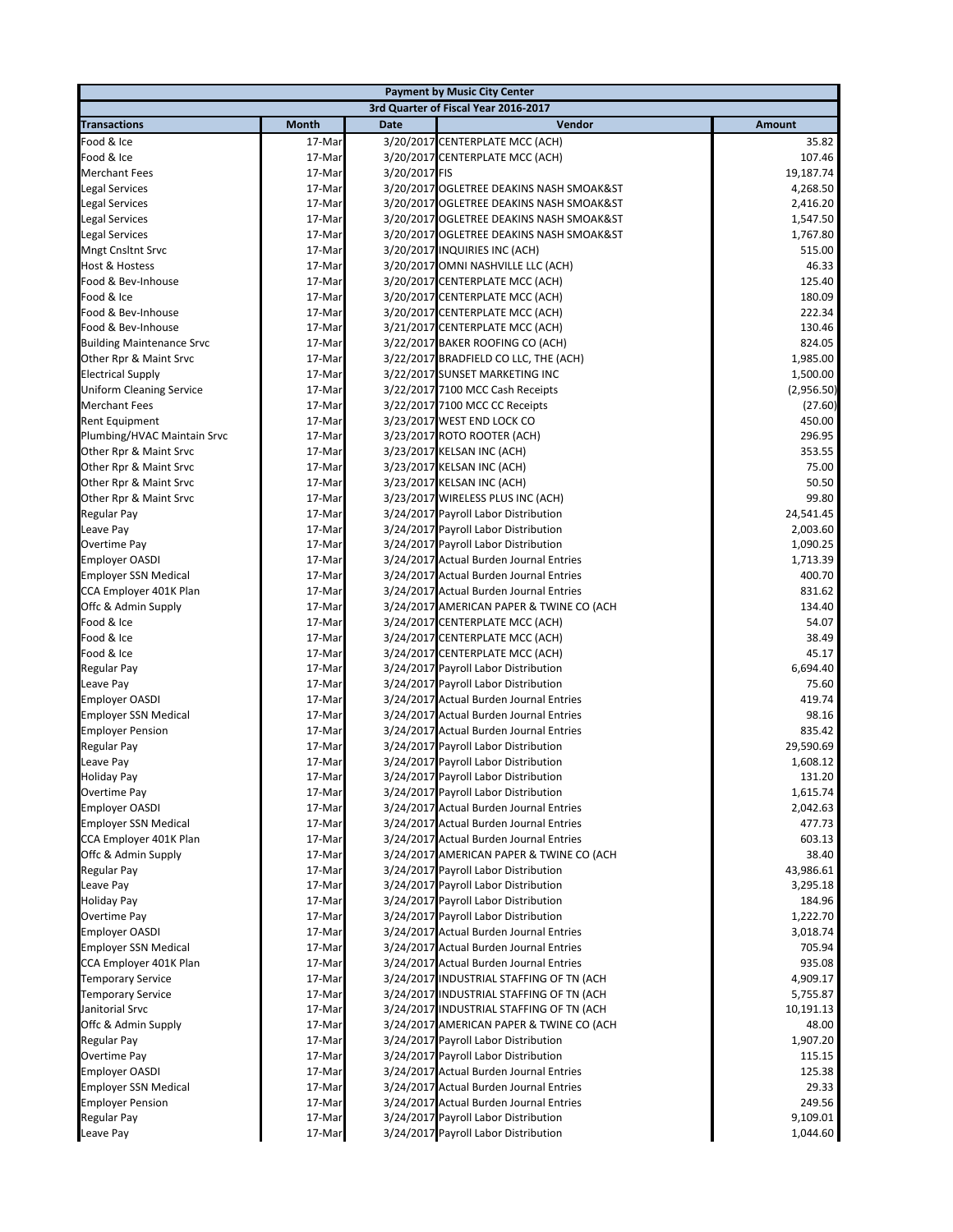| Payment by Music City Center | | | | |
|---|---|---|---|---|
| 3rd Quarter of Fiscal Year 2016-2017 | | | | |
| **Transactions** | **Month** | **Date** | **Vendor** | **Amount** |
| Food & Ice | 17-Mar | 3/20/2017 | CENTERPLATE MCC (ACH) | 35.82 |
| Food & Ice | 17-Mar | 3/20/2017 | CENTERPLATE MCC (ACH) | 107.46 |
| Merchant Fees | 17-Mar | 3/20/2017 | FIS | 19,187.74 |
| Legal Services | 17-Mar | 3/20/2017 | OGLETREE DEAKINS NASH SMOAK&ST | 4,268.50 |
| Legal Services | 17-Mar | 3/20/2017 | OGLETREE DEAKINS NASH SMOAK&ST | 2,416.20 |
| Legal Services | 17-Mar | 3/20/2017 | OGLETREE DEAKINS NASH SMOAK&ST | 1,547.50 |
| Legal Services | 17-Mar | 3/20/2017 | OGLETREE DEAKINS NASH SMOAK&ST | 1,767.80 |
| Mngt Cnsltnt Srvc | 17-Mar | 3/20/2017 | INQUIRIES INC (ACH) | 515.00 |
| Host & Hostess | 17-Mar | 3/20/2017 | OMNI NASHVILLE LLC (ACH) | 46.33 |
| Food & Bev-Inhouse | 17-Mar | 3/20/2017 | CENTERPLATE MCC (ACH) | 125.40 |
| Food & Ice | 17-Mar | 3/20/2017 | CENTERPLATE MCC (ACH) | 180.09 |
| Food & Bev-Inhouse | 17-Mar | 3/20/2017 | CENTERPLATE MCC (ACH) | 222.34 |
| Food & Bev-Inhouse | 17-Mar | 3/21/2017 | CENTERPLATE MCC (ACH) | 130.46 |
| Building Maintenance Srvc | 17-Mar | 3/22/2017 | BAKER ROOFING CO (ACH) | 824.05 |
| Other Rpr & Maint Srvc | 17-Mar | 3/22/2017 | BRADFIELD CO LLC, THE (ACH) | 1,985.00 |
| Electrical Supply | 17-Mar | 3/22/2017 | SUNSET MARKETING INC | 1,500.00 |
| Uniform Cleaning Service | 17-Mar | 3/22/2017 | 7100 MCC Cash Receipts | (2,956.50) |
| Merchant Fees | 17-Mar | 3/22/2017 | 7100 MCC CC Receipts | (27.60) |
| Rent Equipment | 17-Mar | 3/23/2017 | WEST END LOCK CO | 450.00 |
| Plumbing/HVAC Maintain Srvc | 17-Mar | 3/23/2017 | ROTO ROOTER (ACH) | 296.95 |
| Other Rpr & Maint Srvc | 17-Mar | 3/23/2017 | KELSAN INC (ACH) | 353.55 |
| Other Rpr & Maint Srvc | 17-Mar | 3/23/2017 | KELSAN INC (ACH) | 75.00 |
| Other Rpr & Maint Srvc | 17-Mar | 3/23/2017 | KELSAN INC (ACH) | 50.50 |
| Other Rpr & Maint Srvc | 17-Mar | 3/23/2017 | WIRELESS PLUS INC (ACH) | 99.80 |
| Regular Pay | 17-Mar | 3/24/2017 | Payroll Labor Distribution | 24,541.45 |
| Leave Pay | 17-Mar | 3/24/2017 | Payroll Labor Distribution | 2,003.60 |
| Overtime Pay | 17-Mar | 3/24/2017 | Payroll Labor Distribution | 1,090.25 |
| Employer OASDI | 17-Mar | 3/24/2017 | Actual Burden Journal Entries | 1,713.39 |
| Employer SSN Medical | 17-Mar | 3/24/2017 | Actual Burden Journal Entries | 400.70 |
| CCA Employer 401K Plan | 17-Mar | 3/24/2017 | Actual Burden Journal Entries | 831.62 |
| Offc & Admin Supply | 17-Mar | 3/24/2017 | AMERICAN PAPER & TWINE CO (ACH | 134.40 |
| Food & Ice | 17-Mar | 3/24/2017 | CENTERPLATE MCC (ACH) | 54.07 |
| Food & Ice | 17-Mar | 3/24/2017 | CENTERPLATE MCC (ACH) | 38.49 |
| Food & Ice | 17-Mar | 3/24/2017 | CENTERPLATE MCC (ACH) | 45.17 |
| Regular Pay | 17-Mar | 3/24/2017 | Payroll Labor Distribution | 6,694.40 |
| Leave Pay | 17-Mar | 3/24/2017 | Payroll Labor Distribution | 75.60 |
| Employer OASDI | 17-Mar | 3/24/2017 | Actual Burden Journal Entries | 419.74 |
| Employer SSN Medical | 17-Mar | 3/24/2017 | Actual Burden Journal Entries | 98.16 |
| Employer Pension | 17-Mar | 3/24/2017 | Actual Burden Journal Entries | 835.42 |
| Regular Pay | 17-Mar | 3/24/2017 | Payroll Labor Distribution | 29,590.69 |
| Leave Pay | 17-Mar | 3/24/2017 | Payroll Labor Distribution | 1,608.12 |
| Holiday Pay | 17-Mar | 3/24/2017 | Payroll Labor Distribution | 131.20 |
| Overtime Pay | 17-Mar | 3/24/2017 | Payroll Labor Distribution | 1,615.74 |
| Employer OASDI | 17-Mar | 3/24/2017 | Actual Burden Journal Entries | 2,042.63 |
| Employer SSN Medical | 17-Mar | 3/24/2017 | Actual Burden Journal Entries | 477.73 |
| CCA Employer 401K Plan | 17-Mar | 3/24/2017 | Actual Burden Journal Entries | 603.13 |
| Offc & Admin Supply | 17-Mar | 3/24/2017 | AMERICAN PAPER & TWINE CO (ACH | 38.40 |
| Regular Pay | 17-Mar | 3/24/2017 | Payroll Labor Distribution | 43,986.61 |
| Leave Pay | 17-Mar | 3/24/2017 | Payroll Labor Distribution | 3,295.18 |
| Holiday Pay | 17-Mar | 3/24/2017 | Payroll Labor Distribution | 184.96 |
| Overtime Pay | 17-Mar | 3/24/2017 | Payroll Labor Distribution | 1,222.70 |
| Employer OASDI | 17-Mar | 3/24/2017 | Actual Burden Journal Entries | 3,018.74 |
| Employer SSN Medical | 17-Mar | 3/24/2017 | Actual Burden Journal Entries | 705.94 |
| CCA Employer 401K Plan | 17-Mar | 3/24/2017 | Actual Burden Journal Entries | 935.08 |
| Temporary Service | 17-Mar | 3/24/2017 | INDUSTRIAL STAFFING OF TN (ACH | 4,909.17 |
| Temporary Service | 17-Mar | 3/24/2017 | INDUSTRIAL STAFFING OF TN (ACH | 5,755.87 |
| Janitorial Srvc | 17-Mar | 3/24/2017 | INDUSTRIAL STAFFING OF TN (ACH | 10,191.13 |
| Offc & Admin Supply | 17-Mar | 3/24/2017 | AMERICAN PAPER & TWINE CO (ACH | 48.00 |
| Regular Pay | 17-Mar | 3/24/2017 | Payroll Labor Distribution | 1,907.20 |
| Overtime Pay | 17-Mar | 3/24/2017 | Payroll Labor Distribution | 115.15 |
| Employer OASDI | 17-Mar | 3/24/2017 | Actual Burden Journal Entries | 125.38 |
| Employer SSN Medical | 17-Mar | 3/24/2017 | Actual Burden Journal Entries | 29.33 |
| Employer Pension | 17-Mar | 3/24/2017 | Actual Burden Journal Entries | 249.56 |
| Regular Pay | 17-Mar | 3/24/2017 | Payroll Labor Distribution | 9,109.01 |
| Leave Pay | 17-Mar | 3/24/2017 | Payroll Labor Distribution | 1,044.60 |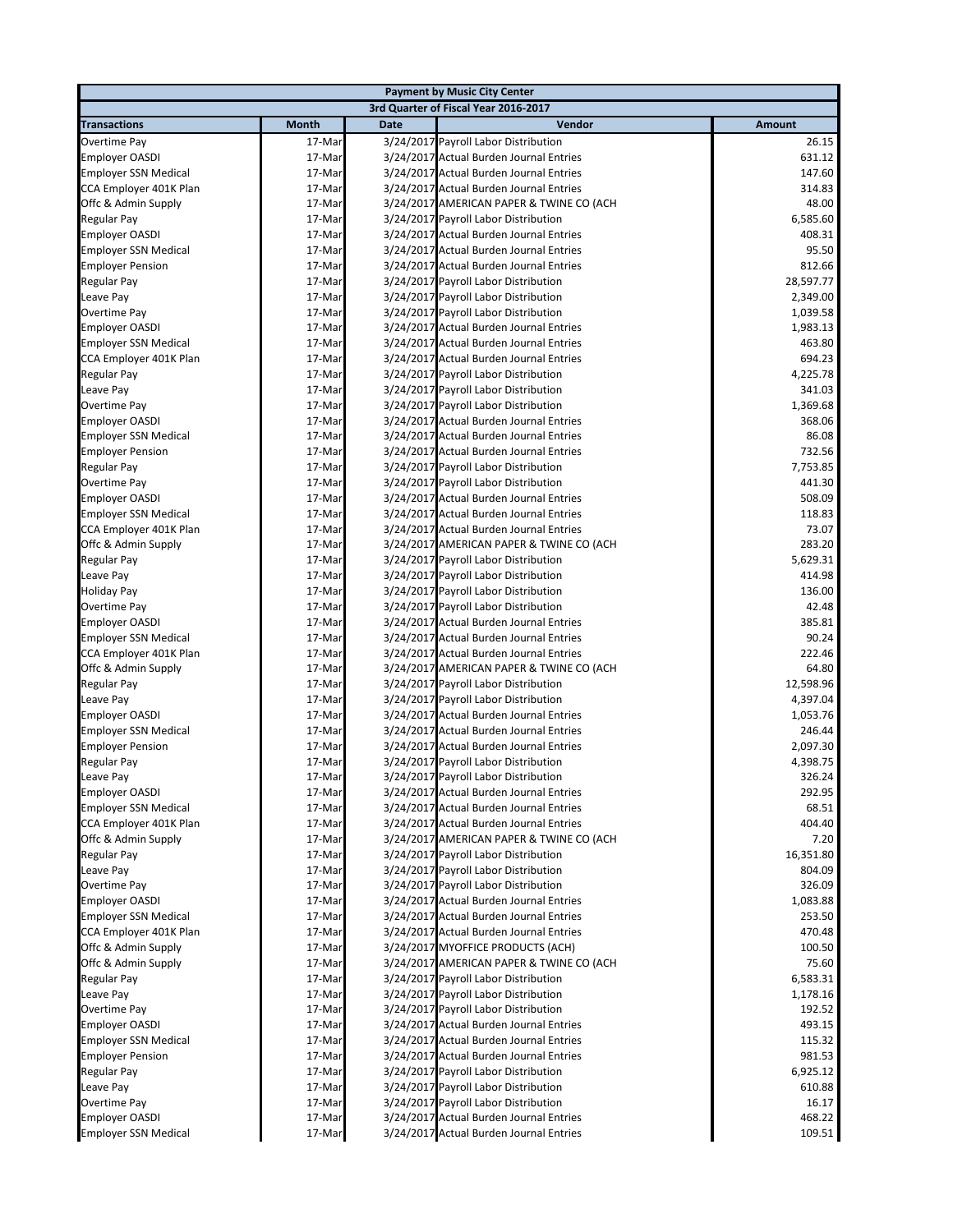| Payment by Music City Center | | | | |
|---|---|---|---|---|
| 3rd Quarter of Fiscal Year 2016-2017 | | | | |
| **Transactions** | **Month** | **Date** | **Vendor** | **Amount** |
| Overtime Pay | 17-Mar | 3/24/2017 | Payroll Labor Distribution | 26.15 |
| Employer OASDI | 17-Mar | 3/24/2017 | Actual Burden Journal Entries | 631.12 |
| Employer SSN Medical | 17-Mar | 3/24/2017 | Actual Burden Journal Entries | 147.60 |
| CCA Employer 401K Plan | 17-Mar | 3/24/2017 | Actual Burden Journal Entries | 314.83 |
| Offc & Admin Supply | 17-Mar | 3/24/2017 | AMERICAN PAPER & TWINE CO (ACH | 48.00 |
| Regular Pay | 17-Mar | 3/24/2017 | Payroll Labor Distribution | 6,585.60 |
| Employer OASDI | 17-Mar | 3/24/2017 | Actual Burden Journal Entries | 408.31 |
| Employer SSN Medical | 17-Mar | 3/24/2017 | Actual Burden Journal Entries | 95.50 |
| Employer Pension | 17-Mar | 3/24/2017 | Actual Burden Journal Entries | 812.66 |
| Regular Pay | 17-Mar | 3/24/2017 | Payroll Labor Distribution | 28,597.77 |
| Leave Pay | 17-Mar | 3/24/2017 | Payroll Labor Distribution | 2,349.00 |
| Overtime Pay | 17-Mar | 3/24/2017 | Payroll Labor Distribution | 1,039.58 |
| Employer OASDI | 17-Mar | 3/24/2017 | Actual Burden Journal Entries | 1,983.13 |
| Employer SSN Medical | 17-Mar | 3/24/2017 | Actual Burden Journal Entries | 463.80 |
| CCA Employer 401K Plan | 17-Mar | 3/24/2017 | Actual Burden Journal Entries | 694.23 |
| Regular Pay | 17-Mar | 3/24/2017 | Payroll Labor Distribution | 4,225.78 |
| Leave Pay | 17-Mar | 3/24/2017 | Payroll Labor Distribution | 341.03 |
| Overtime Pay | 17-Mar | 3/24/2017 | Payroll Labor Distribution | 1,369.68 |
| Employer OASDI | 17-Mar | 3/24/2017 | Actual Burden Journal Entries | 368.06 |
| Employer SSN Medical | 17-Mar | 3/24/2017 | Actual Burden Journal Entries | 86.08 |
| Employer Pension | 17-Mar | 3/24/2017 | Actual Burden Journal Entries | 732.56 |
| Regular Pay | 17-Mar | 3/24/2017 | Payroll Labor Distribution | 7,753.85 |
| Overtime Pay | 17-Mar | 3/24/2017 | Payroll Labor Distribution | 441.30 |
| Employer OASDI | 17-Mar | 3/24/2017 | Actual Burden Journal Entries | 508.09 |
| Employer SSN Medical | 17-Mar | 3/24/2017 | Actual Burden Journal Entries | 118.83 |
| CCA Employer 401K Plan | 17-Mar | 3/24/2017 | Actual Burden Journal Entries | 73.07 |
| Offc & Admin Supply | 17-Mar | 3/24/2017 | AMERICAN PAPER & TWINE CO (ACH | 283.20 |
| Regular Pay | 17-Mar | 3/24/2017 | Payroll Labor Distribution | 5,629.31 |
| Leave Pay | 17-Mar | 3/24/2017 | Payroll Labor Distribution | 414.98 |
| Holiday Pay | 17-Mar | 3/24/2017 | Payroll Labor Distribution | 136.00 |
| Overtime Pay | 17-Mar | 3/24/2017 | Payroll Labor Distribution | 42.48 |
| Employer OASDI | 17-Mar | 3/24/2017 | Actual Burden Journal Entries | 385.81 |
| Employer SSN Medical | 17-Mar | 3/24/2017 | Actual Burden Journal Entries | 90.24 |
| CCA Employer 401K Plan | 17-Mar | 3/24/2017 | Actual Burden Journal Entries | 222.46 |
| Offc & Admin Supply | 17-Mar | 3/24/2017 | AMERICAN PAPER & TWINE CO (ACH | 64.80 |
| Regular Pay | 17-Mar | 3/24/2017 | Payroll Labor Distribution | 12,598.96 |
| Leave Pay | 17-Mar | 3/24/2017 | Payroll Labor Distribution | 4,397.04 |
| Employer OASDI | 17-Mar | 3/24/2017 | Actual Burden Journal Entries | 1,053.76 |
| Employer SSN Medical | 17-Mar | 3/24/2017 | Actual Burden Journal Entries | 246.44 |
| Employer Pension | 17-Mar | 3/24/2017 | Actual Burden Journal Entries | 2,097.30 |
| Regular Pay | 17-Mar | 3/24/2017 | Payroll Labor Distribution | 4,398.75 |
| Leave Pay | 17-Mar | 3/24/2017 | Payroll Labor Distribution | 326.24 |
| Employer OASDI | 17-Mar | 3/24/2017 | Actual Burden Journal Entries | 292.95 |
| Employer SSN Medical | 17-Mar | 3/24/2017 | Actual Burden Journal Entries | 68.51 |
| CCA Employer 401K Plan | 17-Mar | 3/24/2017 | Actual Burden Journal Entries | 404.40 |
| Offc & Admin Supply | 17-Mar | 3/24/2017 | AMERICAN PAPER & TWINE CO (ACH | 7.20 |
| Regular Pay | 17-Mar | 3/24/2017 | Payroll Labor Distribution | 16,351.80 |
| Leave Pay | 17-Mar | 3/24/2017 | Payroll Labor Distribution | 804.09 |
| Overtime Pay | 17-Mar | 3/24/2017 | Payroll Labor Distribution | 326.09 |
| Employer OASDI | 17-Mar | 3/24/2017 | Actual Burden Journal Entries | 1,083.88 |
| Employer SSN Medical | 17-Mar | 3/24/2017 | Actual Burden Journal Entries | 253.50 |
| CCA Employer 401K Plan | 17-Mar | 3/24/2017 | Actual Burden Journal Entries | 470.48 |
| Offc & Admin Supply | 17-Mar | 3/24/2017 | MYOFFICE PRODUCTS (ACH) | 100.50 |
| Offc & Admin Supply | 17-Mar | 3/24/2017 | AMERICAN PAPER & TWINE CO (ACH | 75.60 |
| Regular Pay | 17-Mar | 3/24/2017 | Payroll Labor Distribution | 6,583.31 |
| Leave Pay | 17-Mar | 3/24/2017 | Payroll Labor Distribution | 1,178.16 |
| Overtime Pay | 17-Mar | 3/24/2017 | Payroll Labor Distribution | 192.52 |
| Employer OASDI | 17-Mar | 3/24/2017 | Actual Burden Journal Entries | 493.15 |
| Employer SSN Medical | 17-Mar | 3/24/2017 | Actual Burden Journal Entries | 115.32 |
| Employer Pension | 17-Mar | 3/24/2017 | Actual Burden Journal Entries | 981.53 |
| Regular Pay | 17-Mar | 3/24/2017 | Payroll Labor Distribution | 6,925.12 |
| Leave Pay | 17-Mar | 3/24/2017 | Payroll Labor Distribution | 610.88 |
| Overtime Pay | 17-Mar | 3/24/2017 | Payroll Labor Distribution | 16.17 |
| Employer OASDI | 17-Mar | 3/24/2017 | Actual Burden Journal Entries | 468.22 |
| Employer SSN Medical | 17-Mar | 3/24/2017 | Actual Burden Journal Entries | 109.51 |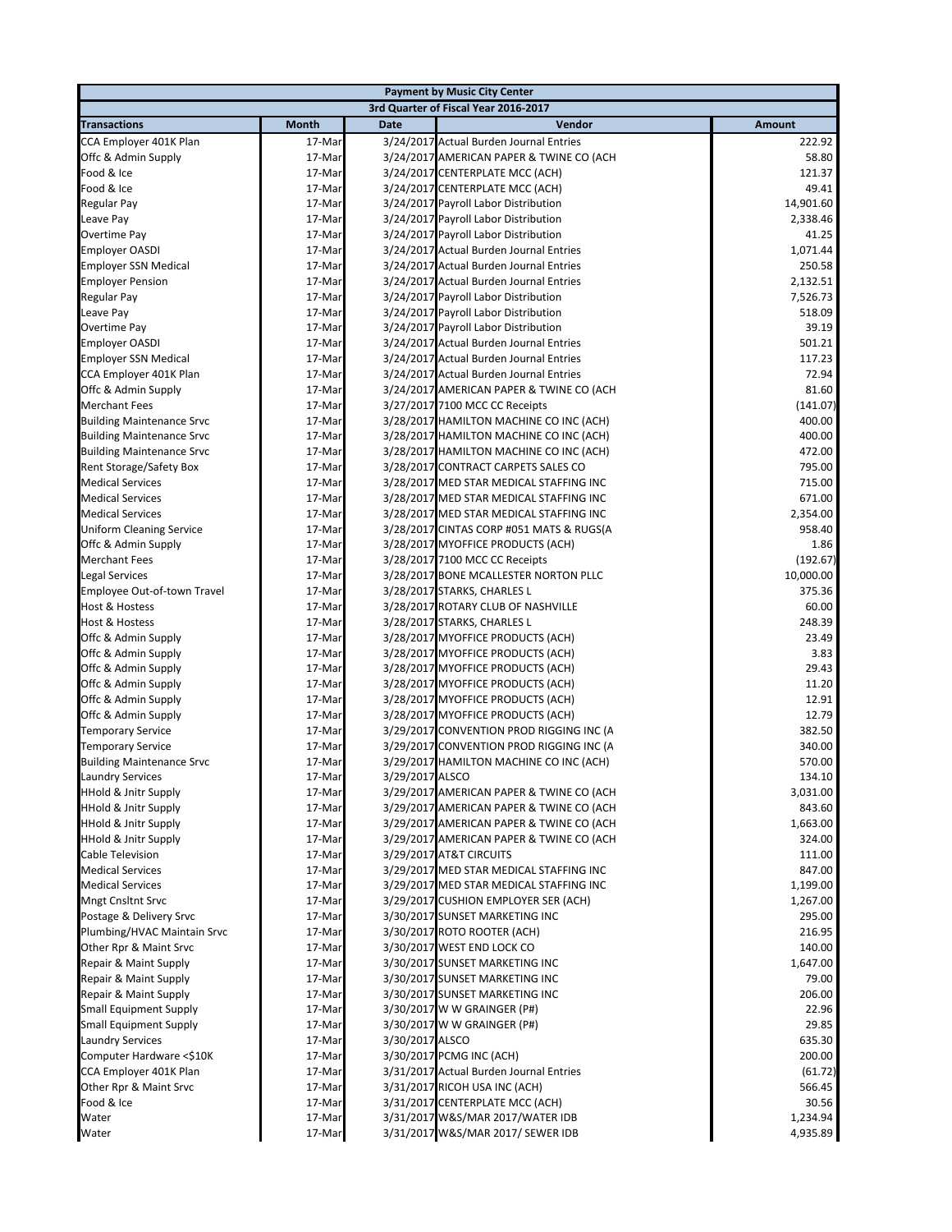| Payment by Music City Center | | | | |
|---|---|---|---|---|
| 3rd Quarter of Fiscal Year 2016-2017 | | | | |
| **Transactions** | **Month** | **Date** | **Vendor** | **Amount** |
| CCA Employer 401K Plan | 17-Mar | 3/24/2017 | Actual Burden Journal Entries | 222.92 |
| Offc & Admin Supply | 17-Mar | 3/24/2017 | AMERICAN PAPER & TWINE CO (ACH | 58.80 |
| Food & Ice | 17-Mar | 3/24/2017 | CENTERPLATE MCC (ACH) | 121.37 |
| Food & Ice | 17-Mar | 3/24/2017 | CENTERPLATE MCC (ACH) | 49.41 |
| Regular Pay | 17-Mar | 3/24/2017 | Payroll Labor Distribution | 14,901.60 |
| Leave Pay | 17-Mar | 3/24/2017 | Payroll Labor Distribution | 2,338.46 |
| Overtime Pay | 17-Mar | 3/24/2017 | Payroll Labor Distribution | 41.25 |
| Employer OASDI | 17-Mar | 3/24/2017 | Actual Burden Journal Entries | 1,071.44 |
| Employer SSN Medical | 17-Mar | 3/24/2017 | Actual Burden Journal Entries | 250.58 |
| Employer Pension | 17-Mar | 3/24/2017 | Actual Burden Journal Entries | 2,132.51 |
| Regular Pay | 17-Mar | 3/24/2017 | Payroll Labor Distribution | 7,526.73 |
| Leave Pay | 17-Mar | 3/24/2017 | Payroll Labor Distribution | 518.09 |
| Overtime Pay | 17-Mar | 3/24/2017 | Payroll Labor Distribution | 39.19 |
| Employer OASDI | 17-Mar | 3/24/2017 | Actual Burden Journal Entries | 501.21 |
| Employer SSN Medical | 17-Mar | 3/24/2017 | Actual Burden Journal Entries | 117.23 |
| CCA Employer 401K Plan | 17-Mar | 3/24/2017 | Actual Burden Journal Entries | 72.94 |
| Offc & Admin Supply | 17-Mar | 3/24/2017 | AMERICAN PAPER & TWINE CO (ACH | 81.60 |
| Merchant Fees | 17-Mar | 3/27/2017 | 7100 MCC CC Receipts | (141.07) |
| Building Maintenance Srvc | 17-Mar | 3/28/2017 | HAMILTON MACHINE CO INC (ACH) | 400.00 |
| Building Maintenance Srvc | 17-Mar | 3/28/2017 | HAMILTON MACHINE CO INC (ACH) | 400.00 |
| Building Maintenance Srvc | 17-Mar | 3/28/2017 | HAMILTON MACHINE CO INC (ACH) | 472.00 |
| Rent Storage/Safety Box | 17-Mar | 3/28/2017 | CONTRACT CARPETS SALES CO | 795.00 |
| Medical Services | 17-Mar | 3/28/2017 | MED STAR MEDICAL STAFFING INC | 715.00 |
| Medical Services | 17-Mar | 3/28/2017 | MED STAR MEDICAL STAFFING INC | 671.00 |
| Medical Services | 17-Mar | 3/28/2017 | MED STAR MEDICAL STAFFING INC | 2,354.00 |
| Uniform Cleaning Service | 17-Mar | 3/28/2017 | CINTAS CORP #051 MATS & RUGS(A | 958.40 |
| Offc & Admin Supply | 17-Mar | 3/28/2017 | MYOFFICE PRODUCTS (ACH) | 1.86 |
| Merchant Fees | 17-Mar | 3/28/2017 | 7100 MCC CC Receipts | (192.67) |
| Legal Services | 17-Mar | 3/28/2017 | BONE MCALLESTER NORTON PLLC | 10,000.00 |
| Employee Out-of-town Travel | 17-Mar | 3/28/2017 | STARKS, CHARLES L | 375.36 |
| Host & Hostess | 17-Mar | 3/28/2017 | ROTARY CLUB OF NASHVILLE | 60.00 |
| Host & Hostess | 17-Mar | 3/28/2017 | STARKS, CHARLES L | 248.39 |
| Offc & Admin Supply | 17-Mar | 3/28/2017 | MYOFFICE PRODUCTS (ACH) | 23.49 |
| Offc & Admin Supply | 17-Mar | 3/28/2017 | MYOFFICE PRODUCTS (ACH) | 3.83 |
| Offc & Admin Supply | 17-Mar | 3/28/2017 | MYOFFICE PRODUCTS (ACH) | 29.43 |
| Offc & Admin Supply | 17-Mar | 3/28/2017 | MYOFFICE PRODUCTS (ACH) | 11.20 |
| Offc & Admin Supply | 17-Mar | 3/28/2017 | MYOFFICE PRODUCTS (ACH) | 12.91 |
| Offc & Admin Supply | 17-Mar | 3/28/2017 | MYOFFICE PRODUCTS (ACH) | 12.79 |
| Temporary Service | 17-Mar | 3/29/2017 | CONVENTION PROD RIGGING INC (A | 382.50 |
| Temporary Service | 17-Mar | 3/29/2017 | CONVENTION PROD RIGGING INC (A | 340.00 |
| Building Maintenance Srvc | 17-Mar | 3/29/2017 | HAMILTON MACHINE CO INC (ACH) | 570.00 |
| Laundry Services | 17-Mar | 3/29/2017 | ALSCO | 134.10 |
| HHold & Jnitr Supply | 17-Mar | 3/29/2017 | AMERICAN PAPER & TWINE CO (ACH | 3,031.00 |
| HHold & Jnitr Supply | 17-Mar | 3/29/2017 | AMERICAN PAPER & TWINE CO (ACH | 843.60 |
| HHold & Jnitr Supply | 17-Mar | 3/29/2017 | AMERICAN PAPER & TWINE CO (ACH | 1,663.00 |
| HHold & Jnitr Supply | 17-Mar | 3/29/2017 | AMERICAN PAPER & TWINE CO (ACH | 324.00 |
| Cable Television | 17-Mar | 3/29/2017 | AT&T CIRCUITS | 111.00 |
| Medical Services | 17-Mar | 3/29/2017 | MED STAR MEDICAL STAFFING INC | 847.00 |
| Medical Services | 17-Mar | 3/29/2017 | MED STAR MEDICAL STAFFING INC | 1,199.00 |
| Mngt Cnsltnt Srvc | 17-Mar | 3/29/2017 | CUSHION EMPLOYER SER (ACH) | 1,267.00 |
| Postage & Delivery Srvc | 17-Mar | 3/30/2017 | SUNSET MARKETING INC | 295.00 |
| Plumbing/HVAC Maintain Srvc | 17-Mar | 3/30/2017 | ROTO ROOTER (ACH) | 216.95 |
| Other Rpr & Maint Srvc | 17-Mar | 3/30/2017 | WEST END LOCK CO | 140.00 |
| Repair & Maint Supply | 17-Mar | 3/30/2017 | SUNSET MARKETING INC | 1,647.00 |
| Repair & Maint Supply | 17-Mar | 3/30/2017 | SUNSET MARKETING INC | 79.00 |
| Repair & Maint Supply | 17-Mar | 3/30/2017 | SUNSET MARKETING INC | 206.00 |
| Small Equipment Supply | 17-Mar | 3/30/2017 | W W GRAINGER (P#) | 22.96 |
| Small Equipment Supply | 17-Mar | 3/30/2017 | W W GRAINGER (P#) | 29.85 |
| Laundry Services | 17-Mar | 3/30/2017 | ALSCO | 635.30 |
| Computer Hardware <$10K | 17-Mar | 3/30/2017 | PCMG INC (ACH) | 200.00 |
| CCA Employer 401K Plan | 17-Mar | 3/31/2017 | Actual Burden Journal Entries | (61.72) |
| Other Rpr & Maint Srvc | 17-Mar | 3/31/2017 | RICOH USA INC (ACH) | 566.45 |
| Food & Ice | 17-Mar | 3/31/2017 | CENTERPLATE MCC (ACH) | 30.56 |
| Water | 17-Mar | 3/31/2017 | W&S/MAR 2017/WATER IDB | 1,234.94 |
| Water | 17-Mar | 3/31/2017 | W&S/MAR 2017/ SEWER IDB | 4,935.89 |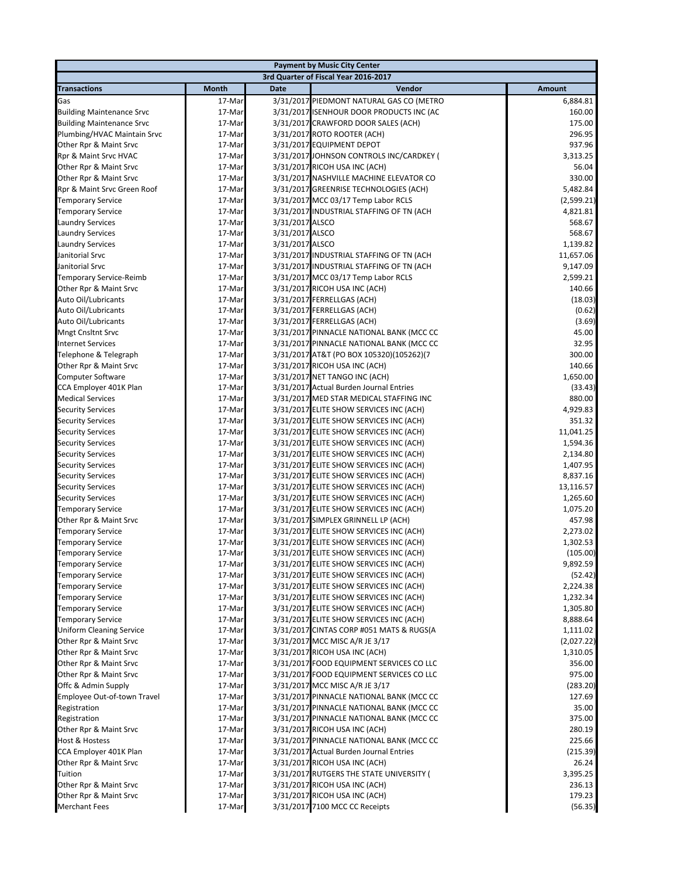| Payment by Music City Center | | | | |
|---|---|---|---|---|
| 3rd Quarter of Fiscal Year 2016-2017 | | | | |
| **Transactions** | **Month** | **Date** | **Vendor** | **Amount** |
| Gas | 17-Mar | 3/31/2017 | PIEDMONT NATURAL GAS CO (METRO | 6,884.81 |
| Building Maintenance Srvc | 17-Mar | 3/31/2017 | ISENHOUR DOOR PRODUCTS INC (AC | 160.00 |
| Building Maintenance Srvc | 17-Mar | 3/31/2017 | CRAWFORD DOOR SALES (ACH) | 175.00 |
| Plumbing/HVAC Maintain Srvc | 17-Mar | 3/31/2017 | ROTO ROOTER (ACH) | 296.95 |
| Other Rpr & Maint Srvc | 17-Mar | 3/31/2017 | EQUIPMENT DEPOT | 937.96 |
| Rpr & Maint Srvc HVAC | 17-Mar | 3/31/2017 | JOHNSON CONTROLS INC/CARDKEY ( | 3,313.25 |
| Other Rpr & Maint Srvc | 17-Mar | 3/31/2017 | RICOH USA INC (ACH) | 56.04 |
| Other Rpr & Maint Srvc | 17-Mar | 3/31/2017 | NASHVILLE MACHINE ELEVATOR CO | 330.00 |
| Rpr & Maint Srvc Green Roof | 17-Mar | 3/31/2017 | GREENRISE TECHNOLOGIES (ACH) | 5,482.84 |
| Temporary Service | 17-Mar | 3/31/2017 | MCC 03/17 Temp Labor RCLS | (2,599.21) |
| Temporary Service | 17-Mar | 3/31/2017 | INDUSTRIAL STAFFING OF TN (ACH | 4,821.81 |
| Laundry Services | 17-Mar | 3/31/2017 | ALSCO | 568.67 |
| Laundry Services | 17-Mar | 3/31/2017 | ALSCO | 568.67 |
| Laundry Services | 17-Mar | 3/31/2017 | ALSCO | 1,139.82 |
| Janitorial Srvc | 17-Mar | 3/31/2017 | INDUSTRIAL STAFFING OF TN (ACH | 11,657.06 |
| Janitorial Srvc | 17-Mar | 3/31/2017 | INDUSTRIAL STAFFING OF TN (ACH | 9,147.09 |
| Temporary Service-Reimb | 17-Mar | 3/31/2017 | MCC 03/17 Temp Labor RCLS | 2,599.21 |
| Other Rpr & Maint Srvc | 17-Mar | 3/31/2017 | RICOH USA INC (ACH) | 140.66 |
| Auto Oil/Lubricants | 17-Mar | 3/31/2017 | FERRELLGAS (ACH) | (18.03) |
| Auto Oil/Lubricants | 17-Mar | 3/31/2017 | FERRELLGAS (ACH) | (0.62) |
| Auto Oil/Lubricants | 17-Mar | 3/31/2017 | FERRELLGAS (ACH) | (3.69) |
| Mngt Cnsltnt Srvc | 17-Mar | 3/31/2017 | PINNACLE NATIONAL BANK (MCC CC | 45.00 |
| Internet Services | 17-Mar | 3/31/2017 | PINNACLE NATIONAL BANK (MCC CC | 32.95 |
| Telephone & Telegraph | 17-Mar | 3/31/2017 | AT&T (PO BOX 105320)(105262)(7 | 300.00 |
| Other Rpr & Maint Srvc | 17-Mar | 3/31/2017 | RICOH USA INC (ACH) | 140.66 |
| Computer Software | 17-Mar | 3/31/2017 | NET TANGO INC (ACH) | 1,650.00 |
| CCA Employer 401K Plan | 17-Mar | 3/31/2017 | Actual Burden Journal Entries | (33.43) |
| Medical Services | 17-Mar | 3/31/2017 | MED STAR MEDICAL STAFFING INC | 880.00 |
| Security Services | 17-Mar | 3/31/2017 | ELITE SHOW SERVICES INC (ACH) | 4,929.83 |
| Security Services | 17-Mar | 3/31/2017 | ELITE SHOW SERVICES INC (ACH) | 351.32 |
| Security Services | 17-Mar | 3/31/2017 | ELITE SHOW SERVICES INC (ACH) | 11,041.25 |
| Security Services | 17-Mar | 3/31/2017 | ELITE SHOW SERVICES INC (ACH) | 1,594.36 |
| Security Services | 17-Mar | 3/31/2017 | ELITE SHOW SERVICES INC (ACH) | 2,134.80 |
| Security Services | 17-Mar | 3/31/2017 | ELITE SHOW SERVICES INC (ACH) | 1,407.95 |
| Security Services | 17-Mar | 3/31/2017 | ELITE SHOW SERVICES INC (ACH) | 8,837.16 |
| Security Services | 17-Mar | 3/31/2017 | ELITE SHOW SERVICES INC (ACH) | 13,116.57 |
| Security Services | 17-Mar | 3/31/2017 | ELITE SHOW SERVICES INC (ACH) | 1,265.60 |
| Temporary Service | 17-Mar | 3/31/2017 | ELITE SHOW SERVICES INC (ACH) | 1,075.20 |
| Other Rpr & Maint Srvc | 17-Mar | 3/31/2017 | SIMPLEX GRINNELL LP (ACH) | 457.98 |
| Temporary Service | 17-Mar | 3/31/2017 | ELITE SHOW SERVICES INC (ACH) | 2,273.02 |
| Temporary Service | 17-Mar | 3/31/2017 | ELITE SHOW SERVICES INC (ACH) | 1,302.53 |
| Temporary Service | 17-Mar | 3/31/2017 | ELITE SHOW SERVICES INC (ACH) | (105.00) |
| Temporary Service | 17-Mar | 3/31/2017 | ELITE SHOW SERVICES INC (ACH) | 9,892.59 |
| Temporary Service | 17-Mar | 3/31/2017 | ELITE SHOW SERVICES INC (ACH) | (52.42) |
| Temporary Service | 17-Mar | 3/31/2017 | ELITE SHOW SERVICES INC (ACH) | 2,224.38 |
| Temporary Service | 17-Mar | 3/31/2017 | ELITE SHOW SERVICES INC (ACH) | 1,232.34 |
| Temporary Service | 17-Mar | 3/31/2017 | ELITE SHOW SERVICES INC (ACH) | 1,305.80 |
| Temporary Service | 17-Mar | 3/31/2017 | ELITE SHOW SERVICES INC (ACH) | 8,888.64 |
| Uniform Cleaning Service | 17-Mar | 3/31/2017 | CINTAS CORP #051 MATS & RUGS(A | 1,111.02 |
| Other Rpr & Maint Srvc | 17-Mar | 3/31/2017 | MCC MISC A/R JE 3/17 | (2,027.22) |
| Other Rpr & Maint Srvc | 17-Mar | 3/31/2017 | RICOH USA INC (ACH) | 1,310.05 |
| Other Rpr & Maint Srvc | 17-Mar | 3/31/2017 | FOOD EQUIPMENT SERVICES CO LLC | 356.00 |
| Other Rpr & Maint Srvc | 17-Mar | 3/31/2017 | FOOD EQUIPMENT SERVICES CO LLC | 975.00 |
| Offc & Admin Supply | 17-Mar | 3/31/2017 | MCC MISC A/R JE 3/17 | (283.20) |
| Employee Out-of-town Travel | 17-Mar | 3/31/2017 | PINNACLE NATIONAL BANK (MCC CC | 127.69 |
| Registration | 17-Mar | 3/31/2017 | PINNACLE NATIONAL BANK (MCC CC | 35.00 |
| Registration | 17-Mar | 3/31/2017 | PINNACLE NATIONAL BANK (MCC CC | 375.00 |
| Other Rpr & Maint Srvc | 17-Mar | 3/31/2017 | RICOH USA INC (ACH) | 280.19 |
| Host & Hostess | 17-Mar | 3/31/2017 | PINNACLE NATIONAL BANK (MCC CC | 225.66 |
| CCA Employer 401K Plan | 17-Mar | 3/31/2017 | Actual Burden Journal Entries | (215.39) |
| Other Rpr & Maint Srvc | 17-Mar | 3/31/2017 | RICOH USA INC (ACH) | 26.24 |
| Tuition | 17-Mar | 3/31/2017 | RUTGERS THE STATE UNIVERSITY ( | 3,395.25 |
| Other Rpr & Maint Srvc | 17-Mar | 3/31/2017 | RICOH USA INC (ACH) | 236.13 |
| Other Rpr & Maint Srvc | 17-Mar | 3/31/2017 | RICOH USA INC (ACH) | 179.23 |
| Merchant Fees | 17-Mar | 3/31/2017 | 7100 MCC CC Receipts | (56.35) |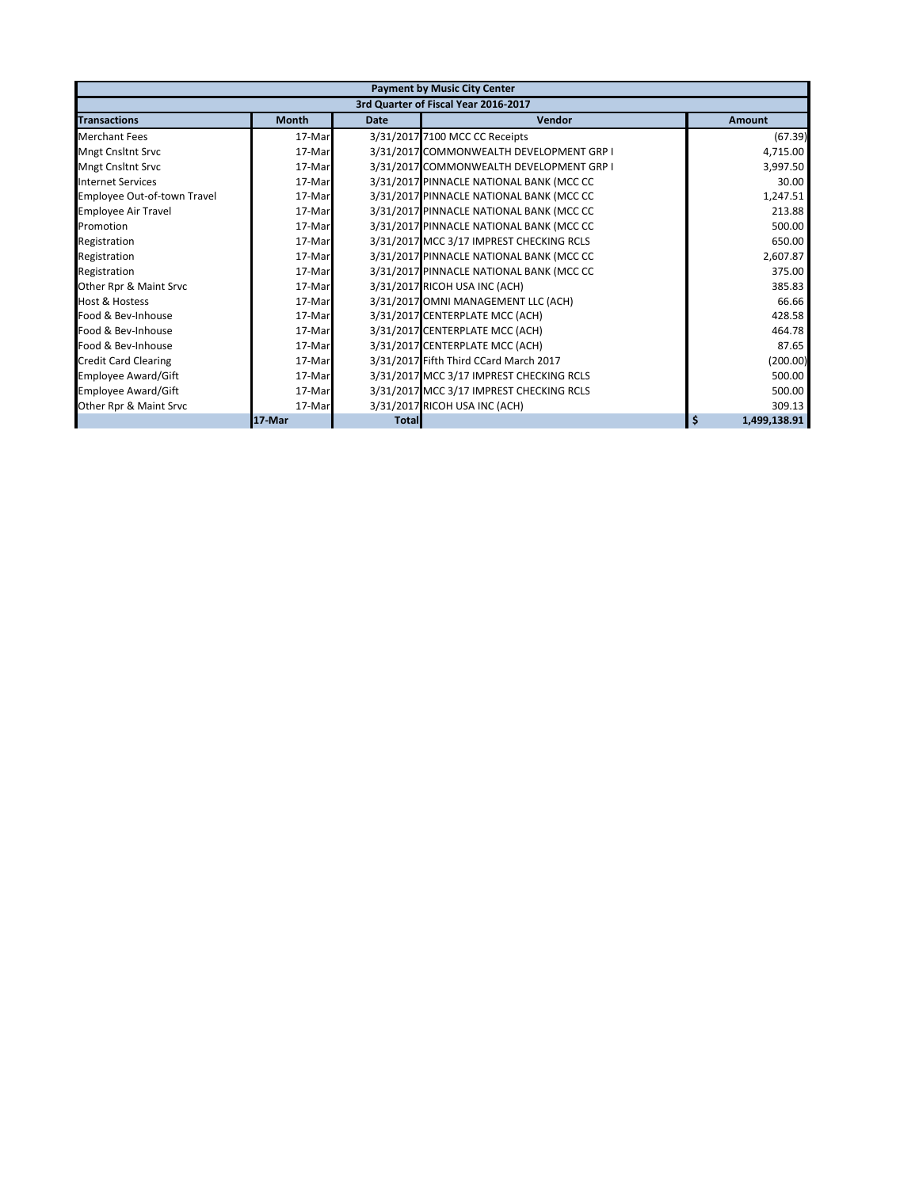| Payment by Music City Center | | | | |
|---|---|---|---|---|
| 3rd Quarter of Fiscal Year 2016-2017 | | | | |
| **Transactions** | **Month** | **Date** | **Vendor** | **Amount** |
| Merchant Fees | 17-Mar | 3/31/2017 | 7100 MCC CC Receipts | (67.39) |
| Mngt Cnsltnt Srvc | 17-Mar | 3/31/2017 | COMMONWEALTH DEVELOPMENT GRP I | 4,715.00 |
| Mngt Cnsltnt Srvc | 17-Mar | 3/31/2017 | COMMONWEALTH DEVELOPMENT GRP I | 3,997.50 |
| Internet Services | 17-Mar | 3/31/2017 | PINNACLE NATIONAL BANK (MCC CC | 30.00 |
| Employee Out-of-town Travel | 17-Mar | 3/31/2017 | PINNACLE NATIONAL BANK (MCC CC | 1,247.51 |
| Employee Air Travel | 17-Mar | 3/31/2017 | PINNACLE NATIONAL BANK (MCC CC | 213.88 |
| Promotion | 17-Mar | 3/31/2017 | PINNACLE NATIONAL BANK (MCC CC | 500.00 |
| Registration | 17-Mar | 3/31/2017 | MCC 3/17 IMPREST CHECKING RCLS | 650.00 |
| Registration | 17-Mar | 3/31/2017 | PINNACLE NATIONAL BANK (MCC CC | 2,607.87 |
| Registration | 17-Mar | 3/31/2017 | PINNACLE NATIONAL BANK (MCC CC | 375.00 |
| Other Rpr & Maint Srvc | 17-Mar | 3/31/2017 | RICOH USA INC (ACH) | 385.83 |
| Host & Hostess | 17-Mar | 3/31/2017 | OMNI MANAGEMENT LLC (ACH) | 66.66 |
| Food & Bev-Inhouse | 17-Mar | 3/31/2017 | CENTERPLATE MCC (ACH) | 428.58 |
| Food & Bev-Inhouse | 17-Mar | 3/31/2017 | CENTERPLATE MCC (ACH) | 464.78 |
| Food & Bev-Inhouse | 17-Mar | 3/31/2017 | CENTERPLATE MCC (ACH) | 87.65 |
| Credit Card Clearing | 17-Mar | 3/31/2017 | Fifth Third CCard March 2017 | (200.00) |
| Employee Award/Gift | 17-Mar | 3/31/2017 | MCC 3/17 IMPREST CHECKING RCLS | 500.00 |
| Employee Award/Gift | 17-Mar | 3/31/2017 | MCC 3/17 IMPREST CHECKING RCLS | 500.00 |
| Other Rpr & Maint Srvc | 17-Mar | 3/31/2017 | RICOH USA INC (ACH) | 309.13 |
| | **17-Mar** | **Total** | | **$ 1,499,138.91** |